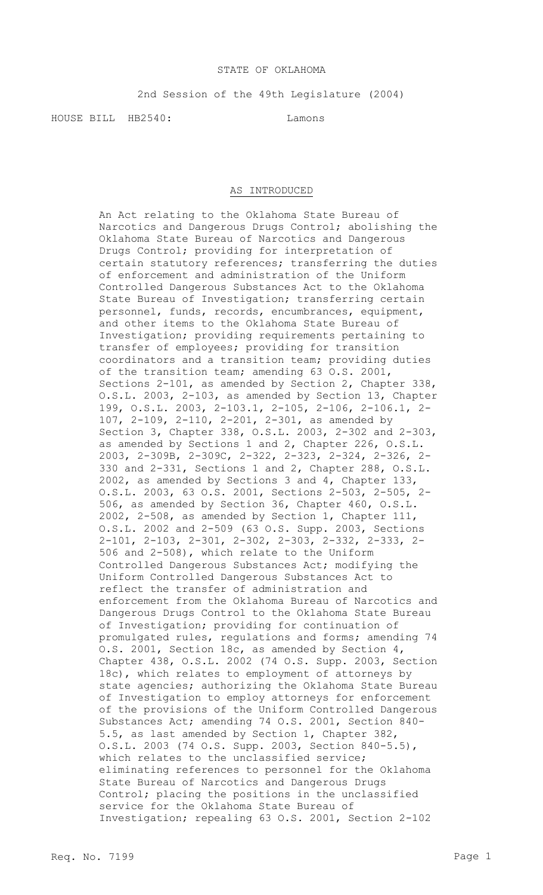STATE OF OKLAHOMA

2nd Session of the 49th Legislature (2004)

HOUSE BILL HB2540: Lamons

AS INTRODUCED

An Act relating to the Oklahoma State Bureau of Narcotics and Dangerous Drugs Control; abolishing the Oklahoma State Bureau of Narcotics and Dangerous Drugs Control; providing for interpretation of certain statutory references; transferring the duties of enforcement and administration of the Uniform Controlled Dangerous Substances Act to the Oklahoma State Bureau of Investigation; transferring certain personnel, funds, records, encumbrances, equipment, and other items to the Oklahoma State Bureau of Investigation; providing requirements pertaining to transfer of employees; providing for transition coordinators and a transition team; providing duties of the transition team; amending 63 O.S. 2001, Sections 2-101, as amended by Section 2, Chapter 338, O.S.L. 2003, 2-103, as amended by Section 13, Chapter 199, O.S.L. 2003, 2-103.1, 2-105, 2-106, 2-106.1, 2-107, 2-109, 2-110, 2-201, 2-301, as amended by Section 3, Chapter 338, O.S.L. 2003, 2-302 and 2-303, as amended by Sections 1 and 2, Chapter 226, O.S.L. 2003, 2-309B, 2-309C, 2-322, 2-323, 2-324, 2-326, 2-330 and 2-331, Sections 1 and 2, Chapter 288, O.S.L. 2002, as amended by Sections 3 and 4, Chapter 133, O.S.L. 2003, 63 O.S. 2001, Sections 2-503, 2-505, 2-506, as amended by Section 36, Chapter 460, O.S.L. 2002, 2-508, as amended by Section 1, Chapter 111, O.S.L. 2002 and 2-509 (63 O.S. Supp. 2003, Sections 2-101, 2-103, 2-301, 2-302, 2-303, 2-332, 2-333, 2-506 and 2-508), which relate to the Uniform Controlled Dangerous Substances Act; modifying the Uniform Controlled Dangerous Substances Act to reflect the transfer of administration and enforcement from the Oklahoma Bureau of Narcotics and Dangerous Drugs Control to the Oklahoma State Bureau of Investigation; providing for continuation of promulgated rules, regulations and forms; amending 74 O.S. 2001, Section 18c, as amended by Section 4, Chapter 438, O.S.L. 2002 (74 O.S. Supp. 2003, Section 18c), which relates to employment of attorneys by state agencies; authorizing the Oklahoma State Bureau of Investigation to employ attorneys for enforcement of the provisions of the Uniform Controlled Dangerous Substances Act; amending 74 O.S. 2001, Section 840-5.5, as last amended by Section 1, Chapter 382, O.S.L. 2003 (74 O.S. Supp. 2003, Section 840-5.5), which relates to the unclassified service; eliminating references to personnel for the Oklahoma State Bureau of Narcotics and Dangerous Drugs Control; placing the positions in the unclassified service for the Oklahoma State Bureau of Investigation; repealing 63 O.S. 2001, Section 2-102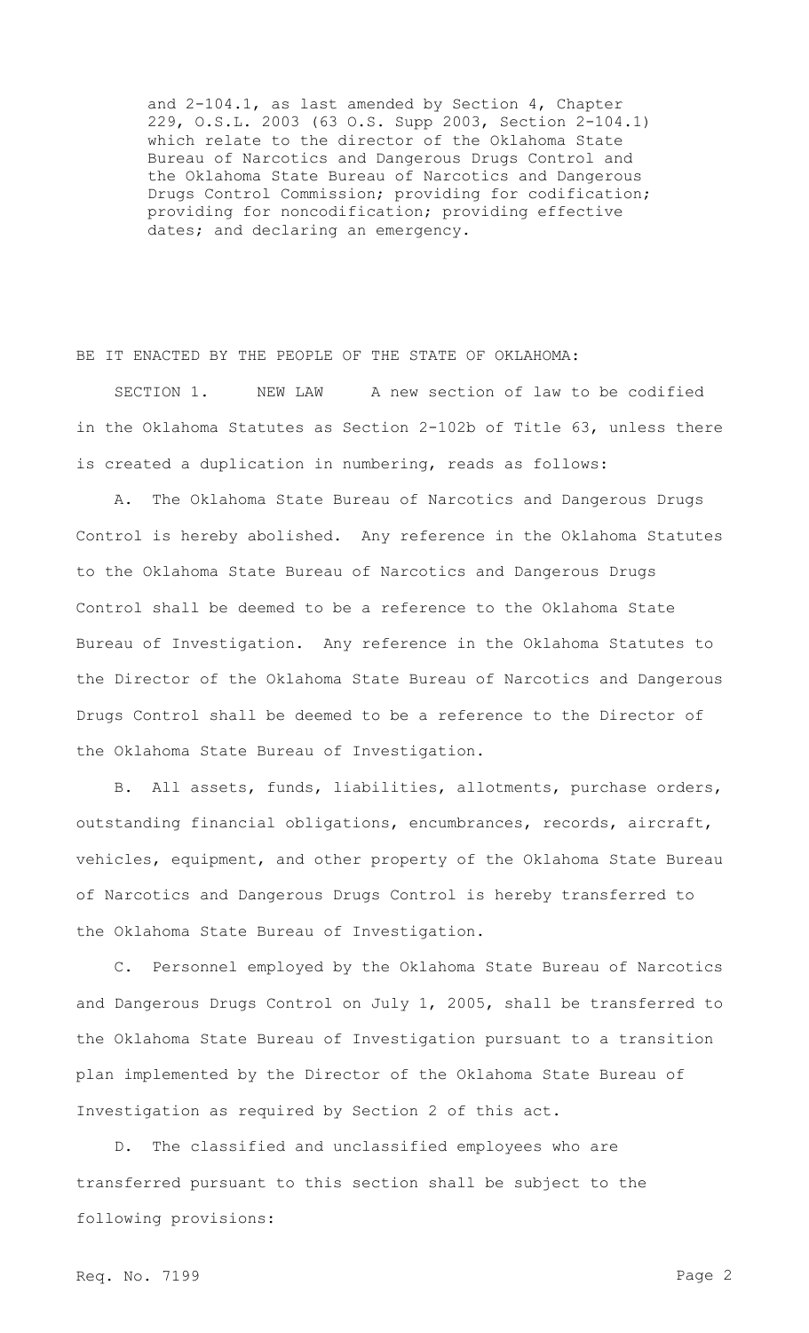and 2-104.1, as last amended by Section 4, Chapter 229, O.S.L. 2003 (63 O.S. Supp 2003, Section 2-104.1) which relate to the director of the Oklahoma State Bureau of Narcotics and Dangerous Drugs Control and the Oklahoma State Bureau of Narcotics and Dangerous Drugs Control Commission; providing for codification; providing for noncodification; providing effective dates; and declaring an emergency.

BE IT ENACTED BY THE PEOPLE OF THE STATE OF OKLAHOMA:

SECTION 1. NEW LAW A new section of law to be codified in the Oklahoma Statutes as Section 2-102b of Title 63, unless there is created a duplication in numbering, reads as follows:

A. The Oklahoma State Bureau of Narcotics and Dangerous Drugs Control is hereby abolished. Any reference in the Oklahoma Statutes to the Oklahoma State Bureau of Narcotics and Dangerous Drugs Control shall be deemed to be a reference to the Oklahoma State Bureau of Investigation. Any reference in the Oklahoma Statutes to the Director of the Oklahoma State Bureau of Narcotics and Dangerous Drugs Control shall be deemed to be a reference to the Director of the Oklahoma State Bureau of Investigation.

B. All assets, funds, liabilities, allotments, purchase orders, outstanding financial obligations, encumbrances, records, aircraft, vehicles, equipment, and other property of the Oklahoma State Bureau of Narcotics and Dangerous Drugs Control is hereby transferred to the Oklahoma State Bureau of Investigation.

C. Personnel employed by the Oklahoma State Bureau of Narcotics and Dangerous Drugs Control on July 1, 2005, shall be transferred to the Oklahoma State Bureau of Investigation pursuant to a transition plan implemented by the Director of the Oklahoma State Bureau of Investigation as required by Section 2 of this act.

D. The classified and unclassified employees who are transferred pursuant to this section shall be subject to the following provisions: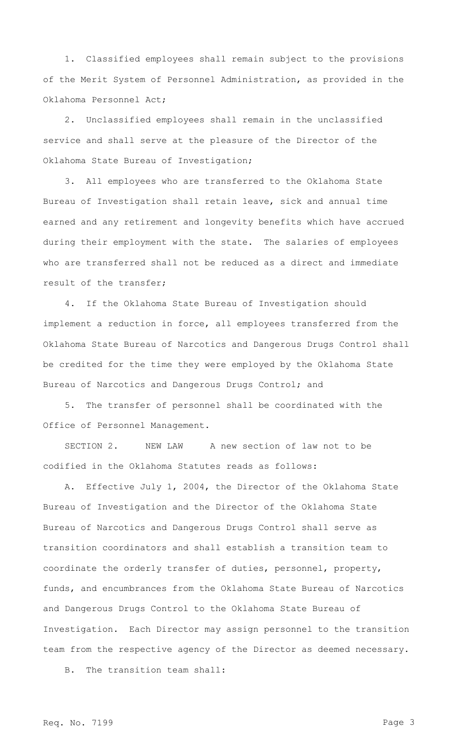1. Classified employees shall remain subject to the provisions of the Merit System of Personnel Administration, as provided in the Oklahoma Personnel Act;

2. Unclassified employees shall remain in the unclassified service and shall serve at the pleasure of the Director of the Oklahoma State Bureau of Investigation;

3. All employees who are transferred to the Oklahoma State Bureau of Investigation shall retain leave, sick and annual time earned and any retirement and longevity benefits which have accrued during their employment with the state. The salaries of employees who are transferred shall not be reduced as a direct and immediate result of the transfer;

4. If the Oklahoma State Bureau of Investigation should implement a reduction in force, all employees transferred from the Oklahoma State Bureau of Narcotics and Dangerous Drugs Control shall be credited for the time they were employed by the Oklahoma State Bureau of Narcotics and Dangerous Drugs Control; and

5. The transfer of personnel shall be coordinated with the Office of Personnel Management.

SECTION 2. NEW LAW A new section of law not to be codified in the Oklahoma Statutes reads as follows:

A. Effective July 1, 2004, the Director of the Oklahoma State Bureau of Investigation and the Director of the Oklahoma State Bureau of Narcotics and Dangerous Drugs Control shall serve as transition coordinators and shall establish a transition team to coordinate the orderly transfer of duties, personnel, property, funds, and encumbrances from the Oklahoma State Bureau of Narcotics and Dangerous Drugs Control to the Oklahoma State Bureau of Investigation. Each Director may assign personnel to the transition team from the respective agency of the Director as deemed necessary.

B. The transition team shall: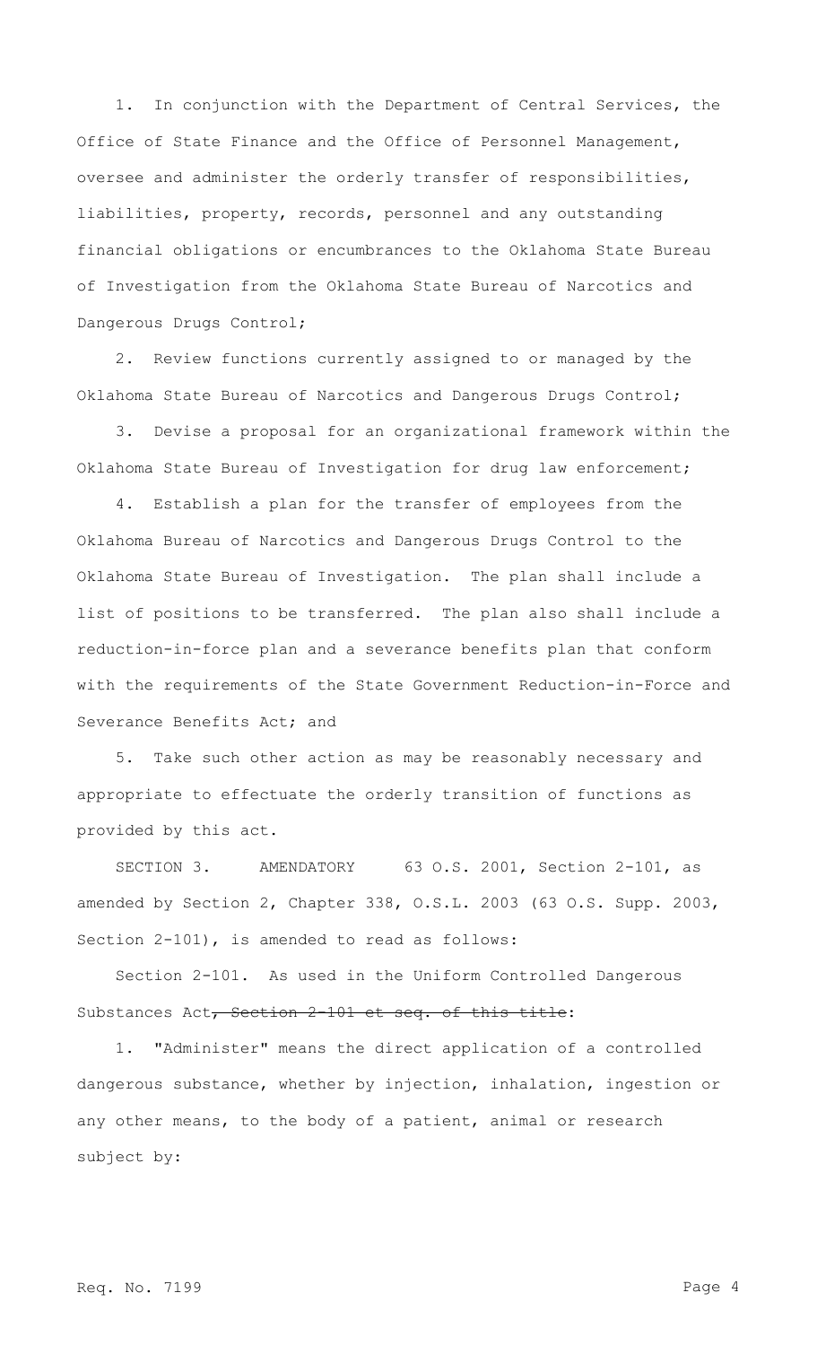1. In conjunction with the Department of Central Services, the Office of State Finance and the Office of Personnel Management, oversee and administer the orderly transfer of responsibilities, liabilities, property, records, personnel and any outstanding financial obligations or encumbrances to the Oklahoma State Bureau of Investigation from the Oklahoma State Bureau of Narcotics and Dangerous Drugs Control;

2. Review functions currently assigned to or managed by the Oklahoma State Bureau of Narcotics and Dangerous Drugs Control;

3. Devise a proposal for an organizational framework within the Oklahoma State Bureau of Investigation for drug law enforcement;

4. Establish a plan for the transfer of employees from the Oklahoma Bureau of Narcotics and Dangerous Drugs Control to the Oklahoma State Bureau of Investigation. The plan shall include a list of positions to be transferred. The plan also shall include a reduction-in-force plan and a severance benefits plan that conform with the requirements of the State Government Reduction-in-Force and Severance Benefits Act; and

5. Take such other action as may be reasonably necessary and appropriate to effectuate the orderly transition of functions as provided by this act.

SECTION 3. AMENDATORY 63 O.S. 2001, Section 2-101, as amended by Section 2, Chapter 338, O.S.L. 2003 (63 O.S. Supp. 2003, Section 2-101), is amended to read as follows:

Section 2-101. As used in the Uniform Controlled Dangerous Substances Act~~, Section 2-101 et seq. of this title~~:

1. "Administer" means the direct application of a controlled dangerous substance, whether by injection, inhalation, ingestion or any other means, to the body of a patient, animal or research subject by: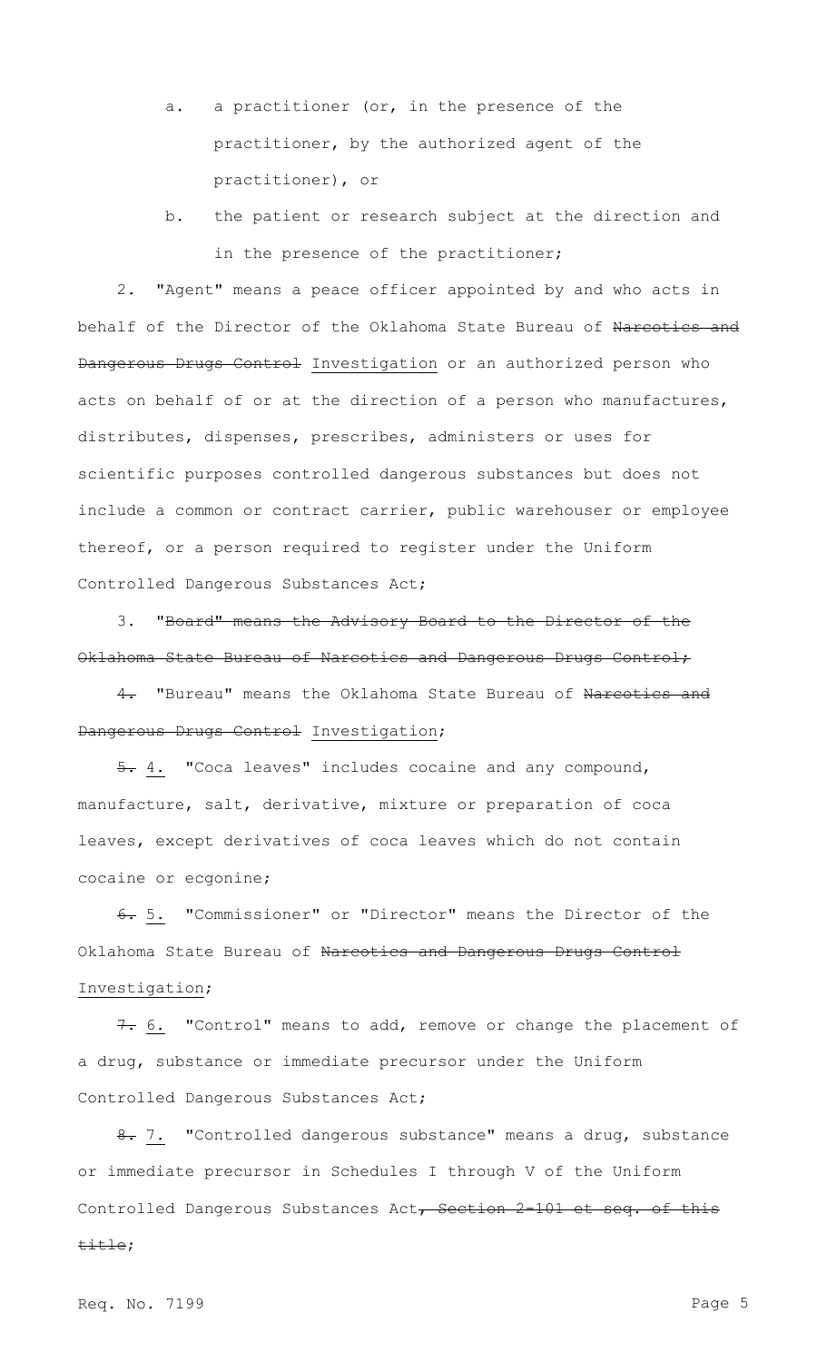a. a practitioner (or, in the presence of the practitioner, by the authorized agent of the practitioner), or

b. the patient or research subject at the direction and in the presence of the practitioner;

2. "Agent" means a peace officer appointed by and who acts in behalf of the Director of the Oklahoma State Bureau of ~~Narcotics and Dangerous Drugs Control~~ Investigation or an authorized person who acts on behalf of or at the direction of a person who manufactures, distributes, dispenses, prescribes, administers or uses for scientific purposes controlled dangerous substances but does not include a common or contract carrier, public warehouser or employee thereof, or a person required to register under the Uniform Controlled Dangerous Substances Act;

3. ~~"Board" means the Advisory Board to the Director of the Oklahoma State Bureau of Narcotics and Dangerous Drugs Control;~~

~~4.~~ "Bureau" means the Oklahoma State Bureau of ~~Narcotics and Dangerous Drugs Control~~ Investigation;

~~5.~~ 4. "Coca leaves" includes cocaine and any compound, manufacture, salt, derivative, mixture or preparation of coca leaves, except derivatives of coca leaves which do not contain cocaine or ecgonine;

~~6.~~ 5. "Commissioner" or "Director" means the Director of the Oklahoma State Bureau of ~~Narcotics and Dangerous Drugs Control~~ Investigation;

~~7.~~ 6. "Control" means to add, remove or change the placement of a drug, substance or immediate precursor under the Uniform Controlled Dangerous Substances Act;

~~8.~~ 7. "Controlled dangerous substance" means a drug, substance or immediate precursor in Schedules I through V of the Uniform Controlled Dangerous Substances Act~~, Section 2-101 et seq. of this title~~;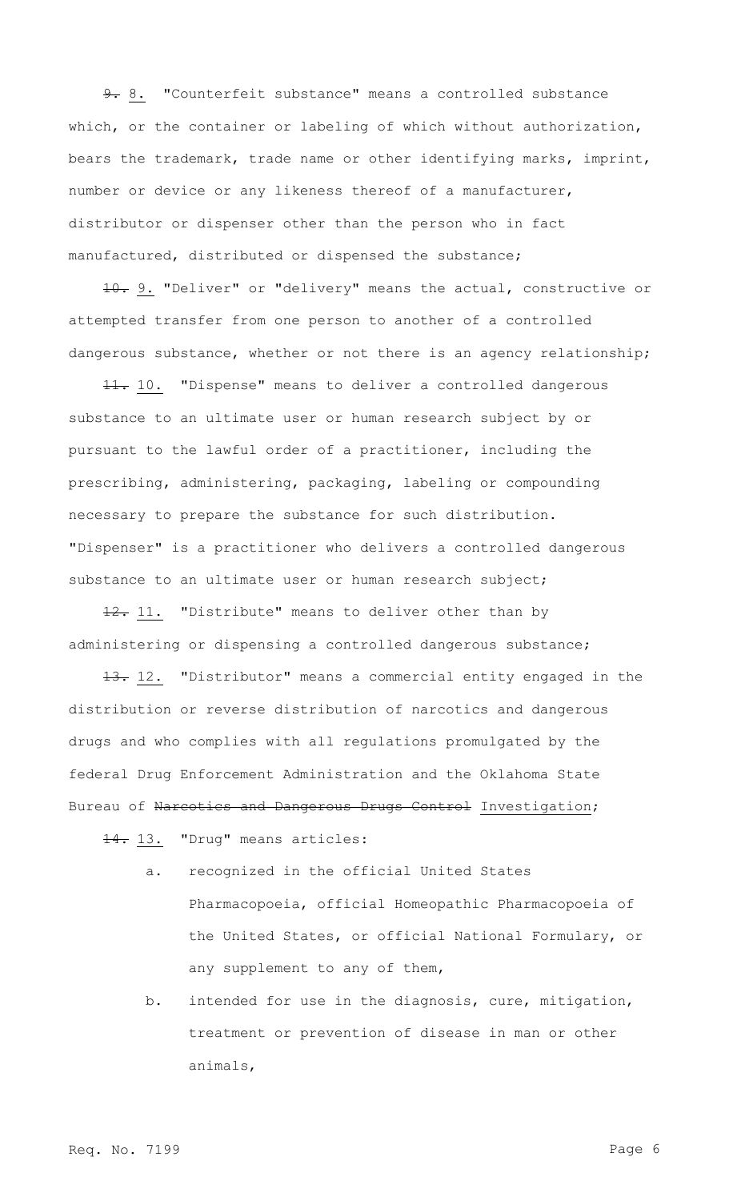~~9.~~ 8. "Counterfeit substance" means a controlled substance which, or the container or labeling of which without authorization, bears the trademark, trade name or other identifying marks, imprint, number or device or any likeness thereof of a manufacturer, distributor or dispenser other than the person who in fact manufactured, distributed or dispensed the substance;

~~10.~~ 9. "Deliver" or "delivery" means the actual, constructive or attempted transfer from one person to another of a controlled dangerous substance, whether or not there is an agency relationship;

~~11.~~ 10. "Dispense" means to deliver a controlled dangerous substance to an ultimate user or human research subject by or pursuant to the lawful order of a practitioner, including the prescribing, administering, packaging, labeling or compounding necessary to prepare the substance for such distribution. "Dispenser" is a practitioner who delivers a controlled dangerous substance to an ultimate user or human research subject;

~~12.~~ 11. "Distribute" means to deliver other than by administering or dispensing a controlled dangerous substance;

~~13.~~ 12. "Distributor" means a commercial entity engaged in the distribution or reverse distribution of narcotics and dangerous drugs and who complies with all regulations promulgated by the federal Drug Enforcement Administration and the Oklahoma State Bureau of ~~Narcotics and Dangerous Drugs Control~~ Investigation;

~~14.~~ 13. "Drug" means articles:

a. recognized in the official United States Pharmacopoeia, official Homeopathic Pharmacopoeia of the United States, or official National Formulary, or any supplement to any of them,

b. intended for use in the diagnosis, cure, mitigation, treatment or prevention of disease in man or other animals,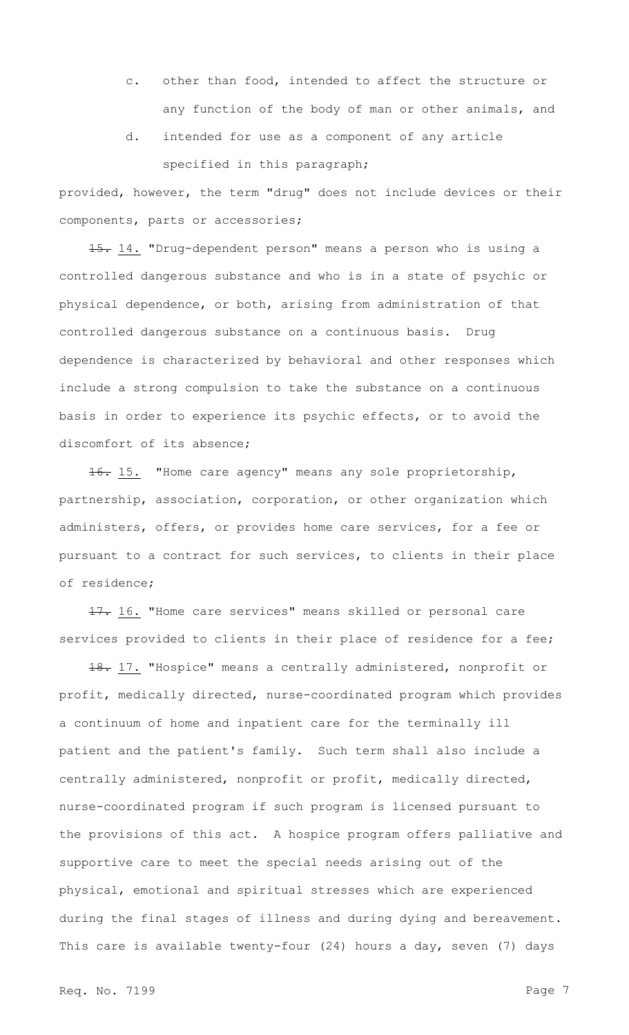c. other than food, intended to affect the structure or any function of the body of man or other animals, and

d. intended for use as a component of any article specified in this paragraph;

provided, however, the term "drug" does not include devices or their components, parts or accessories;

~~15.~~ 14. "Drug-dependent person" means a person who is using a controlled dangerous substance and who is in a state of psychic or physical dependence, or both, arising from administration of that controlled dangerous substance on a continuous basis. Drug dependence is characterized by behavioral and other responses which include a strong compulsion to take the substance on a continuous basis in order to experience its psychic effects, or to avoid the discomfort of its absence;

~~16.~~ 15. "Home care agency" means any sole proprietorship, partnership, association, corporation, or other organization which administers, offers, or provides home care services, for a fee or pursuant to a contract for such services, to clients in their place of residence;

~~17.~~ 16. "Home care services" means skilled or personal care services provided to clients in their place of residence for a fee;

~~18.~~ 17. "Hospice" means a centrally administered, nonprofit or profit, medically directed, nurse-coordinated program which provides a continuum of home and inpatient care for the terminally ill patient and the patient's family. Such term shall also include a centrally administered, nonprofit or profit, medically directed, nurse-coordinated program if such program is licensed pursuant to the provisions of this act. A hospice program offers palliative and supportive care to meet the special needs arising out of the physical, emotional and spiritual stresses which are experienced during the final stages of illness and during dying and bereavement. This care is available twenty-four (24) hours a day, seven (7) days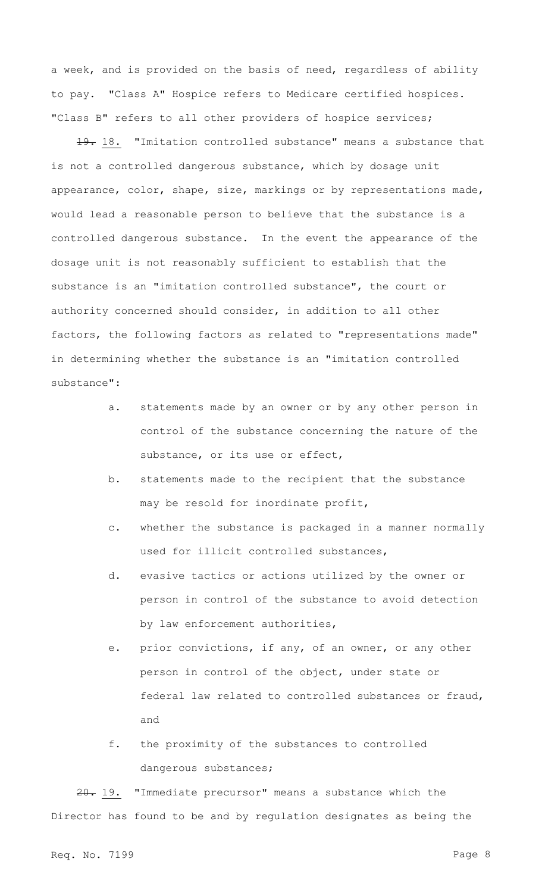a week, and is provided on the basis of need, regardless of ability to pay. "Class A" Hospice refers to Medicare certified hospices. "Class B" refers to all other providers of hospice services;

~~19.~~ 18. "Imitation controlled substance" means a substance that is not a controlled dangerous substance, which by dosage unit appearance, color, shape, size, markings or by representations made, would lead a reasonable person to believe that the substance is a controlled dangerous substance. In the event the appearance of the dosage unit is not reasonably sufficient to establish that the substance is an "imitation controlled substance", the court or authority concerned should consider, in addition to all other factors, the following factors as related to "representations made" in determining whether the substance is an "imitation controlled substance":

a. statements made by an owner or by any other person in control of the substance concerning the nature of the substance, or its use or effect,

b. statements made to the recipient that the substance may be resold for inordinate profit,

c. whether the substance is packaged in a manner normally used for illicit controlled substances,

d. evasive tactics or actions utilized by the owner or person in control of the substance to avoid detection by law enforcement authorities,

e. prior convictions, if any, of an owner, or any other person in control of the object, under state or federal law related to controlled substances or fraud, and

f. the proximity of the substances to controlled dangerous substances;

~~20.~~ 19. "Immediate precursor" means a substance which the Director has found to be and by regulation designates as being the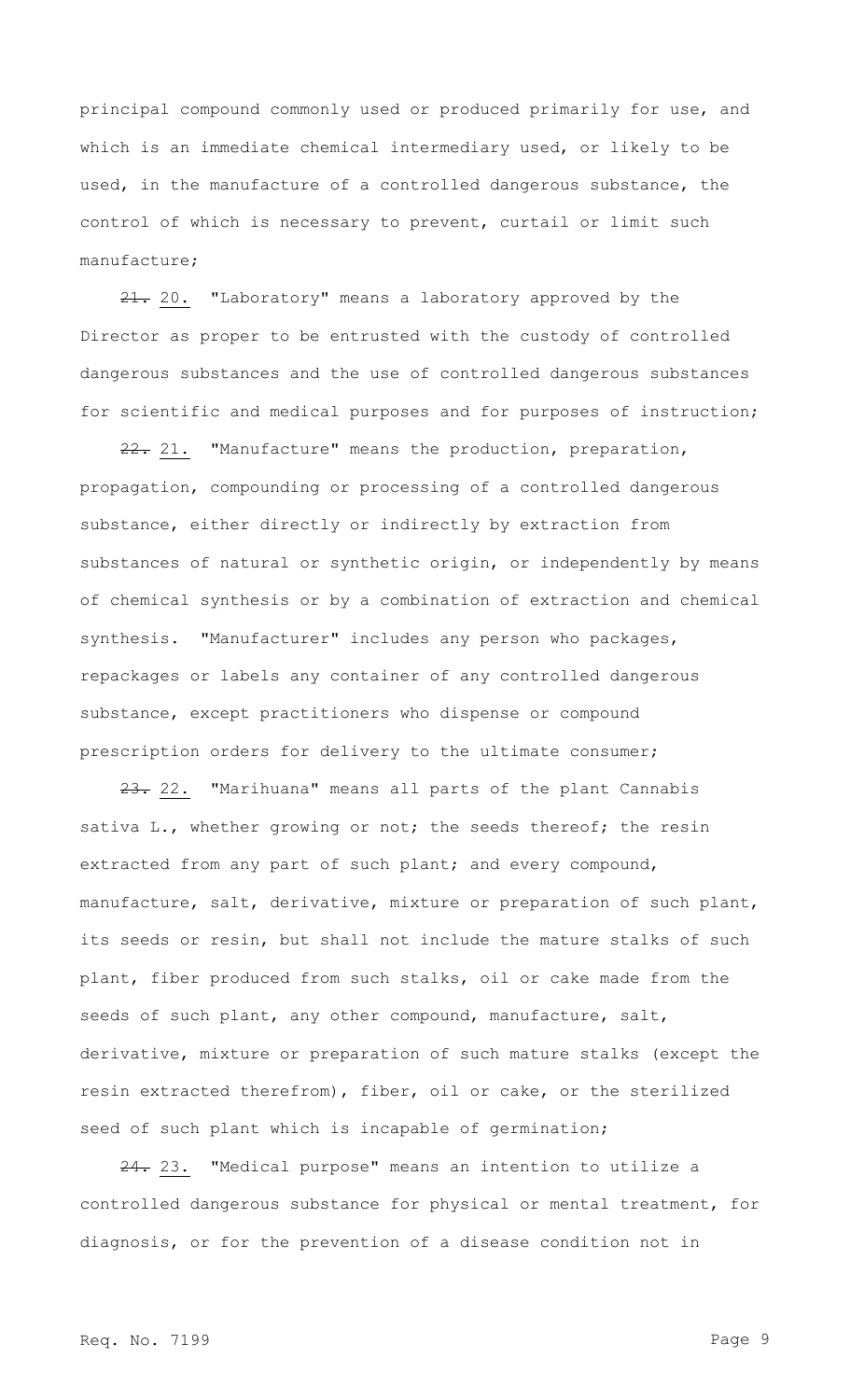principal compound commonly used or produced primarily for use, and which is an immediate chemical intermediary used, or likely to be used, in the manufacture of a controlled dangerous substance, the control of which is necessary to prevent, curtail or limit such manufacture;

~~21.~~ 20. "Laboratory" means a laboratory approved by the Director as proper to be entrusted with the custody of controlled dangerous substances and the use of controlled dangerous substances for scientific and medical purposes and for purposes of instruction;

~~22.~~ 21. "Manufacture" means the production, preparation, propagation, compounding or processing of a controlled dangerous substance, either directly or indirectly by extraction from substances of natural or synthetic origin, or independently by means of chemical synthesis or by a combination of extraction and chemical synthesis. "Manufacturer" includes any person who packages, repackages or labels any container of any controlled dangerous substance, except practitioners who dispense or compound prescription orders for delivery to the ultimate consumer;

~~23.~~ 22. "Marihuana" means all parts of the plant Cannabis sativa L., whether growing or not; the seeds thereof; the resin extracted from any part of such plant; and every compound, manufacture, salt, derivative, mixture or preparation of such plant, its seeds or resin, but shall not include the mature stalks of such plant, fiber produced from such stalks, oil or cake made from the seeds of such plant, any other compound, manufacture, salt, derivative, mixture or preparation of such mature stalks (except the resin extracted therefrom), fiber, oil or cake, or the sterilized seed of such plant which is incapable of germination;

~~24.~~ 23. "Medical purpose" means an intention to utilize a controlled dangerous substance for physical or mental treatment, for diagnosis, or for the prevention of a disease condition not in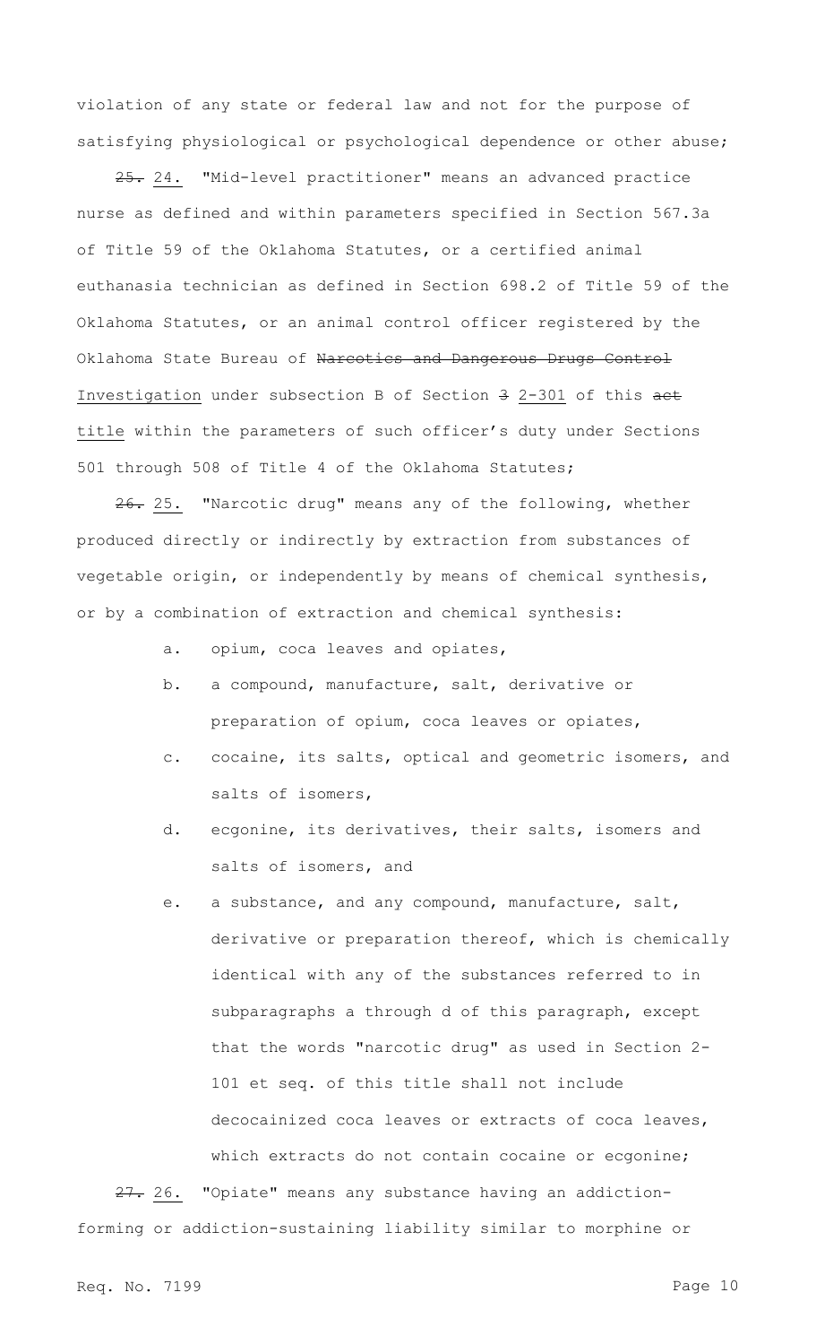violation of any state or federal law and not for the purpose of satisfying physiological or psychological dependence or other abuse;

~~25.~~ 24. "Mid-level practitioner" means an advanced practice nurse as defined and within parameters specified in Section 567.3a of Title 59 of the Oklahoma Statutes, or a certified animal euthanasia technician as defined in Section 698.2 of Title 59 of the Oklahoma Statutes, or an animal control officer registered by the Oklahoma State Bureau of ~~Narcotics and Dangerous Drugs Control~~ Investigation under subsection B of Section ~~3~~ 2-301 of this ~~act~~ title within the parameters of such officer's duty under Sections 501 through 508 of Title 4 of the Oklahoma Statutes;

~~26.~~ 25. "Narcotic drug" means any of the following, whether produced directly or indirectly by extraction from substances of vegetable origin, or independently by means of chemical synthesis, or by a combination of extraction and chemical synthesis:

a. opium, coca leaves and opiates,

b. a compound, manufacture, salt, derivative or preparation of opium, coca leaves or opiates,

c. cocaine, its salts, optical and geometric isomers, and salts of isomers,

d. ecgonine, its derivatives, their salts, isomers and salts of isomers, and

e. a substance, and any compound, manufacture, salt, derivative or preparation thereof, which is chemically identical with any of the substances referred to in subparagraphs a through d of this paragraph, except that the words "narcotic drug" as used in Section 2-101 et seq. of this title shall not include decocainized coca leaves or extracts of coca leaves, which extracts do not contain cocaine or ecgonine;

~~27.~~ 26. "Opiate" means any substance having an addiction-forming or addiction-sustaining liability similar to morphine or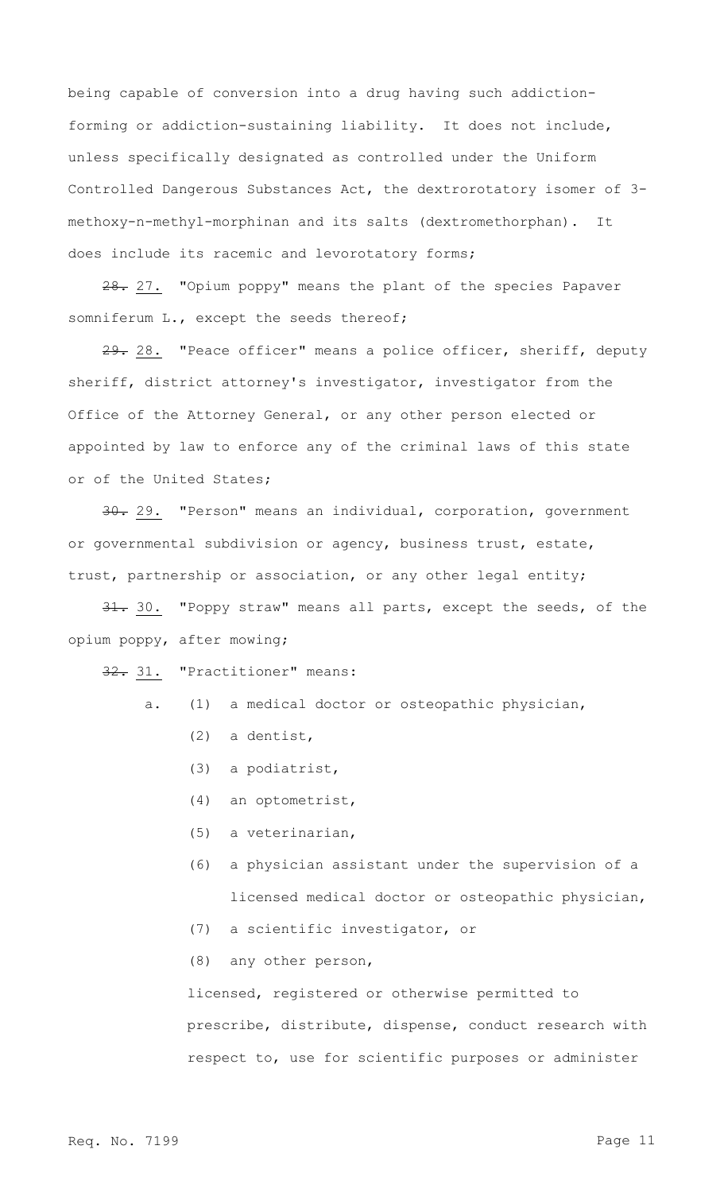being capable of conversion into a drug having such addiction-forming or addiction-sustaining liability. It does not include, unless specifically designated as controlled under the Uniform Controlled Dangerous Substances Act, the dextrorotatory isomer of 3-methoxy-n-methyl-morphinan and its salts (dextromethorphan). It does include its racemic and levorotatory forms;

~~28.~~ 27. "Opium poppy" means the plant of the species Papaver somniferum L., except the seeds thereof;

~~29.~~ 28. "Peace officer" means a police officer, sheriff, deputy sheriff, district attorney's investigator, investigator from the Office of the Attorney General, or any other person elected or appointed by law to enforce any of the criminal laws of this state or of the United States;

~~30.~~ 29. "Person" means an individual, corporation, government or governmental subdivision or agency, business trust, estate, trust, partnership or association, or any other legal entity;

~~31.~~ 30. "Poppy straw" means all parts, except the seeds, of the opium poppy, after mowing;

~~32.~~ 31. "Practitioner" means:

a. (1) a medical doctor or osteopathic physician,
   (2) a dentist,
   (3) a podiatrist,
   (4) an optometrist,
   (5) a veterinarian,
   (6) a physician assistant under the supervision of a licensed medical doctor or osteopathic physician,
   (7) a scientific investigator, or
   (8) any other person,

   licensed, registered or otherwise permitted to prescribe, distribute, dispense, conduct research with respect to, use for scientific purposes or administer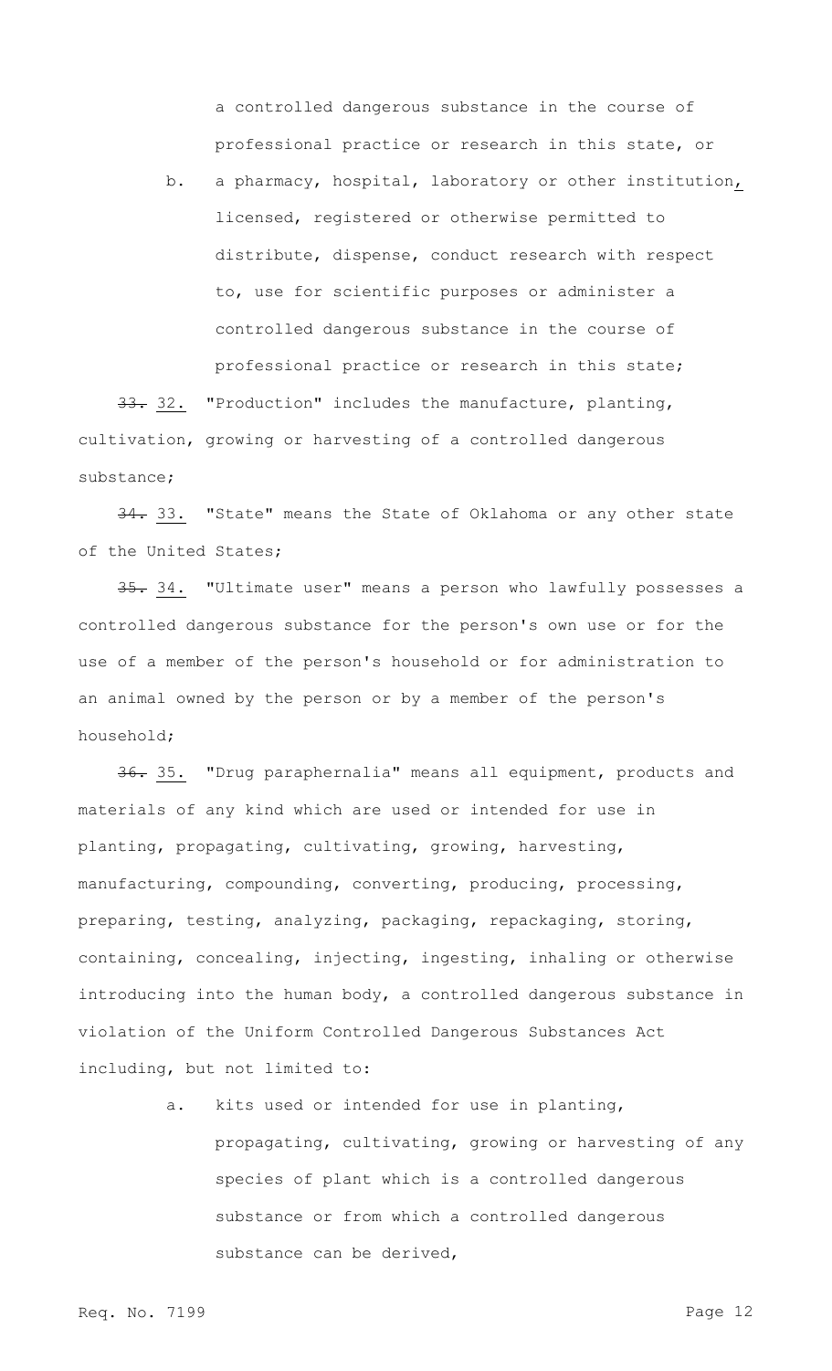a controlled dangerous substance in the course of professional practice or research in this state, or

b. a pharmacy, hospital, laboratory or other institution, licensed, registered or otherwise permitted to distribute, dispense, conduct research with respect to, use for scientific purposes or administer a controlled dangerous substance in the course of professional practice or research in this state;

~~33.~~ 32. "Production" includes the manufacture, planting, cultivation, growing or harvesting of a controlled dangerous substance;

~~34.~~ 33. "State" means the State of Oklahoma or any other state of the United States;

~~35.~~ 34. "Ultimate user" means a person who lawfully possesses a controlled dangerous substance for the person's own use or for the use of a member of the person's household or for administration to an animal owned by the person or by a member of the person's household;

~~36.~~ 35. "Drug paraphernalia" means all equipment, products and materials of any kind which are used or intended for use in planting, propagating, cultivating, growing, harvesting, manufacturing, compounding, converting, producing, processing, preparing, testing, analyzing, packaging, repackaging, storing, containing, concealing, injecting, ingesting, inhaling or otherwise introducing into the human body, a controlled dangerous substance in violation of the Uniform Controlled Dangerous Substances Act including, but not limited to:

a. kits used or intended for use in planting, propagating, cultivating, growing or harvesting of any species of plant which is a controlled dangerous substance or from which a controlled dangerous substance can be derived,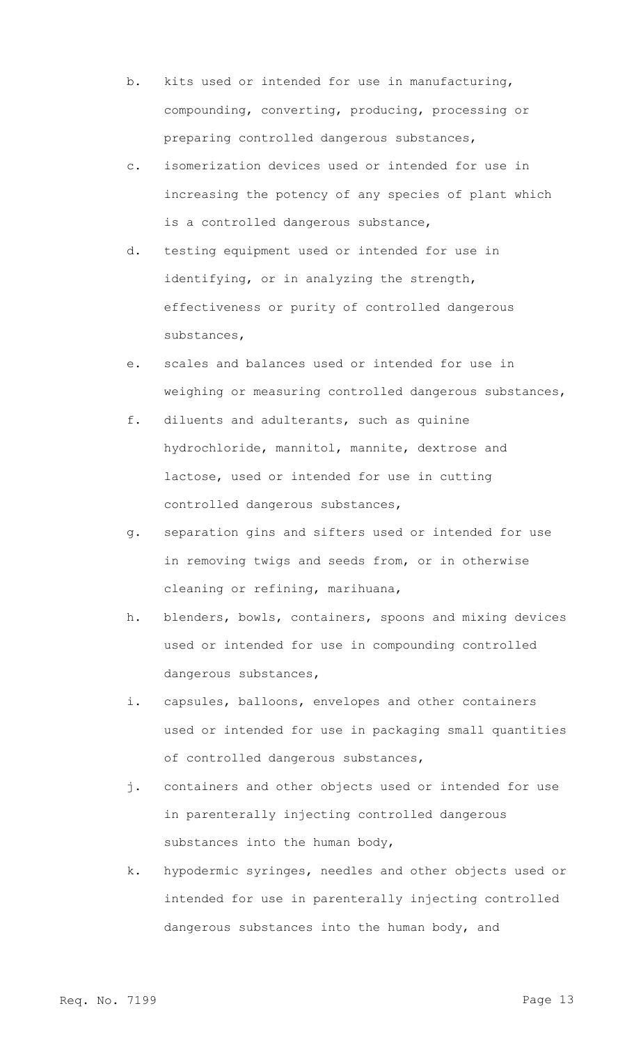b. kits used or intended for use in manufacturing, compounding, converting, producing, processing or preparing controlled dangerous substances,

c. isomerization devices used or intended for use in increasing the potency of any species of plant which is a controlled dangerous substance,

d. testing equipment used or intended for use in identifying, or in analyzing the strength, effectiveness or purity of controlled dangerous substances,

e. scales and balances used or intended for use in weighing or measuring controlled dangerous substances,

f. diluents and adulterants, such as quinine hydrochloride, mannitol, mannite, dextrose and lactose, used or intended for use in cutting controlled dangerous substances,

g. separation gins and sifters used or intended for use in removing twigs and seeds from, or in otherwise cleaning or refining, marihuana,

h. blenders, bowls, containers, spoons and mixing devices used or intended for use in compounding controlled dangerous substances,

i. capsules, balloons, envelopes and other containers used or intended for use in packaging small quantities of controlled dangerous substances,

j. containers and other objects used or intended for use in parenterally injecting controlled dangerous substances into the human body,

k. hypodermic syringes, needles and other objects used or intended for use in parenterally injecting controlled dangerous substances into the human body, and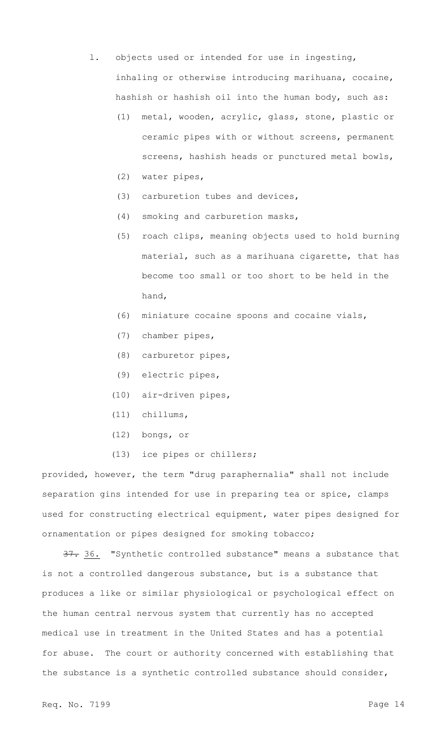l. objects used or intended for use in ingesting, inhaling or otherwise introducing marihuana, cocaine, hashish or hashish oil into the human body, such as:

   (1) metal, wooden, acrylic, glass, stone, plastic or ceramic pipes with or without screens, permanent screens, hashish heads or punctured metal bowls,

   (2) water pipes,

   (3) carburetion tubes and devices,

   (4) smoking and carburetion masks,

   (5) roach clips, meaning objects used to hold burning material, such as a marihuana cigarette, that has become too small or too short to be held in the hand,

   (6) miniature cocaine spoons and cocaine vials,

   (7) chamber pipes,

   (8) carburetor pipes,

   (9) electric pipes,

   (10) air-driven pipes,

   (11) chillums,

   (12) bongs, or

   (13) ice pipes or chillers;

provided, however, the term "drug paraphernalia" shall not include separation gins intended for use in preparing tea or spice, clamps used for constructing electrical equipment, water pipes designed for ornamentation or pipes designed for smoking tobacco;

~~37.~~ 36. "Synthetic controlled substance" means a substance that is not a controlled dangerous substance, but is a substance that produces a like or similar physiological or psychological effect on the human central nervous system that currently has no accepted medical use in treatment in the United States and has a potential for abuse. The court or authority concerned with establishing that the substance is a synthetic controlled substance should consider,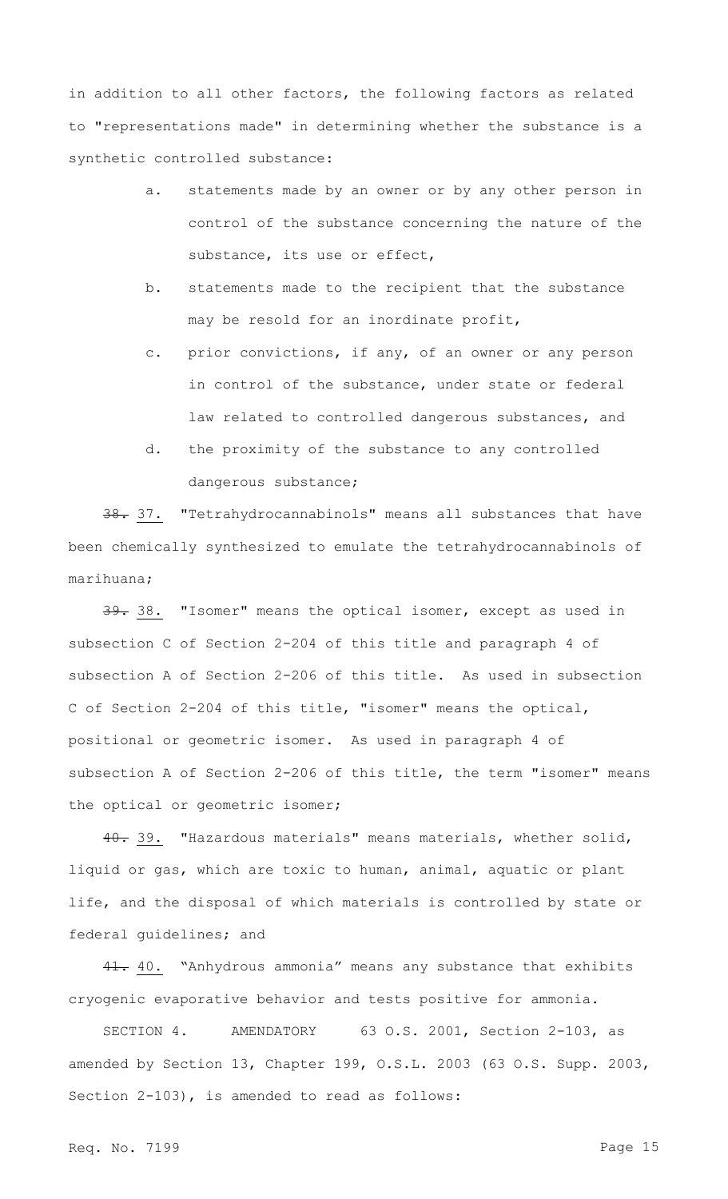in addition to all other factors, the following factors as related to "representations made" in determining whether the substance is a synthetic controlled substance:

a. statements made by an owner or by any other person in control of the substance concerning the nature of the substance, its use or effect,

b. statements made to the recipient that the substance may be resold for an inordinate profit,

c. prior convictions, if any, of an owner or any person in control of the substance, under state or federal law related to controlled dangerous substances, and

d. the proximity of the substance to any controlled dangerous substance;

~~38.~~ 37. "Tetrahydrocannabinols" means all substances that have been chemically synthesized to emulate the tetrahydrocannabinols of marihuana;

~~39.~~ 38. "Isomer" means the optical isomer, except as used in subsection C of Section 2-204 of this title and paragraph 4 of subsection A of Section 2-206 of this title. As used in subsection C of Section 2-204 of this title, "isomer" means the optical, positional or geometric isomer. As used in paragraph 4 of subsection A of Section 2-206 of this title, the term "isomer" means the optical or geometric isomer;

~~40.~~ 39. "Hazardous materials" means materials, whether solid, liquid or gas, which are toxic to human, animal, aquatic or plant life, and the disposal of which materials is controlled by state or federal guidelines; and

~~41.~~ 40. "Anhydrous ammonia" means any substance that exhibits cryogenic evaporative behavior and tests positive for ammonia.

SECTION 4. AMENDATORY 63 O.S. 2001, Section 2-103, as amended by Section 13, Chapter 199, O.S.L. 2003 (63 O.S. Supp. 2003, Section 2-103), is amended to read as follows:

Req. No. 7199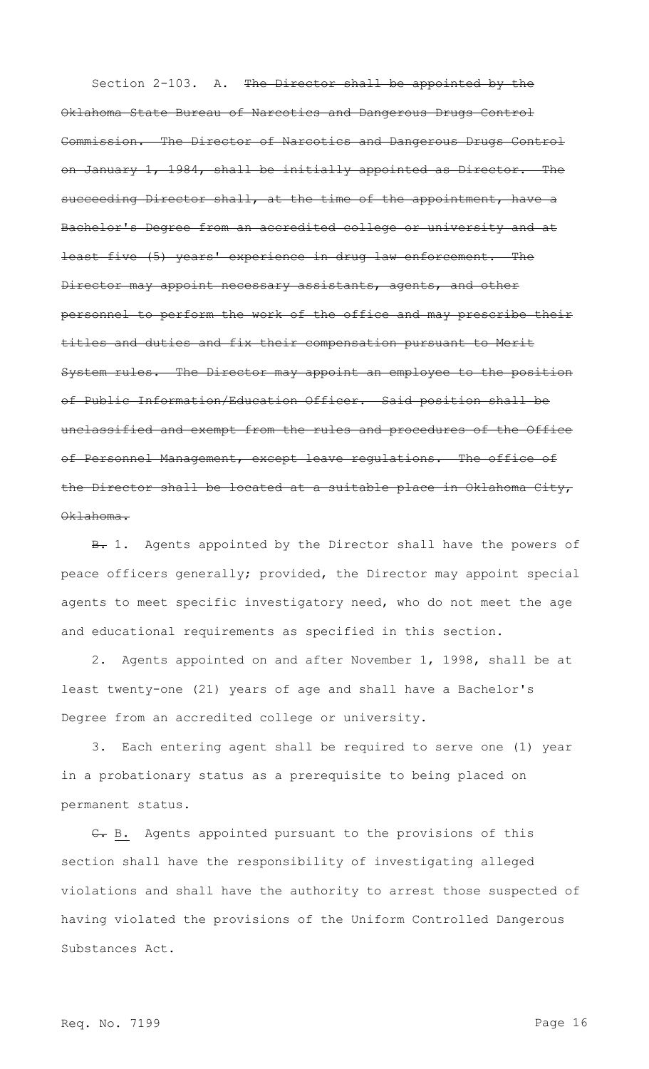Section 2-103. A. ~~The Director shall be appointed by the Oklahoma State Bureau of Narcotics and Dangerous Drugs Control Commission. The Director of Narcotics and Dangerous Drugs Control on January 1, 1984, shall be initially appointed as Director. The succeeding Director shall, at the time of the appointment, have a Bachelor's Degree from an accredited college or university and at least five (5) years' experience in drug law enforcement. The Director may appoint necessary assistants, agents, and other personnel to perform the work of the office and may prescribe their titles and duties and fix their compensation pursuant to Merit System rules. The Director may appoint an employee to the position of Public Information/Education Officer. Said position shall be unclassified and exempt from the rules and procedures of the Office of Personnel Management, except leave regulations. The office of the Director shall be located at a suitable place in Oklahoma City, Oklahoma.~~

~~B.~~ 1. Agents appointed by the Director shall have the powers of peace officers generally; provided, the Director may appoint special agents to meet specific investigatory need, who do not meet the age and educational requirements as specified in this section.

2. Agents appointed on and after November 1, 1998, shall be at least twenty-one (21) years of age and shall have a Bachelor's Degree from an accredited college or university.

3. Each entering agent shall be required to serve one (1) year in a probationary status as a prerequisite to being placed on permanent status.

~~C.~~ <u>B.</u> Agents appointed pursuant to the provisions of this section shall have the responsibility of investigating alleged violations and shall have the authority to arrest those suspected of having violated the provisions of the Uniform Controlled Dangerous Substances Act.

Req. No. 7199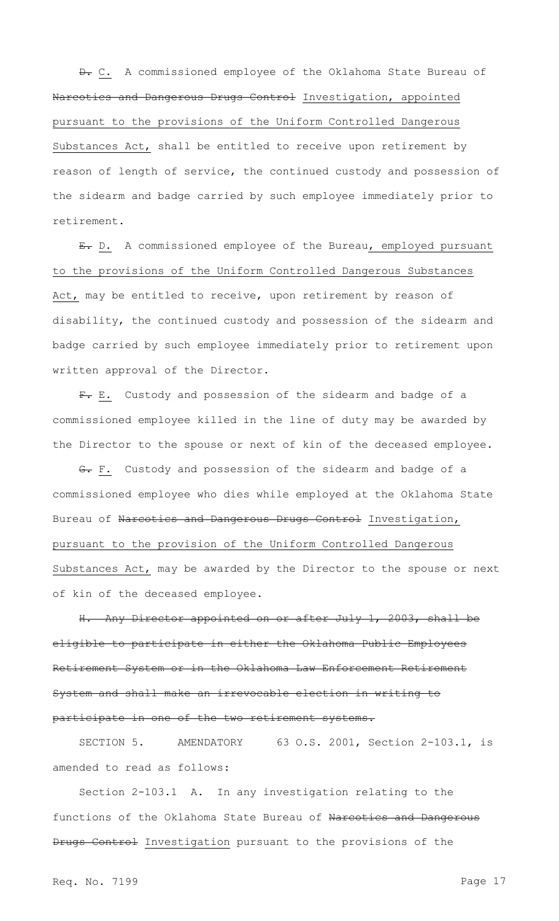~~D.~~ C. A commissioned employee of the Oklahoma State Bureau of ~~Narcotics and Dangerous Drugs Control~~ Investigation, appointed pursuant to the provisions of the Uniform Controlled Dangerous Substances Act, shall be entitled to receive upon retirement by reason of length of service, the continued custody and possession of the sidearm and badge carried by such employee immediately prior to retirement.

~~E.~~ D. A commissioned employee of the Bureau, employed pursuant to the provisions of the Uniform Controlled Dangerous Substances Act, may be entitled to receive, upon retirement by reason of disability, the continued custody and possession of the sidearm and badge carried by such employee immediately prior to retirement upon written approval of the Director.

~~F.~~ E. Custody and possession of the sidearm and badge of a commissioned employee killed in the line of duty may be awarded by the Director to the spouse or next of kin of the deceased employee.

~~G.~~ F. Custody and possession of the sidearm and badge of a commissioned employee who dies while employed at the Oklahoma State Bureau of ~~Narcotics and Dangerous Drugs Control~~ Investigation, pursuant to the provision of the Uniform Controlled Dangerous Substances Act, may be awarded by the Director to the spouse or next of kin of the deceased employee.

~~H. Any Director appointed on or after July 1, 2003, shall be eligible to participate in either the Oklahoma Public Employees Retirement System or in the Oklahoma Law Enforcement Retirement System and shall make an irrevocable election in writing to participate in one of the two retirement systems.~~

SECTION 5. AMENDATORY 63 O.S. 2001, Section 2-103.1, is amended to read as follows:

Section 2-103.1 A. In any investigation relating to the functions of the Oklahoma State Bureau of ~~Narcotics and Dangerous Drugs Control~~ Investigation pursuant to the provisions of the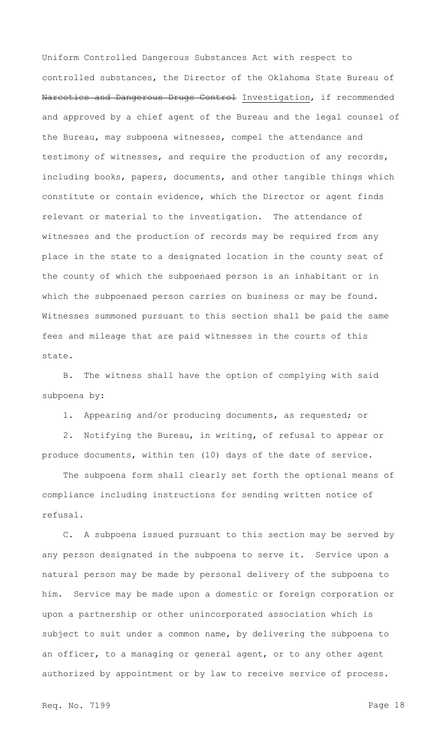Uniform Controlled Dangerous Substances Act with respect to controlled substances, the Director of the Oklahoma State Bureau of ~~Narcotics and Dangerous Drugs Control~~ Investigation, if recommended and approved by a chief agent of the Bureau and the legal counsel of the Bureau, may subpoena witnesses, compel the attendance and testimony of witnesses, and require the production of any records, including books, papers, documents, and other tangible things which constitute or contain evidence, which the Director or agent finds relevant or material to the investigation. The attendance of witnesses and the production of records may be required from any place in the state to a designated location in the county seat of the county of which the subpoenaed person is an inhabitant or in which the subpoenaed person carries on business or may be found. Witnesses summoned pursuant to this section shall be paid the same fees and mileage that are paid witnesses in the courts of this state.

B. The witness shall have the option of complying with said subpoena by:

1. Appearing and/or producing documents, as requested; or

2. Notifying the Bureau, in writing, of refusal to appear or produce documents, within ten (10) days of the date of service.

The subpoena form shall clearly set forth the optional means of compliance including instructions for sending written notice of refusal.

C. A subpoena issued pursuant to this section may be served by any person designated in the subpoena to serve it. Service upon a natural person may be made by personal delivery of the subpoena to him. Service may be made upon a domestic or foreign corporation or upon a partnership or other unincorporated association which is subject to suit under a common name, by delivering the subpoena to an officer, to a managing or general agent, or to any other agent authorized by appointment or by law to receive service of process.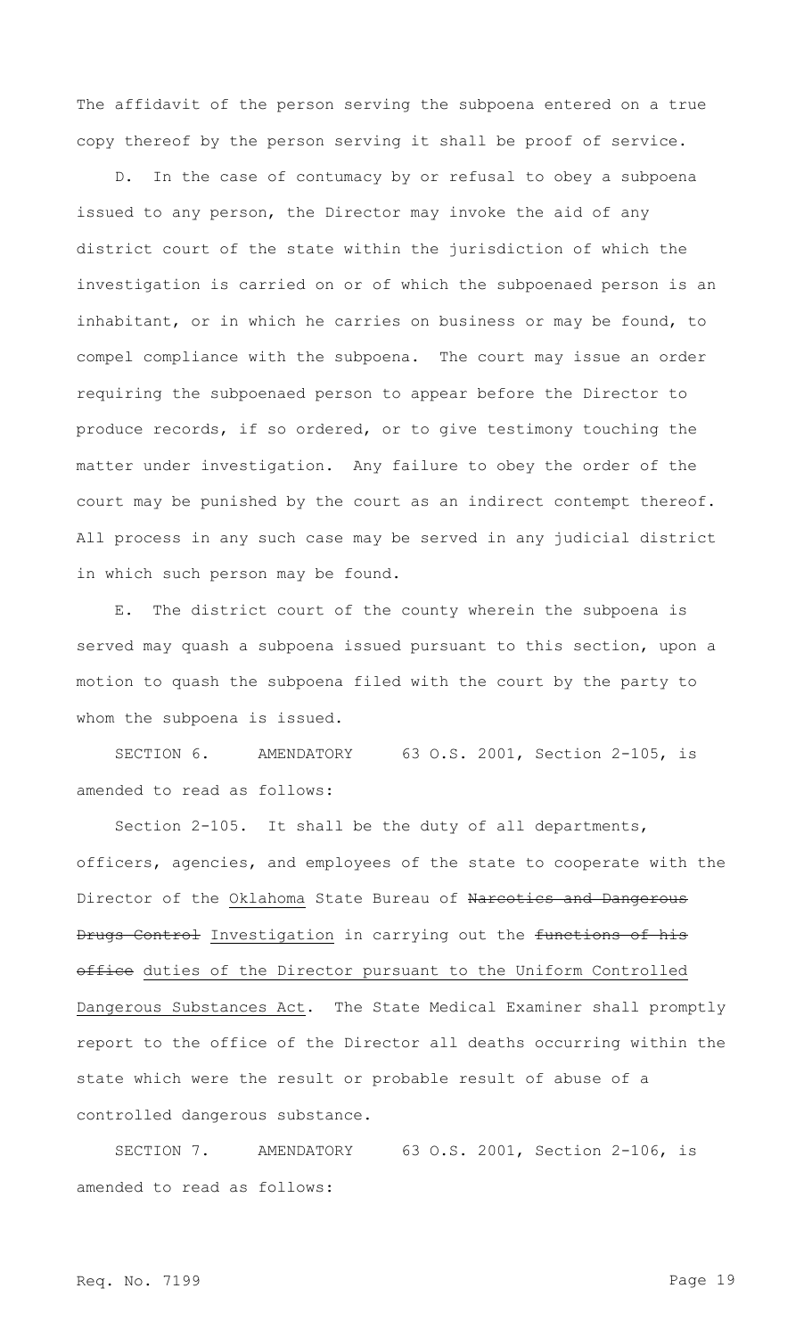The affidavit of the person serving the subpoena entered on a true copy thereof by the person serving it shall be proof of service.

D. In the case of contumacy by or refusal to obey a subpoena issued to any person, the Director may invoke the aid of any district court of the state within the jurisdiction of which the investigation is carried on or of which the subpoenaed person is an inhabitant, or in which he carries on business or may be found, to compel compliance with the subpoena. The court may issue an order requiring the subpoenaed person to appear before the Director to produce records, if so ordered, or to give testimony touching the matter under investigation. Any failure to obey the order of the court may be punished by the court as an indirect contempt thereof. All process in any such case may be served in any judicial district in which such person may be found.

E. The district court of the county wherein the subpoena is served may quash a subpoena issued pursuant to this section, upon a motion to quash the subpoena filed with the court by the party to whom the subpoena is issued.

SECTION 6. AMENDATORY 63 O.S. 2001, Section 2-105, is amended to read as follows:

Section 2-105. It shall be the duty of all departments, officers, agencies, and employees of the state to cooperate with the Director of the Oklahoma State Bureau of ~~Narcotics and Dangerous Drugs Control~~ Investigation in carrying out the ~~functions of his office~~ duties of the Director pursuant to the Uniform Controlled Dangerous Substances Act. The State Medical Examiner shall promptly report to the office of the Director all deaths occurring within the state which were the result or probable result of abuse of a controlled dangerous substance.

SECTION 7. AMENDATORY 63 O.S. 2001, Section 2-106, is amended to read as follows: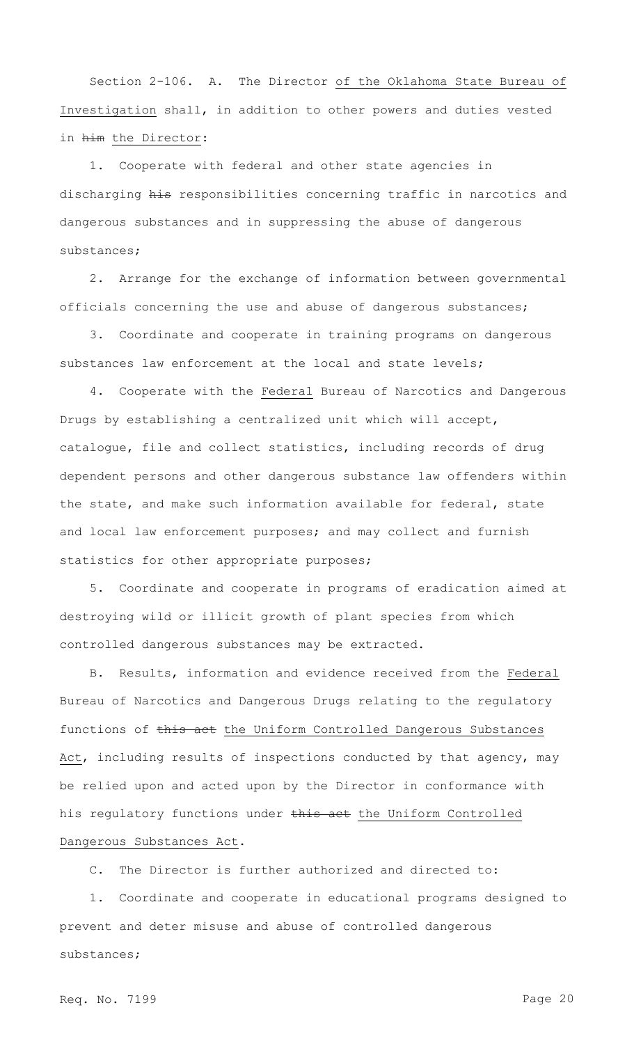Section 2-106. A. The Director of the Oklahoma State Bureau of Investigation shall, in addition to other powers and duties vested in ~~him~~ the Director:

1. Cooperate with federal and other state agencies in discharging ~~his~~ responsibilities concerning traffic in narcotics and dangerous substances and in suppressing the abuse of dangerous substances;

2. Arrange for the exchange of information between governmental officials concerning the use and abuse of dangerous substances;

3. Coordinate and cooperate in training programs on dangerous substances law enforcement at the local and state levels;

4. Cooperate with the Federal Bureau of Narcotics and Dangerous Drugs by establishing a centralized unit which will accept, catalogue, file and collect statistics, including records of drug dependent persons and other dangerous substance law offenders within the state, and make such information available for federal, state and local law enforcement purposes; and may collect and furnish statistics for other appropriate purposes;

5. Coordinate and cooperate in programs of eradication aimed at destroying wild or illicit growth of plant species from which controlled dangerous substances may be extracted.

B. Results, information and evidence received from the Federal Bureau of Narcotics and Dangerous Drugs relating to the regulatory functions of ~~this act~~ the Uniform Controlled Dangerous Substances Act, including results of inspections conducted by that agency, may be relied upon and acted upon by the Director in conformance with his regulatory functions under ~~this act~~ the Uniform Controlled Dangerous Substances Act.

C. The Director is further authorized and directed to:

1. Coordinate and cooperate in educational programs designed to prevent and deter misuse and abuse of controlled dangerous substances;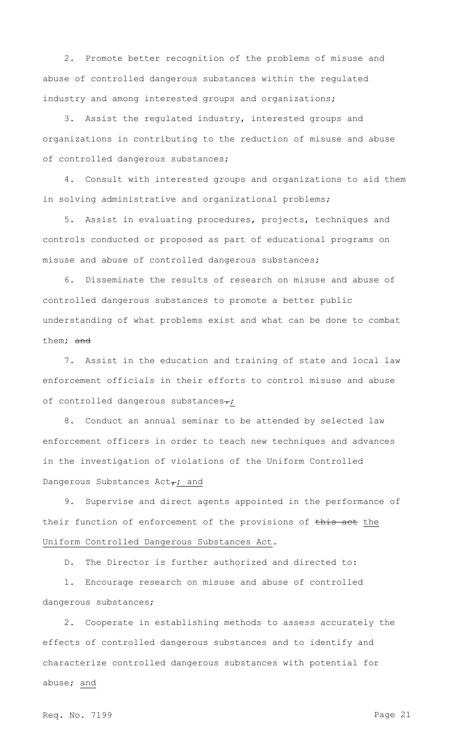2. Promote better recognition of the problems of misuse and abuse of controlled dangerous substances within the regulated industry and among interested groups and organizations;

3. Assist the regulated industry, interested groups and organizations in contributing to the reduction of misuse and abuse of controlled dangerous substances;

4. Consult with interested groups and organizations to aid them in solving administrative and organizational problems;

5. Assist in evaluating procedures, projects, techniques and controls conducted or proposed as part of educational programs on misuse and abuse of controlled dangerous substances;

6. Disseminate the results of research on misuse and abuse of controlled dangerous substances to promote a better public understanding of what problems exist and what can be done to combat them; ~~and~~

7. Assist in the education and training of state and local law enforcement officials in their efforts to control misuse and abuse of controlled dangerous substances~~.~~<u>;</u>

8. Conduct an annual seminar to be attended by selected law enforcement officers in order to teach new techniques and advances in the investigation of violations of the Uniform Controlled Dangerous Substances Act~~,~~<u>; and</u>

9. Supervise and direct agents appointed in the performance of their function of enforcement of the provisions of ~~this act~~ <u>the Uniform Controlled Dangerous Substances Act</u>.

D. The Director is further authorized and directed to:

1. Encourage research on misuse and abuse of controlled dangerous substances;

2. Cooperate in establishing methods to assess accurately the effects of controlled dangerous substances and to identify and characterize controlled dangerous substances with potential for abuse; <u>and</u>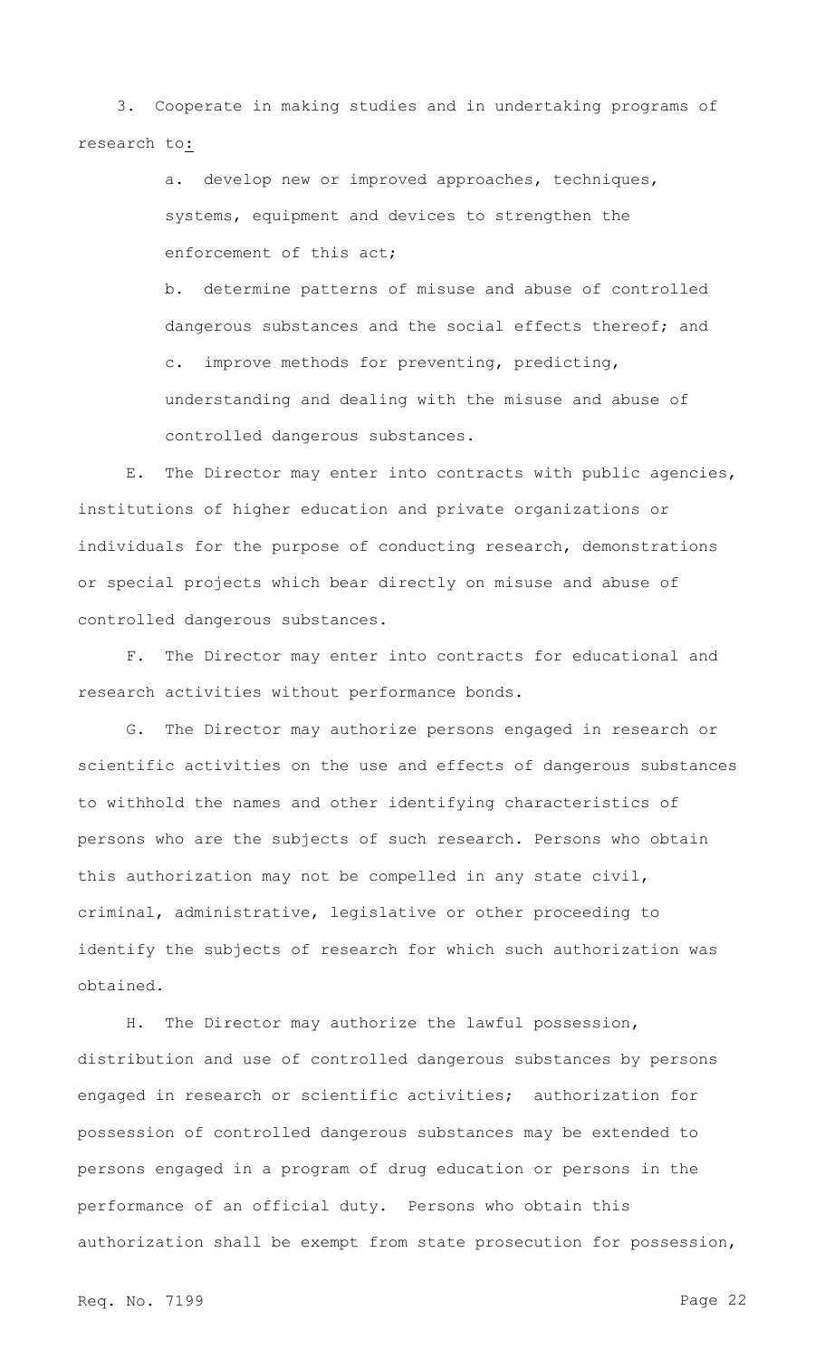3. Cooperate in making studies and in undertaking programs of research to:

a. develop new or improved approaches, techniques, systems, equipment and devices to strengthen the enforcement of this act;

b. determine patterns of misuse and abuse of controlled dangerous substances and the social effects thereof; and

c. improve methods for preventing, predicting, understanding and dealing with the misuse and abuse of controlled dangerous substances.

E. The Director may enter into contracts with public agencies, institutions of higher education and private organizations or individuals for the purpose of conducting research, demonstrations or special projects which bear directly on misuse and abuse of controlled dangerous substances.

F. The Director may enter into contracts for educational and research activities without performance bonds.

G. The Director may authorize persons engaged in research or scientific activities on the use and effects of dangerous substances to withhold the names and other identifying characteristics of persons who are the subjects of such research. Persons who obtain this authorization may not be compelled in any state civil, criminal, administrative, legislative or other proceeding to identify the subjects of research for which such authorization was obtained.

H. The Director may authorize the lawful possession, distribution and use of controlled dangerous substances by persons engaged in research or scientific activities; authorization for possession of controlled dangerous substances may be extended to persons engaged in a program of drug education or persons in the performance of an official duty. Persons who obtain this authorization shall be exempt from state prosecution for possession,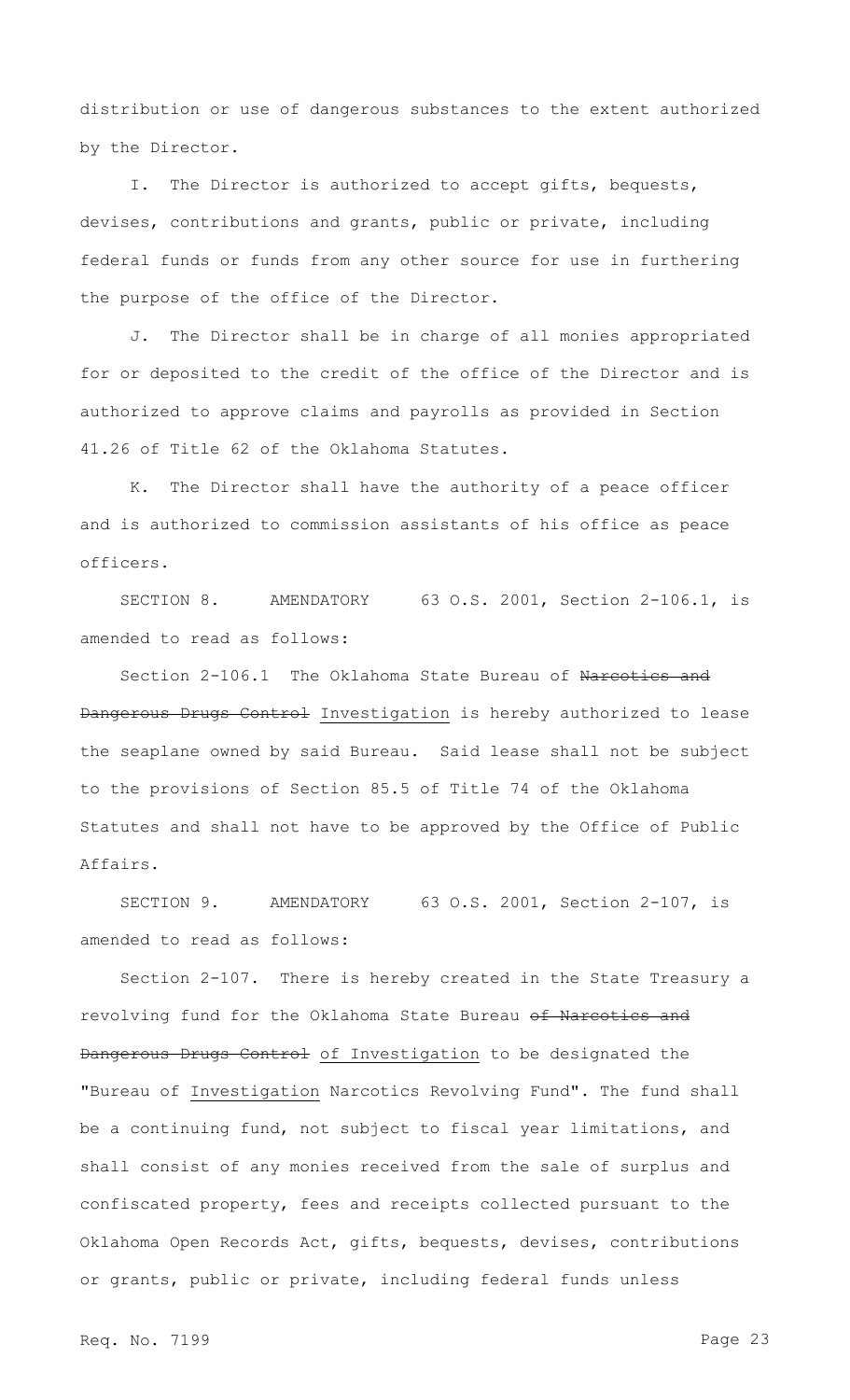distribution or use of dangerous substances to the extent authorized by the Director.

I. The Director is authorized to accept gifts, bequests, devises, contributions and grants, public or private, including federal funds or funds from any other source for use in furthering the purpose of the office of the Director.

J. The Director shall be in charge of all monies appropriated for or deposited to the credit of the office of the Director and is authorized to approve claims and payrolls as provided in Section 41.26 of Title 62 of the Oklahoma Statutes.

K. The Director shall have the authority of a peace officer and is authorized to commission assistants of his office as peace officers.

SECTION 8. AMENDATORY 63 O.S. 2001, Section 2-106.1, is amended to read as follows:

Section 2-106.1 The Oklahoma State Bureau of ~~Narcotics and Dangerous Drugs Control~~ Investigation is hereby authorized to lease the seaplane owned by said Bureau. Said lease shall not be subject to the provisions of Section 85.5 of Title 74 of the Oklahoma Statutes and shall not have to be approved by the Office of Public Affairs.

SECTION 9. AMENDATORY 63 O.S. 2001, Section 2-107, is amended to read as follows:

Section 2-107. There is hereby created in the State Treasury a revolving fund for the Oklahoma State Bureau ~~of Narcotics and Dangerous Drugs Control~~ of Investigation to be designated the "Bureau of Investigation Narcotics Revolving Fund". The fund shall be a continuing fund, not subject to fiscal year limitations, and shall consist of any monies received from the sale of surplus and confiscated property, fees and receipts collected pursuant to the Oklahoma Open Records Act, gifts, bequests, devises, contributions or grants, public or private, including federal funds unless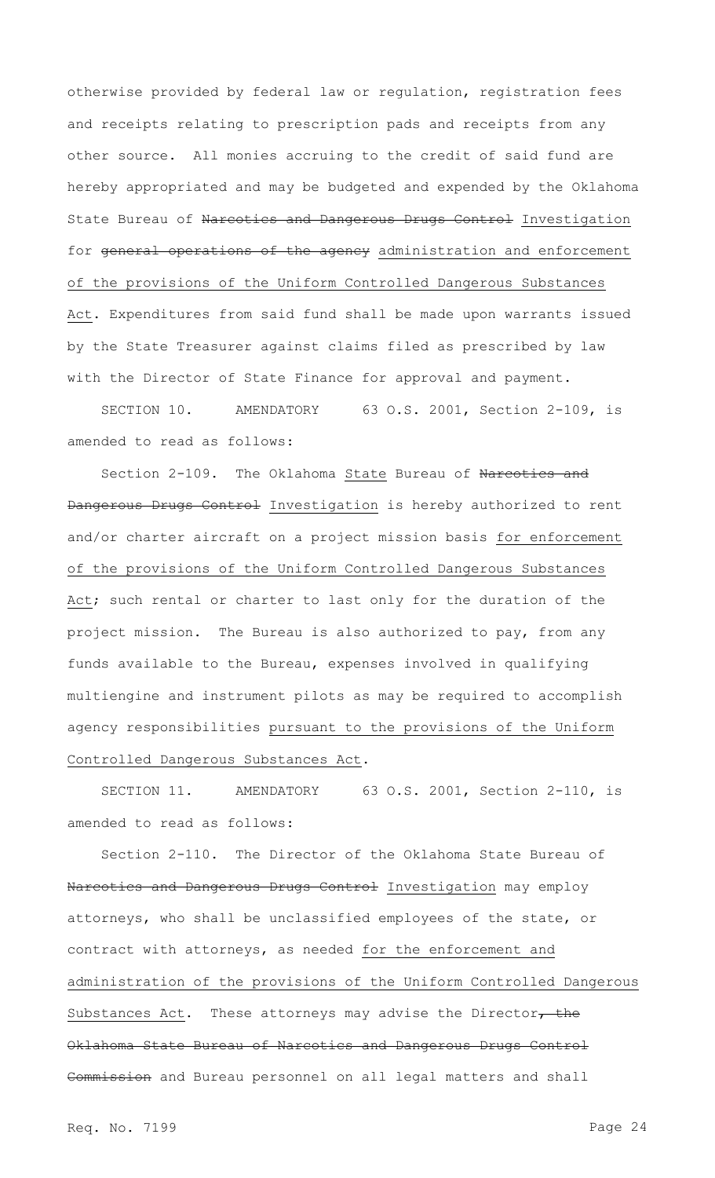otherwise provided by federal law or regulation, registration fees and receipts relating to prescription pads and receipts from any other source. All monies accruing to the credit of said fund are hereby appropriated and may be budgeted and expended by the Oklahoma State Bureau of ~~Narcotics and Dangerous Drugs Control~~ Investigation for ~~general operations of the agency~~ administration and enforcement of the provisions of the Uniform Controlled Dangerous Substances Act. Expenditures from said fund shall be made upon warrants issued by the State Treasurer against claims filed as prescribed by law with the Director of State Finance for approval and payment.

SECTION 10. AMENDATORY 63 O.S. 2001, Section 2-109, is amended to read as follows:

Section 2-109. The Oklahoma State Bureau of ~~Narcotics and Dangerous Drugs Control~~ Investigation is hereby authorized to rent and/or charter aircraft on a project mission basis for enforcement of the provisions of the Uniform Controlled Dangerous Substances Act; such rental or charter to last only for the duration of the project mission. The Bureau is also authorized to pay, from any funds available to the Bureau, expenses involved in qualifying multiengine and instrument pilots as may be required to accomplish agency responsibilities pursuant to the provisions of the Uniform Controlled Dangerous Substances Act.

SECTION 11. AMENDATORY 63 O.S. 2001, Section 2-110, is amended to read as follows:

Section 2-110. The Director of the Oklahoma State Bureau of ~~Narcotics and Dangerous Drugs Control~~ Investigation may employ attorneys, who shall be unclassified employees of the state, or contract with attorneys, as needed for the enforcement and administration of the provisions of the Uniform Controlled Dangerous Substances Act. These attorneys may advise the Director~~, the Oklahoma State Bureau of Narcotics and Dangerous Drugs Control Commission~~ and Bureau personnel on all legal matters and shall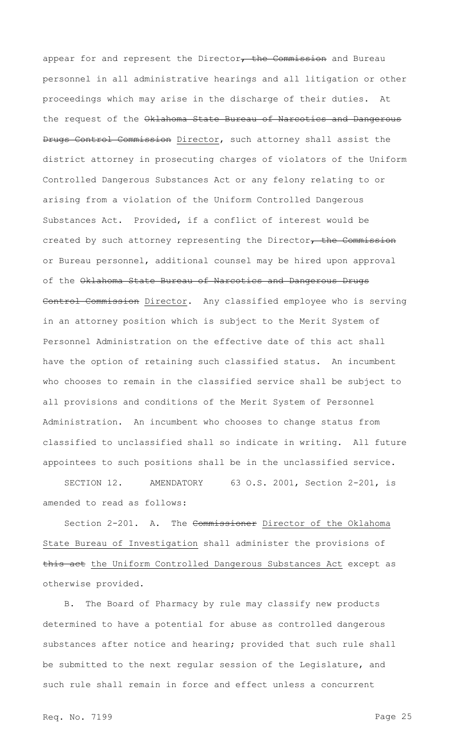appear for and represent the Director~~, the Commission~~ and Bureau personnel in all administrative hearings and all litigation or other proceedings which may arise in the discharge of their duties. At the request of the ~~Oklahoma State Bureau of Narcotics and Dangerous Drugs Control Commission~~ <u>Director</u>, such attorney shall assist the district attorney in prosecuting charges of violators of the Uniform Controlled Dangerous Substances Act or any felony relating to or arising from a violation of the Uniform Controlled Dangerous Substances Act. Provided, if a conflict of interest would be created by such attorney representing the Director~~, the Commission~~ or Bureau personnel, additional counsel may be hired upon approval of the ~~Oklahoma State Bureau of Narcotics and Dangerous Drugs Control Commission~~ <u>Director</u>. Any classified employee who is serving in an attorney position which is subject to the Merit System of Personnel Administration on the effective date of this act shall have the option of retaining such classified status. An incumbent who chooses to remain in the classified service shall be subject to all provisions and conditions of the Merit System of Personnel Administration. An incumbent who chooses to change status from classified to unclassified shall so indicate in writing. All future appointees to such positions shall be in the unclassified service.

SECTION 12. AMENDATORY 63 O.S. 2001, Section 2-201, is amended to read as follows:

Section 2-201. A. The ~~Commissioner~~ <u>Director of the Oklahoma State Bureau of Investigation</u> shall administer the provisions of ~~this act~~ <u>the Uniform Controlled Dangerous Substances Act</u> except as otherwise provided.

B. The Board of Pharmacy by rule may classify new products determined to have a potential for abuse as controlled dangerous substances after notice and hearing; provided that such rule shall be submitted to the next regular session of the Legislature, and such rule shall remain in force and effect unless a concurrent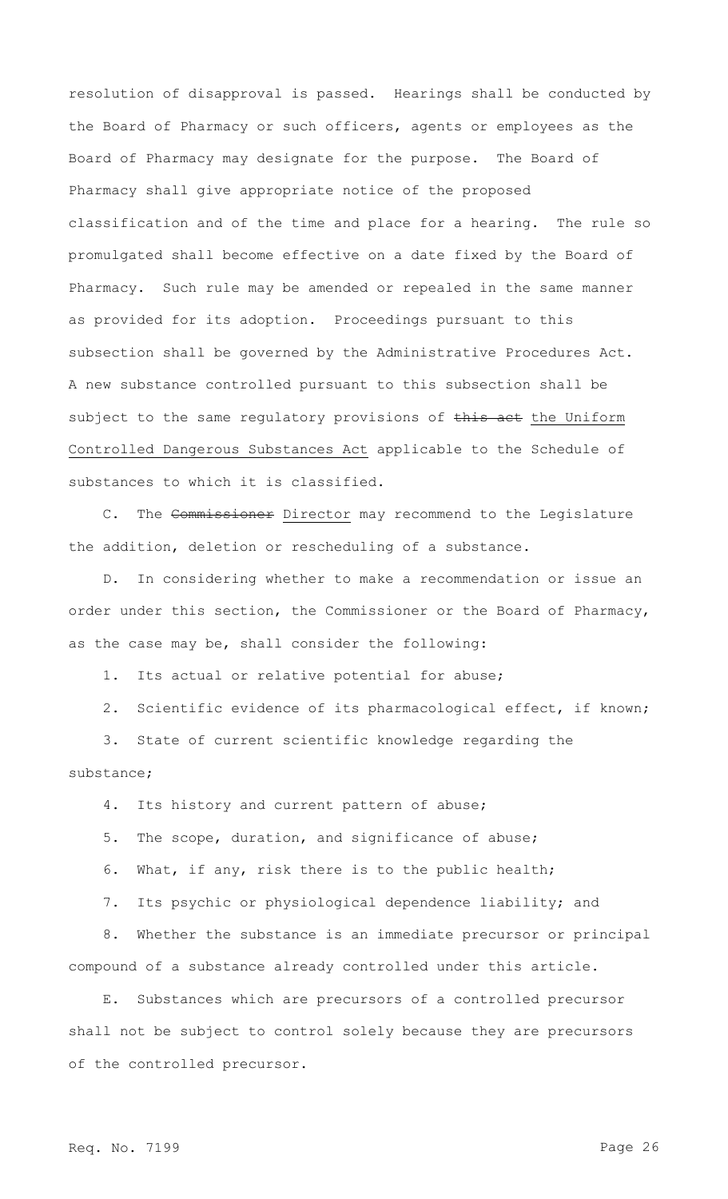resolution of disapproval is passed. Hearings shall be conducted by the Board of Pharmacy or such officers, agents or employees as the Board of Pharmacy may designate for the purpose. The Board of Pharmacy shall give appropriate notice of the proposed classification and of the time and place for a hearing. The rule so promulgated shall become effective on a date fixed by the Board of Pharmacy. Such rule may be amended or repealed in the same manner as provided for its adoption. Proceedings pursuant to this subsection shall be governed by the Administrative Procedures Act. A new substance controlled pursuant to this subsection shall be subject to the same regulatory provisions of ~~this act~~ the Uniform Controlled Dangerous Substances Act applicable to the Schedule of substances to which it is classified.

C. The ~~Commissioner~~ Director may recommend to the Legislature the addition, deletion or rescheduling of a substance.

D. In considering whether to make a recommendation or issue an order under this section, the Commissioner or the Board of Pharmacy, as the case may be, shall consider the following:

1. Its actual or relative potential for abuse;
2. Scientific evidence of its pharmacological effect, if known;
3. State of current scientific knowledge regarding the substance;
4. Its history and current pattern of abuse;
5. The scope, duration, and significance of abuse;
6. What, if any, risk there is to the public health;
7. Its psychic or physiological dependence liability; and
8. Whether the substance is an immediate precursor or principal compound of a substance already controlled under this article.

E. Substances which are precursors of a controlled precursor shall not be subject to control solely because they are precursors of the controlled precursor.

Req. No. 7199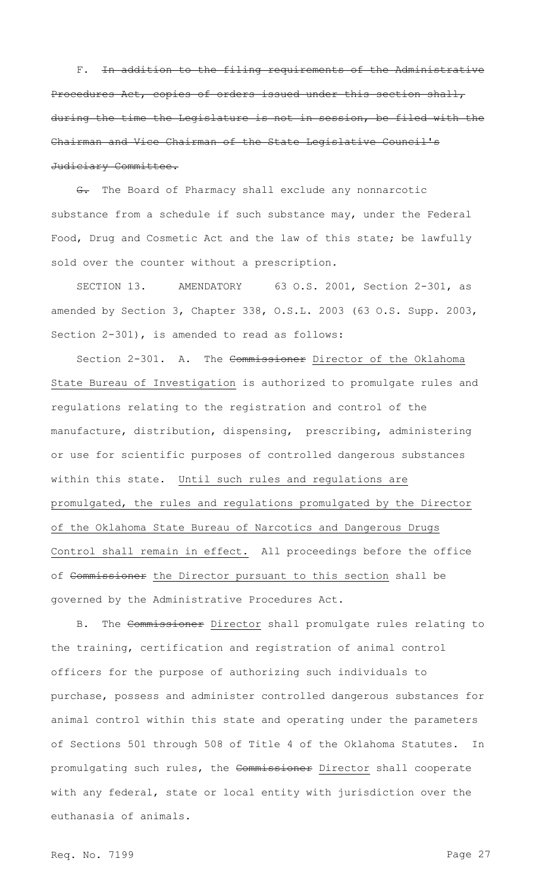F. ~~In addition to the filing requirements of the Administrative Procedures Act, copies of orders issued under this section shall, during the time the Legislature is not in session, be filed with the Chairman and Vice Chairman of the State Legislative Council's Judiciary Committee.~~

~~G.~~ The Board of Pharmacy shall exclude any nonnarcotic substance from a schedule if such substance may, under the Federal Food, Drug and Cosmetic Act and the law of this state; be lawfully sold over the counter without a prescription.

SECTION 13. AMENDATORY 63 O.S. 2001, Section 2-301, as amended by Section 3, Chapter 338, O.S.L. 2003 (63 O.S. Supp. 2003, Section 2-301), is amended to read as follows:

Section 2-301. A. The ~~Commissioner~~ Director of the Oklahoma State Bureau of Investigation is authorized to promulgate rules and regulations relating to the registration and control of the manufacture, distribution, dispensing, prescribing, administering or use for scientific purposes of controlled dangerous substances within this state. Until such rules and regulations are promulgated, the rules and regulations promulgated by the Director of the Oklahoma State Bureau of Narcotics and Dangerous Drugs Control shall remain in effect. All proceedings before the office of ~~Commissioner~~ the Director pursuant to this section shall be governed by the Administrative Procedures Act.

B. The ~~Commissioner~~ Director shall promulgate rules relating to the training, certification and registration of animal control officers for the purpose of authorizing such individuals to purchase, possess and administer controlled dangerous substances for animal control within this state and operating under the parameters of Sections 501 through 508 of Title 4 of the Oklahoma Statutes. In promulgating such rules, the ~~Commissioner~~ Director shall cooperate with any federal, state or local entity with jurisdiction over the euthanasia of animals.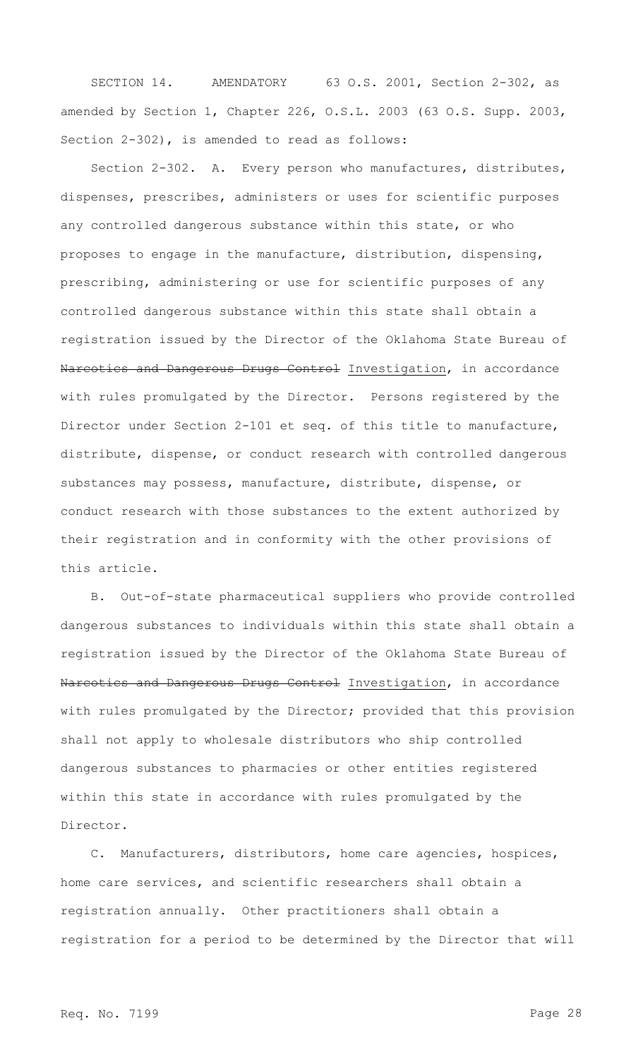SECTION 14. AMENDATORY 63 O.S. 2001, Section 2-302, as amended by Section 1, Chapter 226, O.S.L. 2003 (63 O.S. Supp. 2003, Section 2-302), is amended to read as follows:

Section 2-302. A. Every person who manufactures, distributes, dispenses, prescribes, administers or uses for scientific purposes any controlled dangerous substance within this state, or who proposes to engage in the manufacture, distribution, dispensing, prescribing, administering or use for scientific purposes of any controlled dangerous substance within this state shall obtain a registration issued by the Director of the Oklahoma State Bureau of ~~Narcotics and Dangerous Drugs Control~~ Investigation, in accordance with rules promulgated by the Director. Persons registered by the Director under Section 2-101 et seq. of this title to manufacture, distribute, dispense, or conduct research with controlled dangerous substances may possess, manufacture, distribute, dispense, or conduct research with those substances to the extent authorized by their registration and in conformity with the other provisions of this article.

B. Out-of-state pharmaceutical suppliers who provide controlled dangerous substances to individuals within this state shall obtain a registration issued by the Director of the Oklahoma State Bureau of ~~Narcotics and Dangerous Drugs Control~~ Investigation, in accordance with rules promulgated by the Director; provided that this provision shall not apply to wholesale distributors who ship controlled dangerous substances to pharmacies or other entities registered within this state in accordance with rules promulgated by the Director.

C. Manufacturers, distributors, home care agencies, hospices, home care services, and scientific researchers shall obtain a registration annually. Other practitioners shall obtain a registration for a period to be determined by the Director that will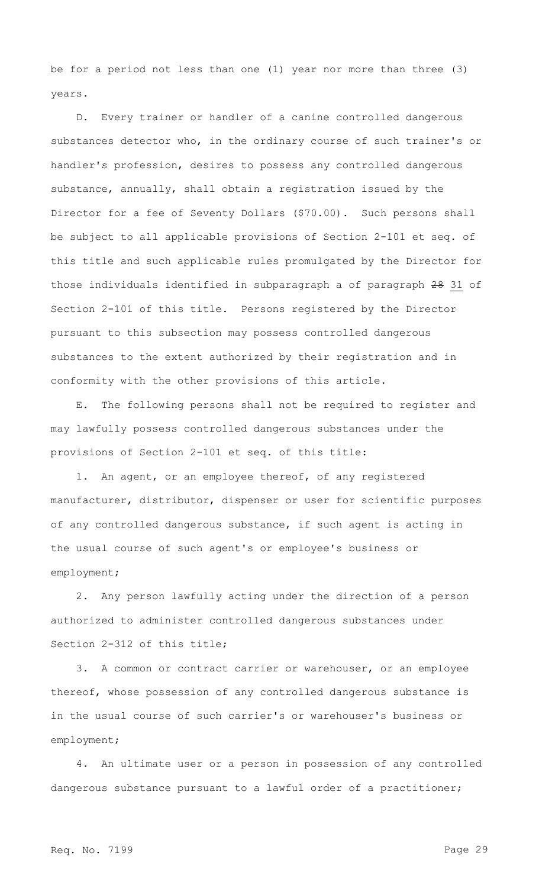be for a period not less than one (1) year nor more than three (3) years.

D. Every trainer or handler of a canine controlled dangerous substances detector who, in the ordinary course of such trainer's or handler's profession, desires to possess any controlled dangerous substance, annually, shall obtain a registration issued by the Director for a fee of Seventy Dollars ($70.00). Such persons shall be subject to all applicable provisions of Section 2-101 et seq. of this title and such applicable rules promulgated by the Director for those individuals identified in subparagraph a of paragraph ~~28~~ 31 of Section 2-101 of this title. Persons registered by the Director pursuant to this subsection may possess controlled dangerous substances to the extent authorized by their registration and in conformity with the other provisions of this article.

E. The following persons shall not be required to register and may lawfully possess controlled dangerous substances under the provisions of Section 2-101 et seq. of this title:

1. An agent, or an employee thereof, of any registered manufacturer, distributor, dispenser or user for scientific purposes of any controlled dangerous substance, if such agent is acting in the usual course of such agent's or employee's business or employment;

2. Any person lawfully acting under the direction of a person authorized to administer controlled dangerous substances under Section 2-312 of this title;

3. A common or contract carrier or warehouser, or an employee thereof, whose possession of any controlled dangerous substance is in the usual course of such carrier's or warehouser's business or employment;

4. An ultimate user or a person in possession of any controlled dangerous substance pursuant to a lawful order of a practitioner;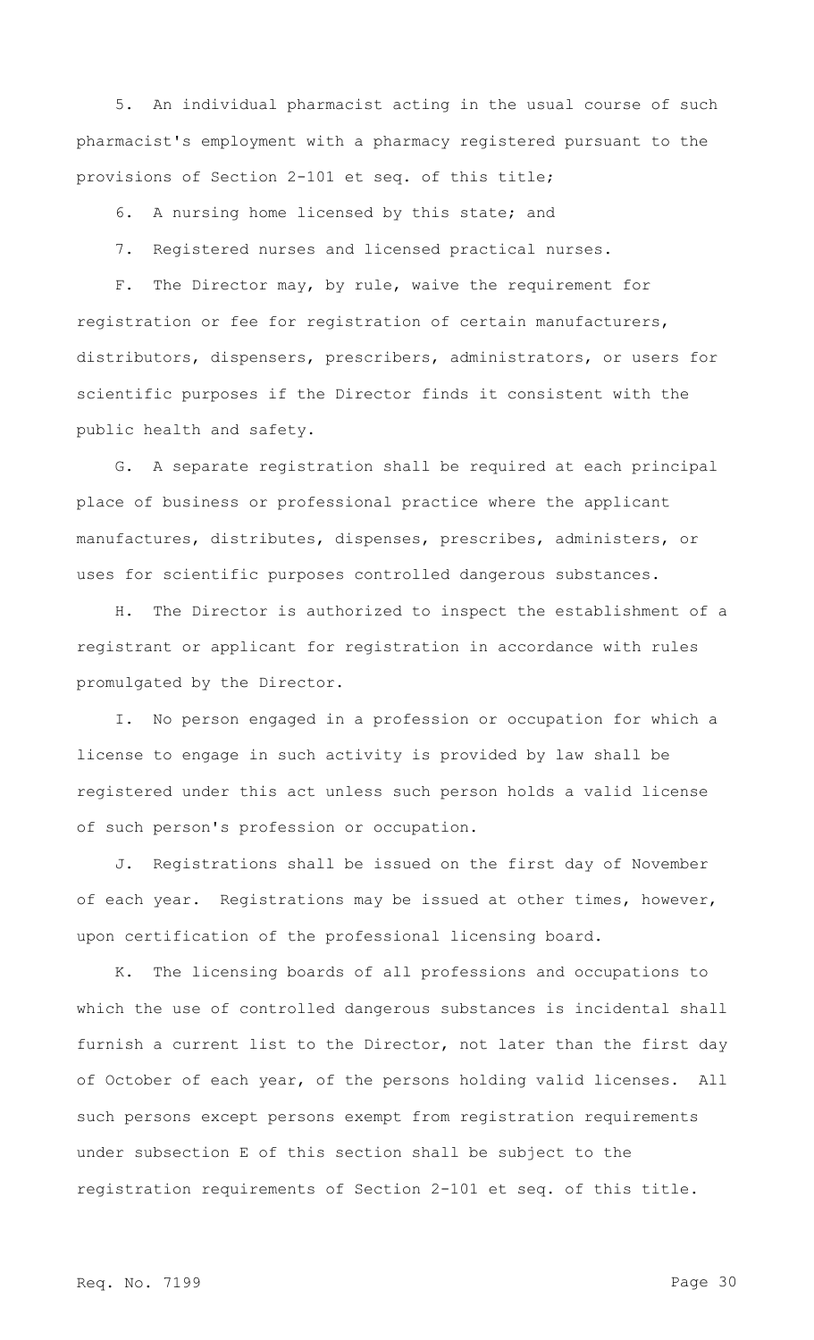5. An individual pharmacist acting in the usual course of such pharmacist's employment with a pharmacy registered pursuant to the provisions of Section 2-101 et seq. of this title;

6. A nursing home licensed by this state; and

7. Registered nurses and licensed practical nurses.

F. The Director may, by rule, waive the requirement for registration or fee for registration of certain manufacturers, distributors, dispensers, prescribers, administrators, or users for scientific purposes if the Director finds it consistent with the public health and safety.

G. A separate registration shall be required at each principal place of business or professional practice where the applicant manufactures, distributes, dispenses, prescribes, administers, or uses for scientific purposes controlled dangerous substances.

H. The Director is authorized to inspect the establishment of a registrant or applicant for registration in accordance with rules promulgated by the Director.

I. No person engaged in a profession or occupation for which a license to engage in such activity is provided by law shall be registered under this act unless such person holds a valid license of such person's profession or occupation.

J. Registrations shall be issued on the first day of November of each year. Registrations may be issued at other times, however, upon certification of the professional licensing board.

K. The licensing boards of all professions and occupations to which the use of controlled dangerous substances is incidental shall furnish a current list to the Director, not later than the first day of October of each year, of the persons holding valid licenses. All such persons except persons exempt from registration requirements under subsection E of this section shall be subject to the registration requirements of Section 2-101 et seq. of this title.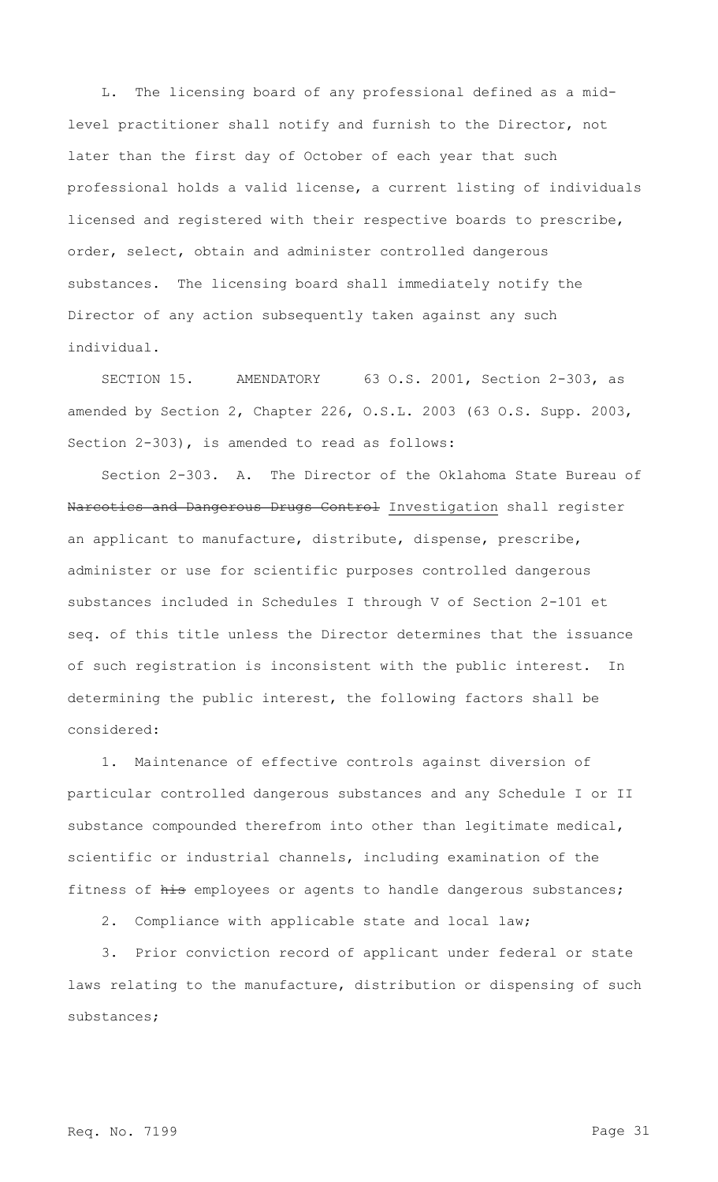L. The licensing board of any professional defined as a mid-level practitioner shall notify and furnish to the Director, not later than the first day of October of each year that such professional holds a valid license, a current listing of individuals licensed and registered with their respective boards to prescribe, order, select, obtain and administer controlled dangerous substances. The licensing board shall immediately notify the Director of any action subsequently taken against any such individual.

SECTION 15. AMENDATORY 63 O.S. 2001, Section 2-303, as amended by Section 2, Chapter 226, O.S.L. 2003 (63 O.S. Supp. 2003, Section 2-303), is amended to read as follows:

Section 2-303. A. The Director of the Oklahoma State Bureau of ~~Narcotics and Dangerous Drugs Control~~ Investigation shall register an applicant to manufacture, distribute, dispense, prescribe, administer or use for scientific purposes controlled dangerous substances included in Schedules I through V of Section 2-101 et seq. of this title unless the Director determines that the issuance of such registration is inconsistent with the public interest. In determining the public interest, the following factors shall be considered:

1. Maintenance of effective controls against diversion of particular controlled dangerous substances and any Schedule I or II substance compounded therefrom into other than legitimate medical, scientific or industrial channels, including examination of the fitness of ~~his~~ employees or agents to handle dangerous substances;

2. Compliance with applicable state and local law;

3. Prior conviction record of applicant under federal or state laws relating to the manufacture, distribution or dispensing of such substances;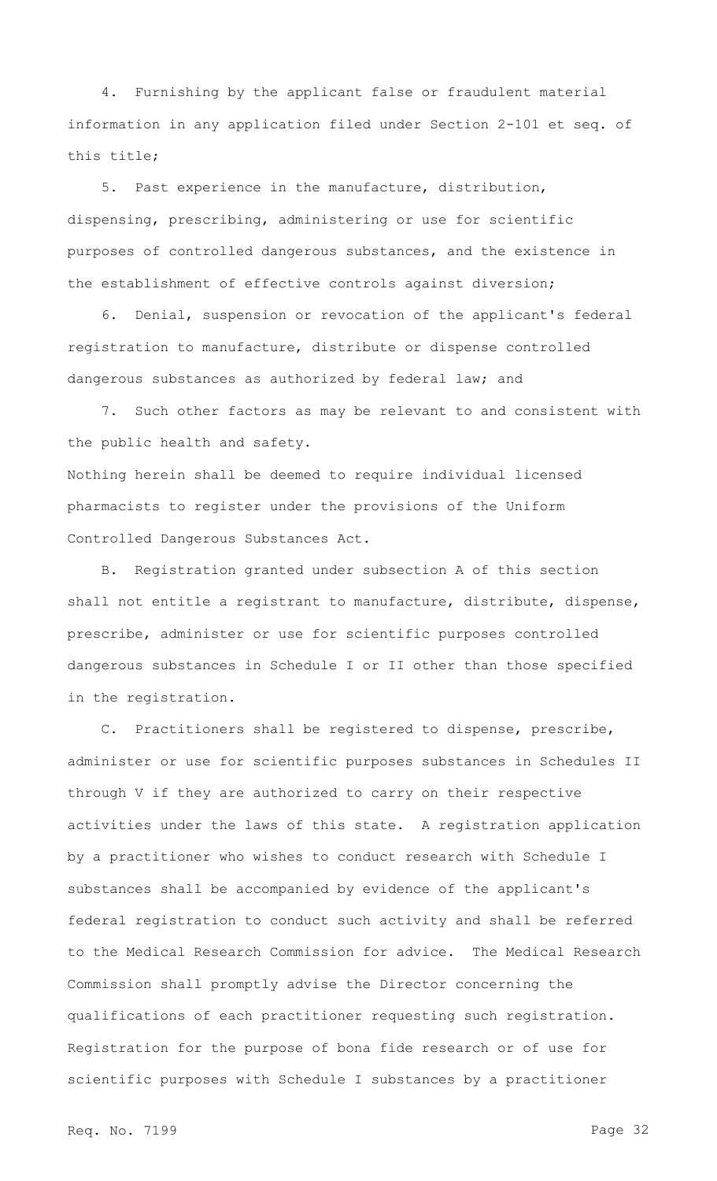4. Furnishing by the applicant false or fraudulent material information in any application filed under Section 2-101 et seq. of this title;

5. Past experience in the manufacture, distribution, dispensing, prescribing, administering or use for scientific purposes of controlled dangerous substances, and the existence in the establishment of effective controls against diversion;

6. Denial, suspension or revocation of the applicant's federal registration to manufacture, distribute or dispense controlled dangerous substances as authorized by federal law; and

7. Such other factors as may be relevant to and consistent with the public health and safety.

Nothing herein shall be deemed to require individual licensed pharmacists to register under the provisions of the Uniform Controlled Dangerous Substances Act.

B. Registration granted under subsection A of this section shall not entitle a registrant to manufacture, distribute, dispense, prescribe, administer or use for scientific purposes controlled dangerous substances in Schedule I or II other than those specified in the registration.

C. Practitioners shall be registered to dispense, prescribe, administer or use for scientific purposes substances in Schedules II through V if they are authorized to carry on their respective activities under the laws of this state. A registration application by a practitioner who wishes to conduct research with Schedule I substances shall be accompanied by evidence of the applicant's federal registration to conduct such activity and shall be referred to the Medical Research Commission for advice. The Medical Research Commission shall promptly advise the Director concerning the qualifications of each practitioner requesting such registration. Registration for the purpose of bona fide research or of use for scientific purposes with Schedule I substances by a practitioner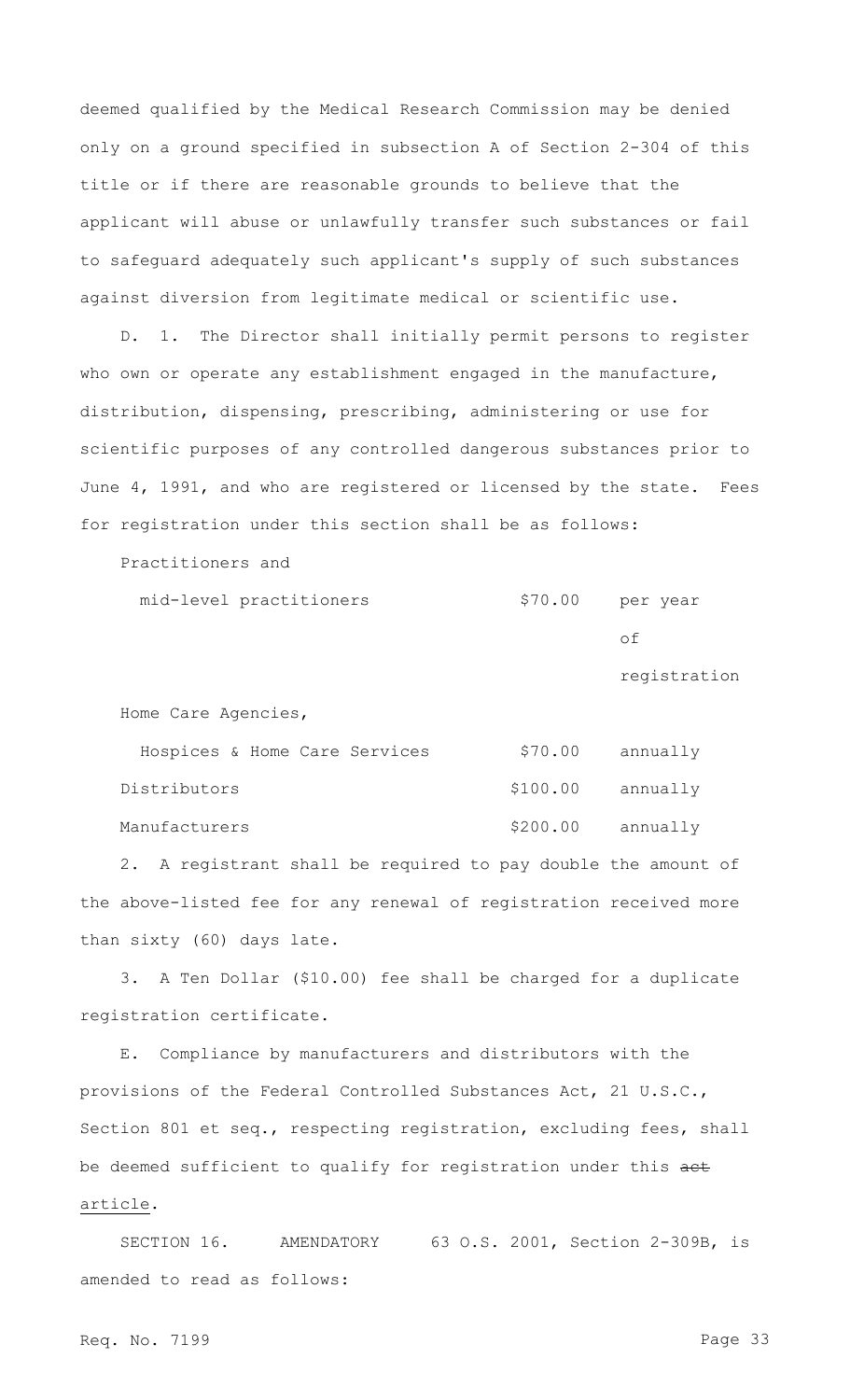deemed qualified by the Medical Research Commission may be denied only on a ground specified in subsection A of Section 2-304 of this title or if there are reasonable grounds to believe that the applicant will abuse or unlawfully transfer such substances or fail to safeguard adequately such applicant's supply of such substances against diversion from legitimate medical or scientific use.

D. 1. The Director shall initially permit persons to register who own or operate any establishment engaged in the manufacture, distribution, dispensing, prescribing, administering or use for scientific purposes of any controlled dangerous substances prior to June 4, 1991, and who are registered or licensed by the state. Fees for registration under this section shall be as follows:

| | | |
|---|---|---|
| Practitioners and mid-level practitioners | $70.00 | per year of registration |
| Home Care Agencies, Hospices & Home Care Services | $70.00 | annually |
| Distributors | $100.00 | annually |
| Manufacturers | $200.00 | annually |

2. A registrant shall be required to pay double the amount of the above-listed fee for any renewal of registration received more than sixty (60) days late.

3. A Ten Dollar ($10.00) fee shall be charged for a duplicate registration certificate.

E. Compliance by manufacturers and distributors with the provisions of the Federal Controlled Substances Act, 21 U.S.C., Section 801 et seq., respecting registration, excluding fees, shall be deemed sufficient to qualify for registration under this ~~act~~ article.

SECTION 16. AMENDATORY 63 O.S. 2001, Section 2-309B, is amended to read as follows: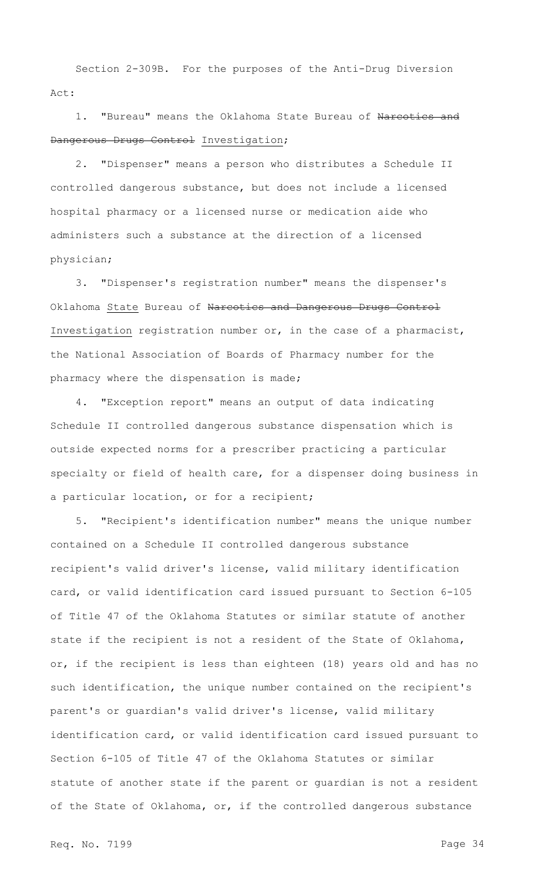Section 2-309B. For the purposes of the Anti-Drug Diversion Act:

1. "Bureau" means the Oklahoma State Bureau of ~~Narcotics and Dangerous Drugs Control~~ Investigation;

2. "Dispenser" means a person who distributes a Schedule II controlled dangerous substance, but does not include a licensed hospital pharmacy or a licensed nurse or medication aide who administers such a substance at the direction of a licensed physician;

3. "Dispenser's registration number" means the dispenser's Oklahoma State Bureau of ~~Narcotics and Dangerous Drugs Control~~ Investigation registration number or, in the case of a pharmacist, the National Association of Boards of Pharmacy number for the pharmacy where the dispensation is made;

4. "Exception report" means an output of data indicating Schedule II controlled dangerous substance dispensation which is outside expected norms for a prescriber practicing a particular specialty or field of health care, for a dispenser doing business in a particular location, or for a recipient;

5. "Recipient's identification number" means the unique number contained on a Schedule II controlled dangerous substance recipient's valid driver's license, valid military identification card, or valid identification card issued pursuant to Section 6-105 of Title 47 of the Oklahoma Statutes or similar statute of another state if the recipient is not a resident of the State of Oklahoma, or, if the recipient is less than eighteen (18) years old and has no such identification, the unique number contained on the recipient's parent's or guardian's valid driver's license, valid military identification card, or valid identification card issued pursuant to Section 6-105 of Title 47 of the Oklahoma Statutes or similar statute of another state if the parent or guardian is not a resident of the State of Oklahoma, or, if the controlled dangerous substance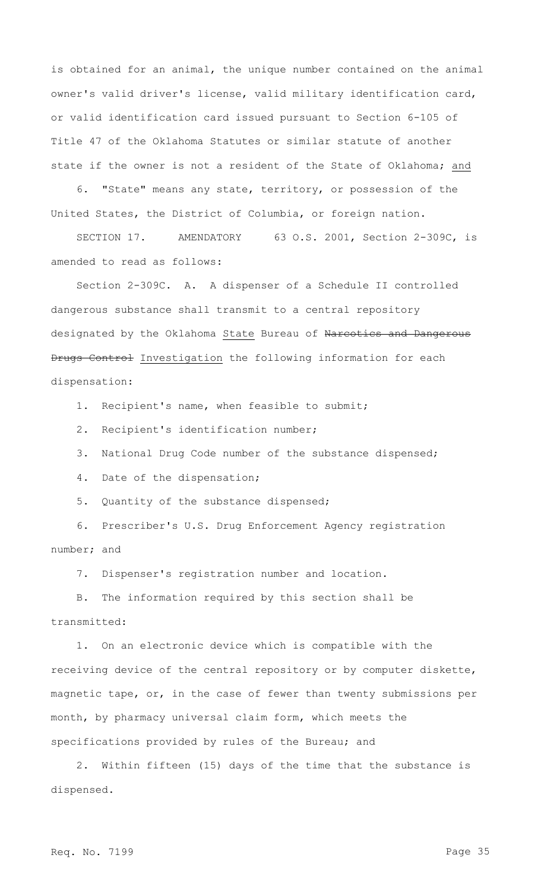is obtained for an animal, the unique number contained on the animal owner's valid driver's license, valid military identification card, or valid identification card issued pursuant to Section 6-105 of Title 47 of the Oklahoma Statutes or similar statute of another state if the owner is not a resident of the State of Oklahoma; <u>and</u>

6. "State" means any state, territory, or possession of the United States, the District of Columbia, or foreign nation.

SECTION 17. AMENDATORY 63 O.S. 2001, Section 2-309C, is amended to read as follows:

Section 2-309C. A. A dispenser of a Schedule II controlled dangerous substance shall transmit to a central repository designated by the Oklahoma <u>State</u> Bureau of ~~Narcotics and Dangerous Drugs Control~~ <u>Investigation</u> the following information for each dispensation:

1. Recipient's name, when feasible to submit;

2. Recipient's identification number;

3. National Drug Code number of the substance dispensed;

4. Date of the dispensation;

5. Quantity of the substance dispensed;

6. Prescriber's U.S. Drug Enforcement Agency registration number; and

7. Dispenser's registration number and location.

B. The information required by this section shall be transmitted:

1. On an electronic device which is compatible with the receiving device of the central repository or by computer diskette, magnetic tape, or, in the case of fewer than twenty submissions per month, by pharmacy universal claim form, which meets the specifications provided by rules of the Bureau; and

2. Within fifteen (15) days of the time that the substance is dispensed.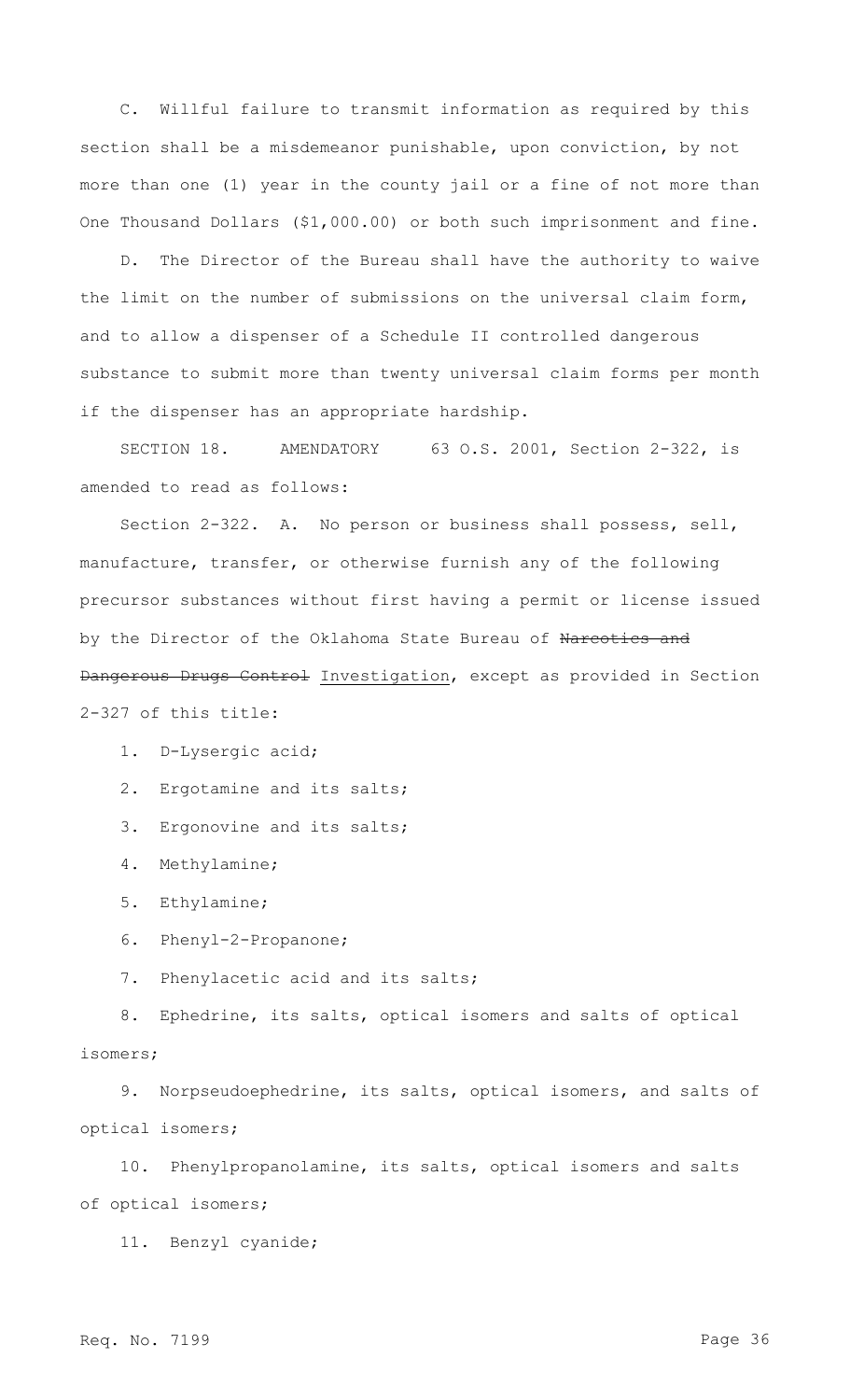C. Willful failure to transmit information as required by this section shall be a misdemeanor punishable, upon conviction, by not more than one (1) year in the county jail or a fine of not more than One Thousand Dollars ($1,000.00) or both such imprisonment and fine.

D. The Director of the Bureau shall have the authority to waive the limit on the number of submissions on the universal claim form, and to allow a dispenser of a Schedule II controlled dangerous substance to submit more than twenty universal claim forms per month if the dispenser has an appropriate hardship.

SECTION 18. AMENDATORY 63 O.S. 2001, Section 2-322, is amended to read as follows:

Section 2-322. A. No person or business shall possess, sell, manufacture, transfer, or otherwise furnish any of the following precursor substances without first having a permit or license issued by the Director of the Oklahoma State Bureau of ~~Narcotics and Dangerous Drugs Control~~ Investigation, except as provided in Section 2-327 of this title:

1. D-Lysergic acid;
2. Ergotamine and its salts;
3. Ergonovine and its salts;
4. Methylamine;
5. Ethylamine;
6. Phenyl-2-Propanone;
7. Phenylacetic acid and its salts;
8. Ephedrine, its salts, optical isomers and salts of optical isomers;
9. Norpseudoephedrine, its salts, optical isomers, and salts of optical isomers;
10. Phenylpropanolamine, its salts, optical isomers and salts of optical isomers;
11. Benzyl cyanide;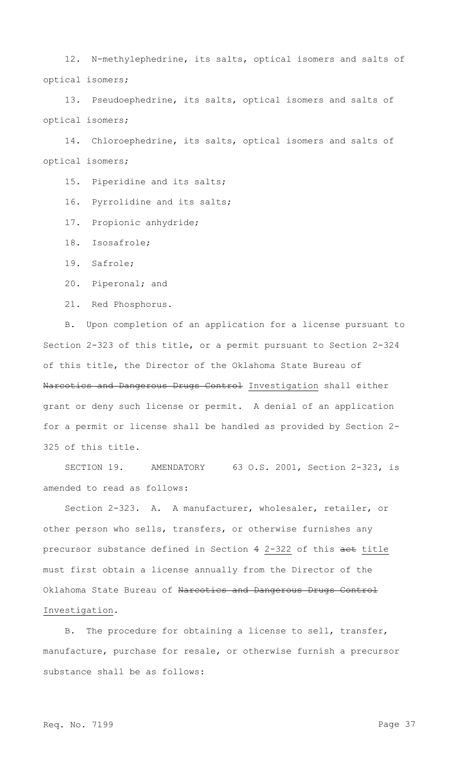12. N-methylephedrine, its salts, optical isomers and salts of optical isomers;

13. Pseudoephedrine, its salts, optical isomers and salts of optical isomers;

14. Chloroephedrine, its salts, optical isomers and salts of optical isomers;

15. Piperidine and its salts;

16. Pyrrolidine and its salts;

17. Propionic anhydride;

18. Isosafrole;

19. Safrole;

20. Piperonal; and

21. Red Phosphorus.

B. Upon completion of an application for a license pursuant to Section 2-323 of this title, or a permit pursuant to Section 2-324 of this title, the Director of the Oklahoma State Bureau of ~~Narcotics and Dangerous Drugs Control~~ Investigation shall either grant or deny such license or permit. A denial of an application for a permit or license shall be handled as provided by Section 2-325 of this title.

SECTION 19. AMENDATORY 63 O.S. 2001, Section 2-323, is amended to read as follows:

Section 2-323. A. A manufacturer, wholesaler, retailer, or other person who sells, transfers, or otherwise furnishes any precursor substance defined in Section ~~4~~ 2-322 of this ~~act~~ title must first obtain a license annually from the Director of the Oklahoma State Bureau of ~~Narcotics and Dangerous Drugs Control~~ Investigation.

B. The procedure for obtaining a license to sell, transfer, manufacture, purchase for resale, or otherwise furnish a precursor substance shall be as follows: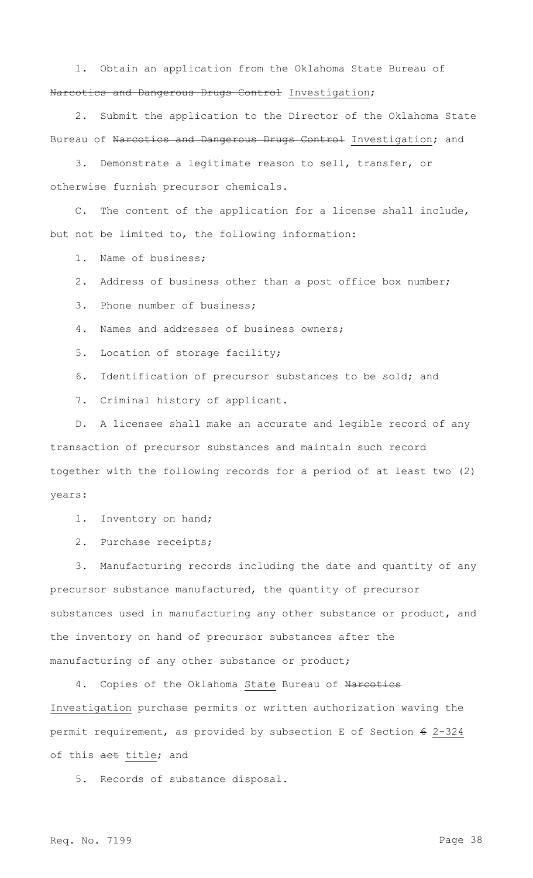1. Obtain an application from the Oklahoma State Bureau of ~~Narcotics and Dangerous Drugs Control~~ Investigation;

2. Submit the application to the Director of the Oklahoma State Bureau of ~~Narcotics and Dangerous Drugs Control~~ Investigation; and

3. Demonstrate a legitimate reason to sell, transfer, or otherwise furnish precursor chemicals.

C. The content of the application for a license shall include, but not be limited to, the following information:

1. Name of business;

2. Address of business other than a post office box number;

3. Phone number of business;

4. Names and addresses of business owners;

5. Location of storage facility;

6. Identification of precursor substances to be sold; and

7. Criminal history of applicant.

D. A licensee shall make an accurate and legible record of any transaction of precursor substances and maintain such record together with the following records for a period of at least two (2) years:

1. Inventory on hand;

2. Purchase receipts;

3. Manufacturing records including the date and quantity of any precursor substance manufactured, the quantity of precursor substances used in manufacturing any other substance or product, and the inventory on hand of precursor substances after the manufacturing of any other substance or product;

4. Copies of the Oklahoma State Bureau of ~~Narcotics~~ Investigation purchase permits or written authorization waving the permit requirement, as provided by subsection E of Section ~~6~~ 2-324 of this ~~act~~ title; and

5. Records of substance disposal.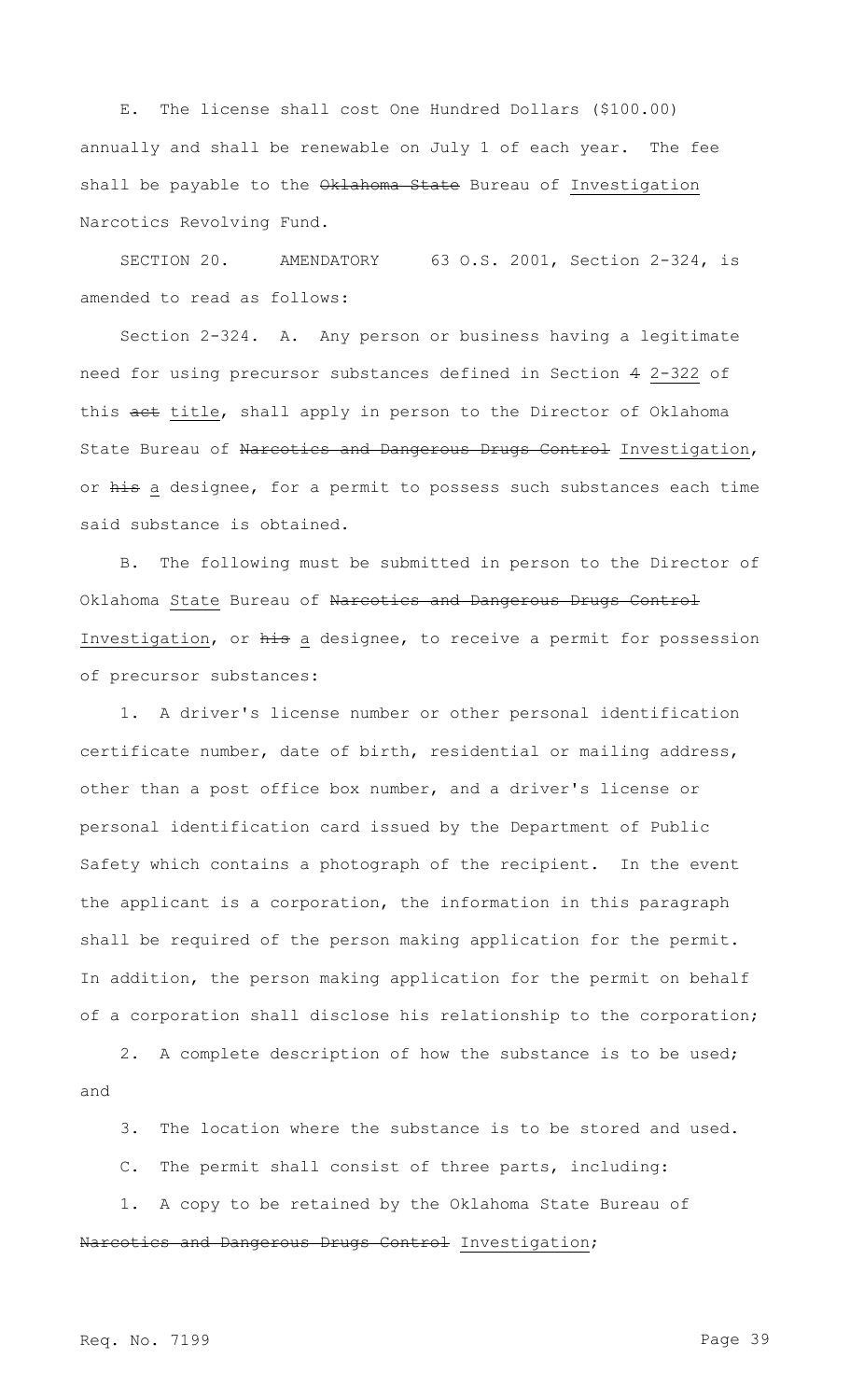E. The license shall cost One Hundred Dollars ($100.00) annually and shall be renewable on July 1 of each year. The fee shall be payable to the ~~Oklahoma State~~ Bureau of Investigation Narcotics Revolving Fund.

SECTION 20. AMENDATORY 63 O.S. 2001, Section 2-324, is amended to read as follows:

Section 2-324. A. Any person or business having a legitimate need for using precursor substances defined in Section ~~4~~ 2-322 of this ~~act~~ title, shall apply in person to the Director of Oklahoma State Bureau of ~~Narcotics and Dangerous Drugs Control~~ Investigation, or ~~his~~ a designee, for a permit to possess such substances each time said substance is obtained.

B. The following must be submitted in person to the Director of Oklahoma State Bureau of ~~Narcotics and Dangerous Drugs Control~~ Investigation, or ~~his~~ a designee, to receive a permit for possession of precursor substances:

1. A driver's license number or other personal identification certificate number, date of birth, residential or mailing address, other than a post office box number, and a driver's license or personal identification card issued by the Department of Public Safety which contains a photograph of the recipient. In the event the applicant is a corporation, the information in this paragraph shall be required of the person making application for the permit. In addition, the person making application for the permit on behalf of a corporation shall disclose his relationship to the corporation;

2. A complete description of how the substance is to be used; and

3. The location where the substance is to be stored and used.

C. The permit shall consist of three parts, including:

1. A copy to be retained by the Oklahoma State Bureau of ~~Narcotics and Dangerous Drugs Control~~ Investigation;

Req. No. 7199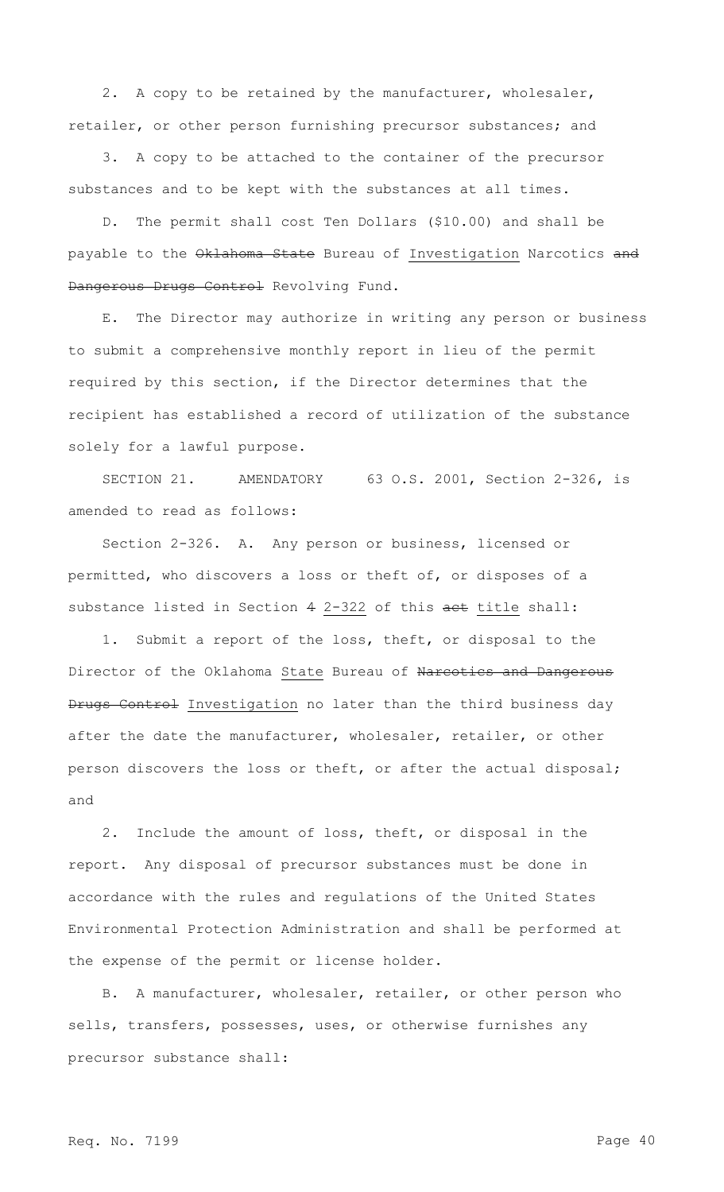2. A copy to be retained by the manufacturer, wholesaler, retailer, or other person furnishing precursor substances; and

3. A copy to be attached to the container of the precursor substances and to be kept with the substances at all times.

D. The permit shall cost Ten Dollars ($10.00) and shall be payable to the ~~Oklahoma State~~ Bureau of Investigation Narcotics ~~and Dangerous Drugs Control~~ Revolving Fund.

E. The Director may authorize in writing any person or business to submit a comprehensive monthly report in lieu of the permit required by this section, if the Director determines that the recipient has established a record of utilization of the substance solely for a lawful purpose.

SECTION 21. AMENDATORY 63 O.S. 2001, Section 2-326, is amended to read as follows:

Section 2-326. A. Any person or business, licensed or permitted, who discovers a loss or theft of, or disposes of a substance listed in Section ~~4~~ 2-322 of this ~~act~~ title shall:

1. Submit a report of the loss, theft, or disposal to the Director of the Oklahoma State Bureau of ~~Narcotics and Dangerous Drugs Control~~ Investigation no later than the third business day after the date the manufacturer, wholesaler, retailer, or other person discovers the loss or theft, or after the actual disposal; and

2. Include the amount of loss, theft, or disposal in the report. Any disposal of precursor substances must be done in accordance with the rules and regulations of the United States Environmental Protection Administration and shall be performed at the expense of the permit or license holder.

B. A manufacturer, wholesaler, retailer, or other person who sells, transfers, possesses, uses, or otherwise furnishes any precursor substance shall: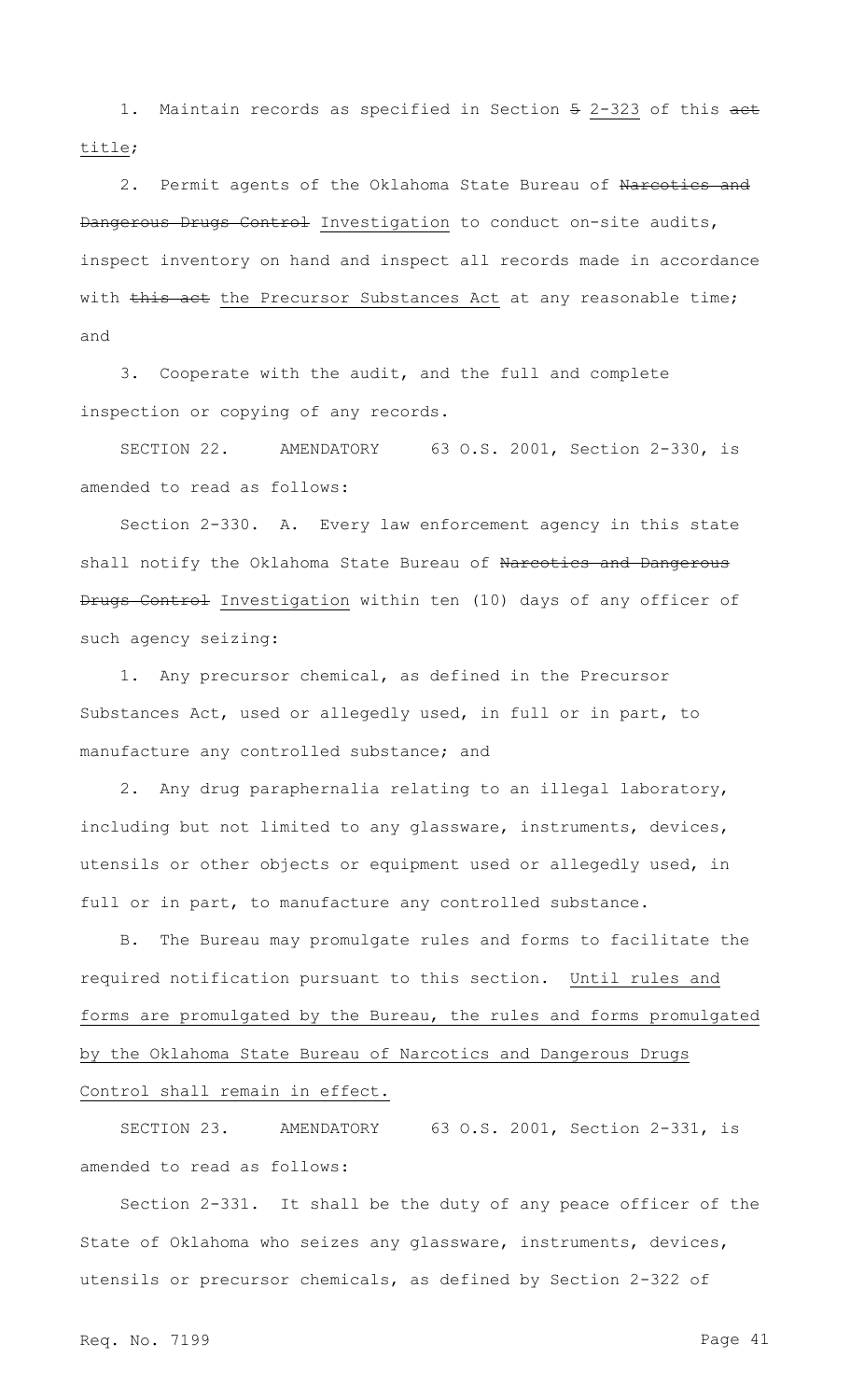1. Maintain records as specified in Section ~~5~~ 2-323 of this ~~act~~ title;

2. Permit agents of the Oklahoma State Bureau of ~~Narcotics and Dangerous Drugs Control~~ Investigation to conduct on-site audits, inspect inventory on hand and inspect all records made in accordance with ~~this act~~ the Precursor Substances Act at any reasonable time; and

3. Cooperate with the audit, and the full and complete inspection or copying of any records.

SECTION 22. AMENDATORY 63 O.S. 2001, Section 2-330, is amended to read as follows:

Section 2-330. A. Every law enforcement agency in this state shall notify the Oklahoma State Bureau of ~~Narcotics and Dangerous Drugs Control~~ Investigation within ten (10) days of any officer of such agency seizing:

1. Any precursor chemical, as defined in the Precursor Substances Act, used or allegedly used, in full or in part, to manufacture any controlled substance; and

2. Any drug paraphernalia relating to an illegal laboratory, including but not limited to any glassware, instruments, devices, utensils or other objects or equipment used or allegedly used, in full or in part, to manufacture any controlled substance.

B. The Bureau may promulgate rules and forms to facilitate the required notification pursuant to this section. Until rules and forms are promulgated by the Bureau, the rules and forms promulgated by the Oklahoma State Bureau of Narcotics and Dangerous Drugs Control shall remain in effect.

SECTION 23. AMENDATORY 63 O.S. 2001, Section 2-331, is amended to read as follows:

Section 2-331. It shall be the duty of any peace officer of the State of Oklahoma who seizes any glassware, instruments, devices, utensils or precursor chemicals, as defined by Section 2-322 of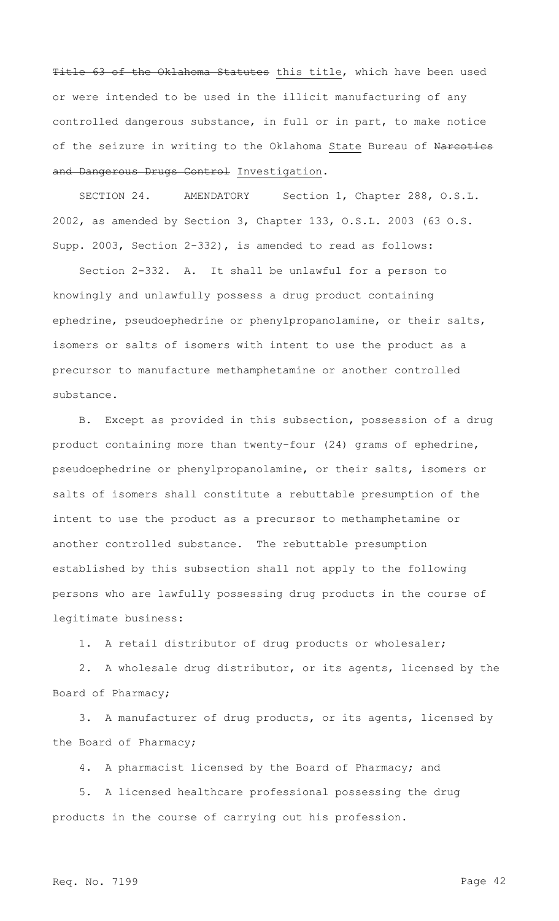~~Title 63 of the Oklahoma Statutes~~ this title, which have been used or were intended to be used in the illicit manufacturing of any controlled dangerous substance, in full or in part, to make notice of the seizure in writing to the Oklahoma State Bureau of ~~Narcotics and Dangerous Drugs Control~~ Investigation.

SECTION 24. AMENDATORY Section 1, Chapter 288, O.S.L. 2002, as amended by Section 3, Chapter 133, O.S.L. 2003 (63 O.S. Supp. 2003, Section 2-332), is amended to read as follows:

Section 2-332. A. It shall be unlawful for a person to knowingly and unlawfully possess a drug product containing ephedrine, pseudoephedrine or phenylpropanolamine, or their salts, isomers or salts of isomers with intent to use the product as a precursor to manufacture methamphetamine or another controlled substance.

B. Except as provided in this subsection, possession of a drug product containing more than twenty-four (24) grams of ephedrine, pseudoephedrine or phenylpropanolamine, or their salts, isomers or salts of isomers shall constitute a rebuttable presumption of the intent to use the product as a precursor to methamphetamine or another controlled substance. The rebuttable presumption established by this subsection shall not apply to the following persons who are lawfully possessing drug products in the course of legitimate business:

1. A retail distributor of drug products or wholesaler;

2. A wholesale drug distributor, or its agents, licensed by the Board of Pharmacy;

3. A manufacturer of drug products, or its agents, licensed by the Board of Pharmacy;

4. A pharmacist licensed by the Board of Pharmacy; and

5. A licensed healthcare professional possessing the drug products in the course of carrying out his profession.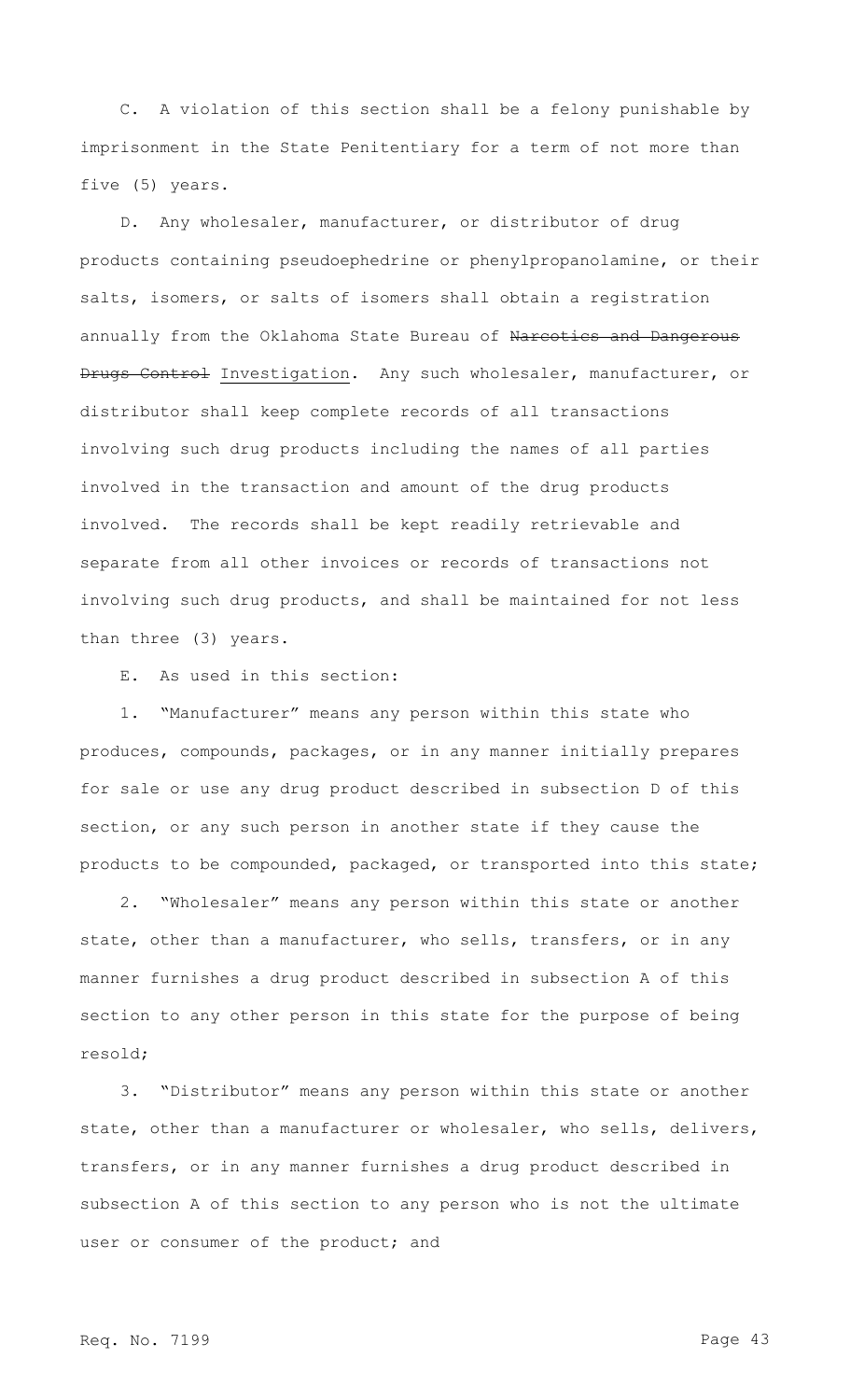C. A violation of this section shall be a felony punishable by imprisonment in the State Penitentiary for a term of not more than five (5) years.

D. Any wholesaler, manufacturer, or distributor of drug products containing pseudoephedrine or phenylpropanolamine, or their salts, isomers, or salts of isomers shall obtain a registration annually from the Oklahoma State Bureau of ~~Narcotics and Dangerous Drugs Control~~ Investigation. Any such wholesaler, manufacturer, or distributor shall keep complete records of all transactions involving such drug products including the names of all parties involved in the transaction and amount of the drug products involved. The records shall be kept readily retrievable and separate from all other invoices or records of transactions not involving such drug products, and shall be maintained for not less than three (3) years.

E. As used in this section:

1. "Manufacturer" means any person within this state who produces, compounds, packages, or in any manner initially prepares for sale or use any drug product described in subsection D of this section, or any such person in another state if they cause the products to be compounded, packaged, or transported into this state;

2. "Wholesaler" means any person within this state or another state, other than a manufacturer, who sells, transfers, or in any manner furnishes a drug product described in subsection A of this section to any other person in this state for the purpose of being resold;

3. "Distributor" means any person within this state or another state, other than a manufacturer or wholesaler, who sells, delivers, transfers, or in any manner furnishes a drug product described in subsection A of this section to any person who is not the ultimate user or consumer of the product; and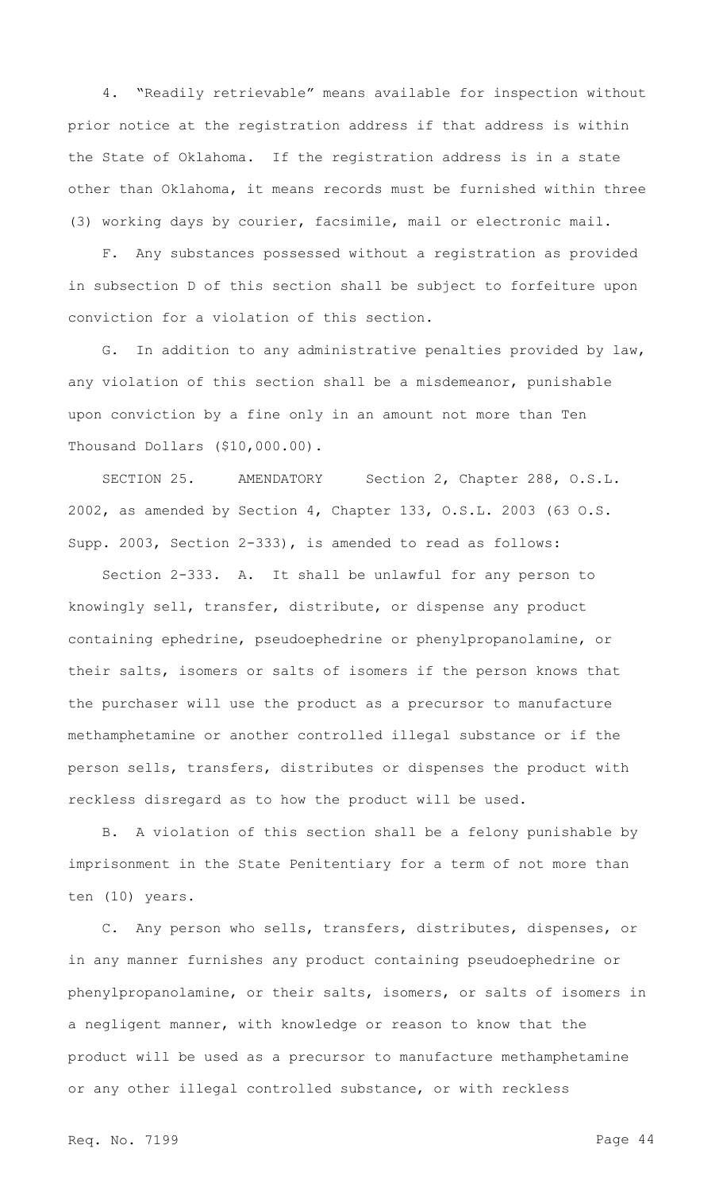4. "Readily retrievable" means available for inspection without prior notice at the registration address if that address is within the State of Oklahoma. If the registration address is in a state other than Oklahoma, it means records must be furnished within three (3) working days by courier, facsimile, mail or electronic mail.

F. Any substances possessed without a registration as provided in subsection D of this section shall be subject to forfeiture upon conviction for a violation of this section.

G. In addition to any administrative penalties provided by law, any violation of this section shall be a misdemeanor, punishable upon conviction by a fine only in an amount not more than Ten Thousand Dollars ($10,000.00).

SECTION 25. AMENDATORY Section 2, Chapter 288, O.S.L. 2002, as amended by Section 4, Chapter 133, O.S.L. 2003 (63 O.S. Supp. 2003, Section 2-333), is amended to read as follows:

Section 2-333. A. It shall be unlawful for any person to knowingly sell, transfer, distribute, or dispense any product containing ephedrine, pseudoephedrine or phenylpropanolamine, or their salts, isomers or salts of isomers if the person knows that the purchaser will use the product as a precursor to manufacture methamphetamine or another controlled illegal substance or if the person sells, transfers, distributes or dispenses the product with reckless disregard as to how the product will be used.

B. A violation of this section shall be a felony punishable by imprisonment in the State Penitentiary for a term of not more than ten (10) years.

C. Any person who sells, transfers, distributes, dispenses, or in any manner furnishes any product containing pseudoephedrine or phenylpropanolamine, or their salts, isomers, or salts of isomers in a negligent manner, with knowledge or reason to know that the product will be used as a precursor to manufacture methamphetamine or any other illegal controlled substance, or with reckless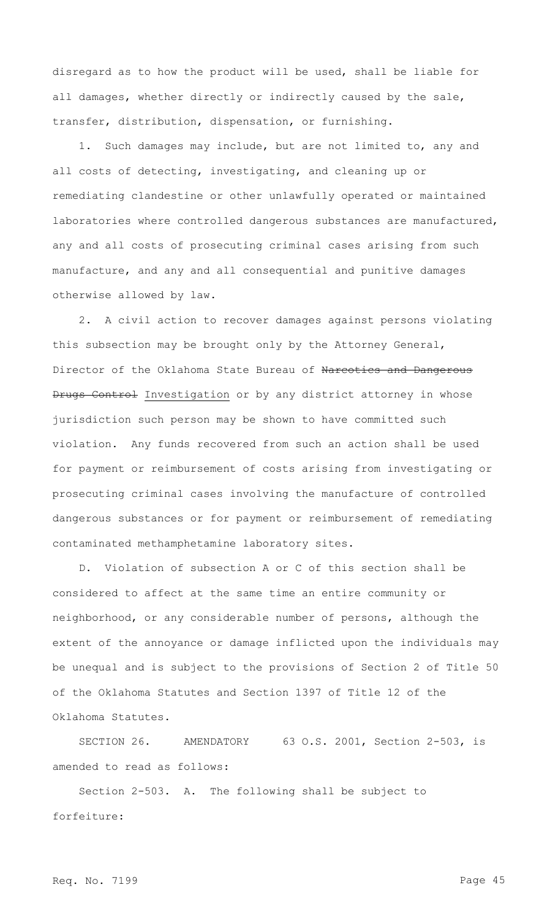disregard as to how the product will be used, shall be liable for all damages, whether directly or indirectly caused by the sale, transfer, distribution, dispensation, or furnishing.

1. Such damages may include, but are not limited to, any and all costs of detecting, investigating, and cleaning up or remediating clandestine or other unlawfully operated or maintained laboratories where controlled dangerous substances are manufactured, any and all costs of prosecuting criminal cases arising from such manufacture, and any and all consequential and punitive damages otherwise allowed by law.

2. A civil action to recover damages against persons violating this subsection may be brought only by the Attorney General, Director of the Oklahoma State Bureau of ~~Narcotics and Dangerous Drugs Control~~ Investigation or by any district attorney in whose jurisdiction such person may be shown to have committed such violation. Any funds recovered from such an action shall be used for payment or reimbursement of costs arising from investigating or prosecuting criminal cases involving the manufacture of controlled dangerous substances or for payment or reimbursement of remediating contaminated methamphetamine laboratory sites.

D. Violation of subsection A or C of this section shall be considered to affect at the same time an entire community or neighborhood, or any considerable number of persons, although the extent of the annoyance or damage inflicted upon the individuals may be unequal and is subject to the provisions of Section 2 of Title 50 of the Oklahoma Statutes and Section 1397 of Title 12 of the Oklahoma Statutes.

SECTION 26. AMENDATORY 63 O.S. 2001, Section 2-503, is amended to read as follows:

Section 2-503. A. The following shall be subject to forfeiture: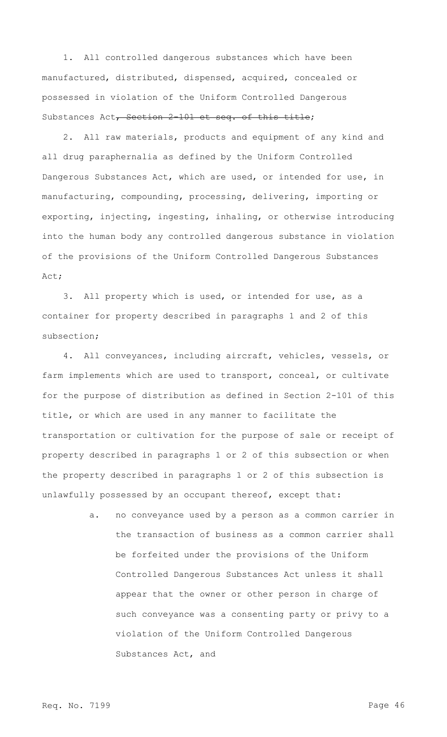1. All controlled dangerous substances which have been manufactured, distributed, dispensed, acquired, concealed or possessed in violation of the Uniform Controlled Dangerous Substances Act~~, Section 2-101 et seq. of this title~~;

2. All raw materials, products and equipment of any kind and all drug paraphernalia as defined by the Uniform Controlled Dangerous Substances Act, which are used, or intended for use, in manufacturing, compounding, processing, delivering, importing or exporting, injecting, ingesting, inhaling, or otherwise introducing into the human body any controlled dangerous substance in violation of the provisions of the Uniform Controlled Dangerous Substances Act;

3. All property which is used, or intended for use, as a container for property described in paragraphs 1 and 2 of this subsection;

4. All conveyances, including aircraft, vehicles, vessels, or farm implements which are used to transport, conceal, or cultivate for the purpose of distribution as defined in Section 2-101 of this title, or which are used in any manner to facilitate the transportation or cultivation for the purpose of sale or receipt of property described in paragraphs 1 or 2 of this subsection or when the property described in paragraphs 1 or 2 of this subsection is unlawfully possessed by an occupant thereof, except that:

   a. no conveyance used by a person as a common carrier in the transaction of business as a common carrier shall be forfeited under the provisions of the Uniform Controlled Dangerous Substances Act unless it shall appear that the owner or other person in charge of such conveyance was a consenting party or privy to a violation of the Uniform Controlled Dangerous Substances Act, and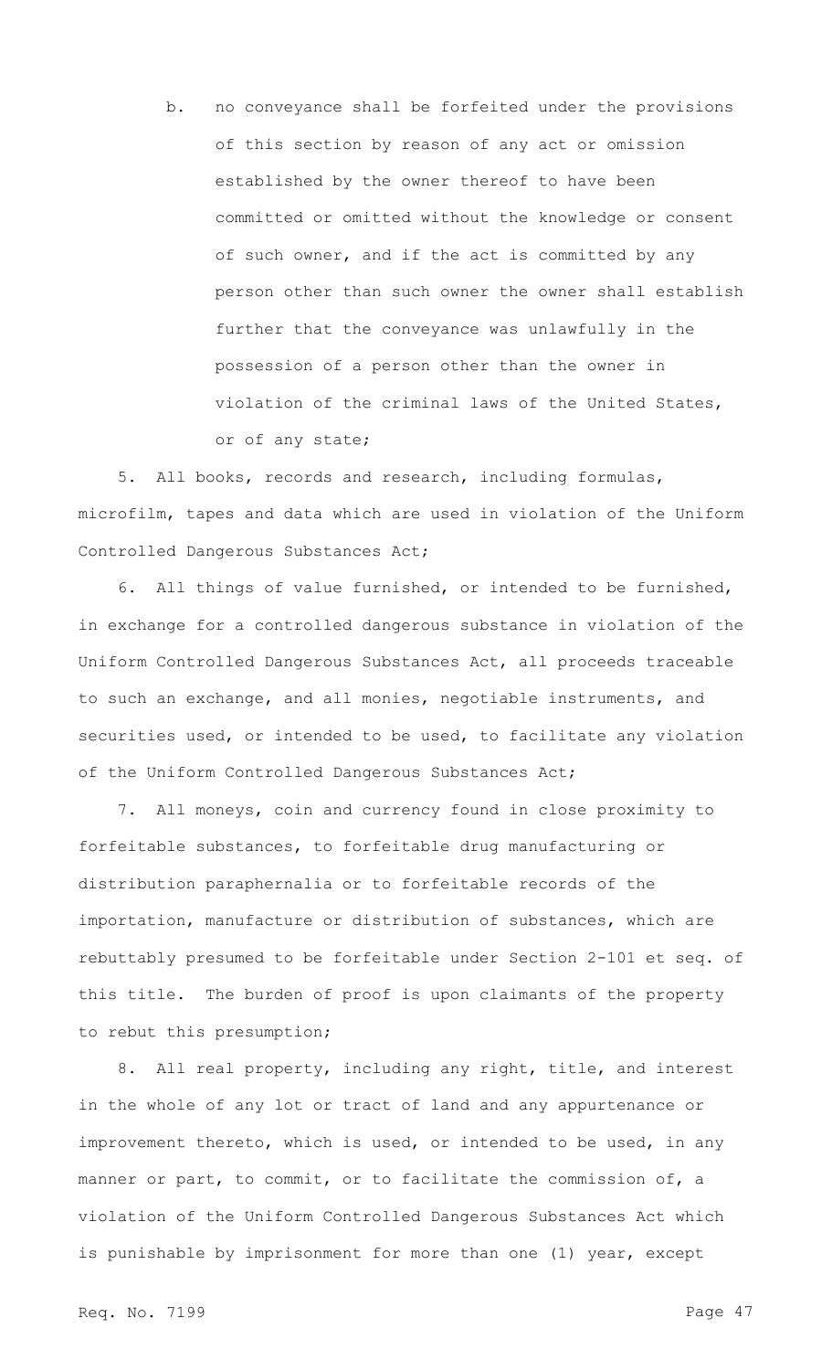b. no conveyance shall be forfeited under the provisions of this section by reason of any act or omission established by the owner thereof to have been committed or omitted without the knowledge or consent of such owner, and if the act is committed by any person other than such owner the owner shall establish further that the conveyance was unlawfully in the possession of a person other than the owner in violation of the criminal laws of the United States, or of any state;

5. All books, records and research, including formulas, microfilm, tapes and data which are used in violation of the Uniform Controlled Dangerous Substances Act;

6. All things of value furnished, or intended to be furnished, in exchange for a controlled dangerous substance in violation of the Uniform Controlled Dangerous Substances Act, all proceeds traceable to such an exchange, and all monies, negotiable instruments, and securities used, or intended to be used, to facilitate any violation of the Uniform Controlled Dangerous Substances Act;

7. All moneys, coin and currency found in close proximity to forfeitable substances, to forfeitable drug manufacturing or distribution paraphernalia or to forfeitable records of the importation, manufacture or distribution of substances, which are rebuttably presumed to be forfeitable under Section 2-101 et seq. of this title. The burden of proof is upon claimants of the property to rebut this presumption;

8. All real property, including any right, title, and interest in the whole of any lot or tract of land and any appurtenance or improvement thereto, which is used, or intended to be used, in any manner or part, to commit, or to facilitate the commission of, a violation of the Uniform Controlled Dangerous Substances Act which is punishable by imprisonment for more than one (1) year, except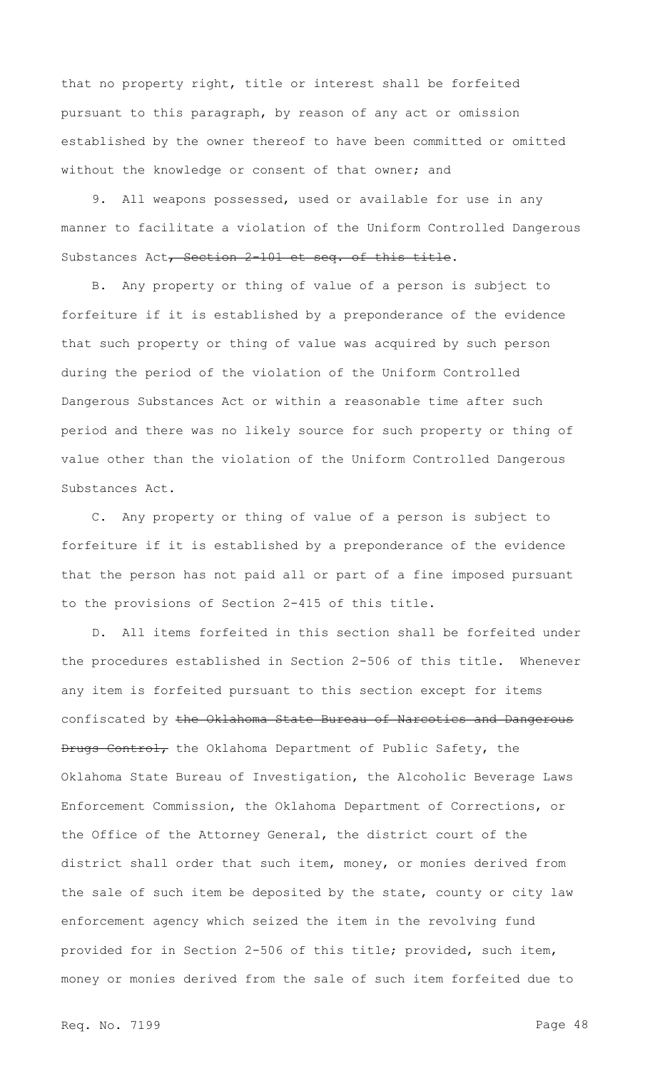that no property right, title or interest shall be forfeited pursuant to this paragraph, by reason of any act or omission established by the owner thereof to have been committed or omitted without the knowledge or consent of that owner; and

9. All weapons possessed, used or available for use in any manner to facilitate a violation of the Uniform Controlled Dangerous Substances Act~~, Section 2-101 et seq. of this title~~.

B. Any property or thing of value of a person is subject to forfeiture if it is established by a preponderance of the evidence that such property or thing of value was acquired by such person during the period of the violation of the Uniform Controlled Dangerous Substances Act or within a reasonable time after such period and there was no likely source for such property or thing of value other than the violation of the Uniform Controlled Dangerous Substances Act.

C. Any property or thing of value of a person is subject to forfeiture if it is established by a preponderance of the evidence that the person has not paid all or part of a fine imposed pursuant to the provisions of Section 2-415 of this title.

D. All items forfeited in this section shall be forfeited under the procedures established in Section 2-506 of this title. Whenever any item is forfeited pursuant to this section except for items confiscated by ~~the Oklahoma State Bureau of Narcotics and Dangerous Drugs Control,~~ the Oklahoma Department of Public Safety, the Oklahoma State Bureau of Investigation, the Alcoholic Beverage Laws Enforcement Commission, the Oklahoma Department of Corrections, or the Office of the Attorney General, the district court of the district shall order that such item, money, or monies derived from the sale of such item be deposited by the state, county or city law enforcement agency which seized the item in the revolving fund provided for in Section 2-506 of this title; provided, such item, money or monies derived from the sale of such item forfeited due to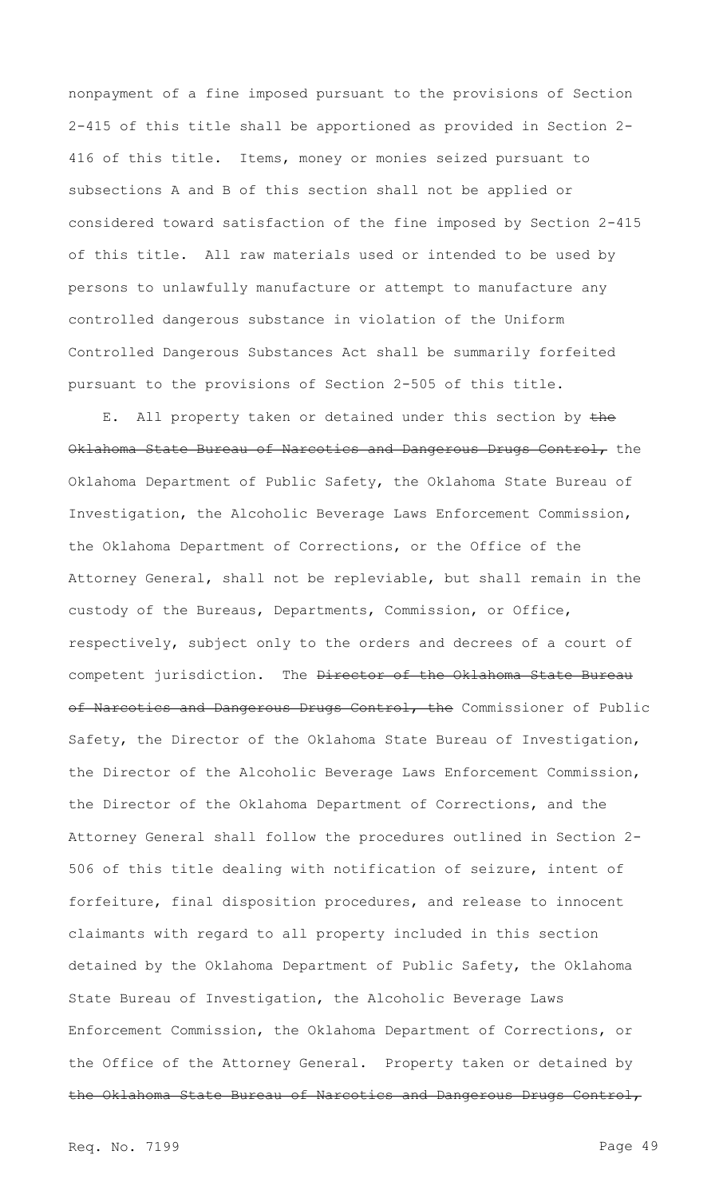nonpayment of a fine imposed pursuant to the provisions of Section 2-415 of this title shall be apportioned as provided in Section 2-416 of this title. Items, money or monies seized pursuant to subsections A and B of this section shall not be applied or considered toward satisfaction of the fine imposed by Section 2-415 of this title. All raw materials used or intended to be used by persons to unlawfully manufacture or attempt to manufacture any controlled dangerous substance in violation of the Uniform Controlled Dangerous Substances Act shall be summarily forfeited pursuant to the provisions of Section 2-505 of this title.

E. All property taken or detained under this section by ~~the Oklahoma State Bureau of Narcotics and Dangerous Drugs Control,~~ the Oklahoma Department of Public Safety, the Oklahoma State Bureau of Investigation, the Alcoholic Beverage Laws Enforcement Commission, the Oklahoma Department of Corrections, or the Office of the Attorney General, shall not be repleviable, but shall remain in the custody of the Bureaus, Departments, Commission, or Office, respectively, subject only to the orders and decrees of a court of competent jurisdiction. The ~~Director of the Oklahoma State Bureau of Narcotics and Dangerous Drugs Control, the~~ Commissioner of Public Safety, the Director of the Oklahoma State Bureau of Investigation, the Director of the Alcoholic Beverage Laws Enforcement Commission, the Director of the Oklahoma Department of Corrections, and the Attorney General shall follow the procedures outlined in Section 2-506 of this title dealing with notification of seizure, intent of forfeiture, final disposition procedures, and release to innocent claimants with regard to all property included in this section detained by the Oklahoma Department of Public Safety, the Oklahoma State Bureau of Investigation, the Alcoholic Beverage Laws Enforcement Commission, the Oklahoma Department of Corrections, or the Office of the Attorney General. Property taken or detained by ~~the Oklahoma State Bureau of Narcotics and Dangerous Drugs Control,~~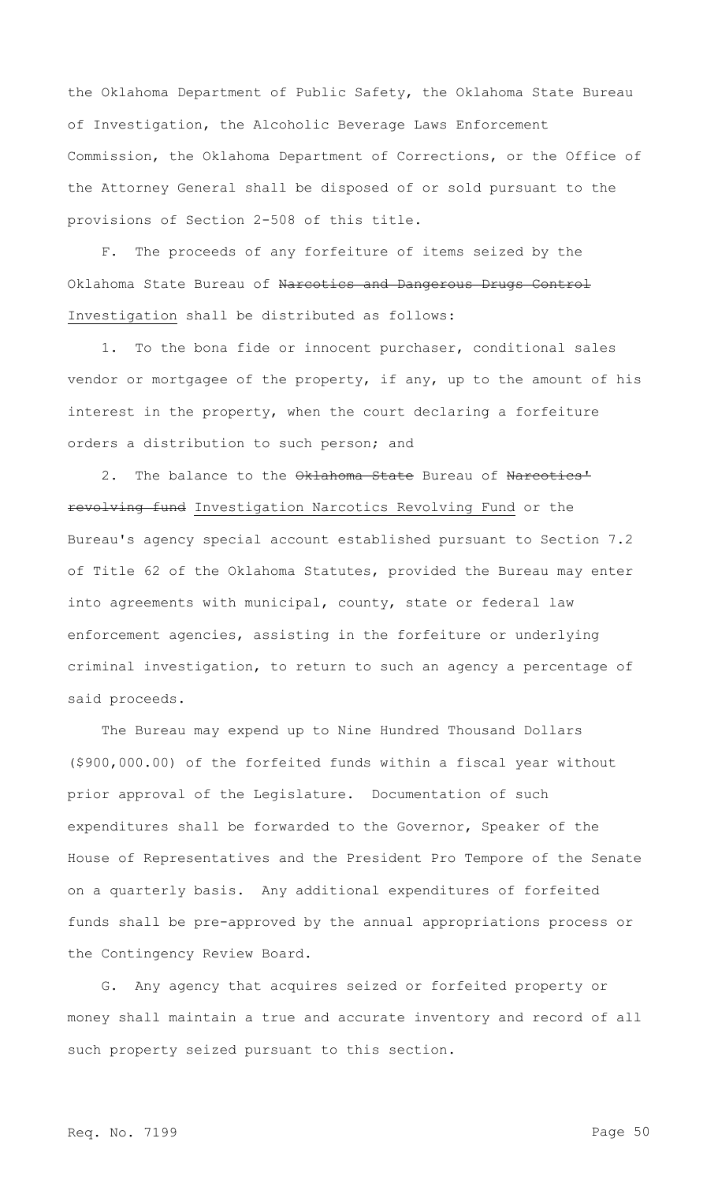the Oklahoma Department of Public Safety, the Oklahoma State Bureau of Investigation, the Alcoholic Beverage Laws Enforcement Commission, the Oklahoma Department of Corrections, or the Office of the Attorney General shall be disposed of or sold pursuant to the provisions of Section 2-508 of this title.

F. The proceeds of any forfeiture of items seized by the Oklahoma State Bureau of ~~Narcotics and Dangerous Drugs Control~~ <u>Investigation</u> shall be distributed as follows:

1. To the bona fide or innocent purchaser, conditional sales vendor or mortgagee of the property, if any, up to the amount of his interest in the property, when the court declaring a forfeiture orders a distribution to such person; and

2. The balance to the ~~Oklahoma State~~ Bureau of ~~Narcotics' revolving fund~~ <u>Investigation Narcotics Revolving Fund</u> or the Bureau's agency special account established pursuant to Section 7.2 of Title 62 of the Oklahoma Statutes, provided the Bureau may enter into agreements with municipal, county, state or federal law enforcement agencies, assisting in the forfeiture or underlying criminal investigation, to return to such an agency a percentage of said proceeds.

The Bureau may expend up to Nine Hundred Thousand Dollars ($900,000.00) of the forfeited funds within a fiscal year without prior approval of the Legislature. Documentation of such expenditures shall be forwarded to the Governor, Speaker of the House of Representatives and the President Pro Tempore of the Senate on a quarterly basis. Any additional expenditures of forfeited funds shall be pre-approved by the annual appropriations process or the Contingency Review Board.

G. Any agency that acquires seized or forfeited property or money shall maintain a true and accurate inventory and record of all such property seized pursuant to this section.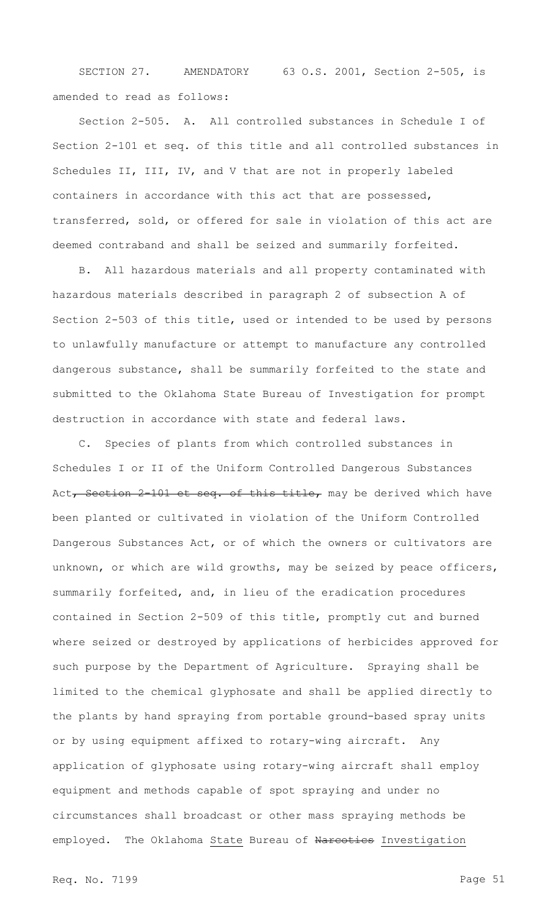SECTION 27. AMENDATORY 63 O.S. 2001, Section 2-505, is amended to read as follows:

Section 2-505. A. All controlled substances in Schedule I of Section 2-101 et seq. of this title and all controlled substances in Schedules II, III, IV, and V that are not in properly labeled containers in accordance with this act that are possessed, transferred, sold, or offered for sale in violation of this act are deemed contraband and shall be seized and summarily forfeited.

B. All hazardous materials and all property contaminated with hazardous materials described in paragraph 2 of subsection A of Section 2-503 of this title, used or intended to be used by persons to unlawfully manufacture or attempt to manufacture any controlled dangerous substance, shall be summarily forfeited to the state and submitted to the Oklahoma State Bureau of Investigation for prompt destruction in accordance with state and federal laws.

C. Species of plants from which controlled substances in Schedules I or II of the Uniform Controlled Dangerous Substances Act~~, Section 2-101 et seq. of this title,~~ may be derived which have been planted or cultivated in violation of the Uniform Controlled Dangerous Substances Act, or of which the owners or cultivators are unknown, or which are wild growths, may be seized by peace officers, summarily forfeited, and, in lieu of the eradication procedures contained in Section 2-509 of this title, promptly cut and burned where seized or destroyed by applications of herbicides approved for such purpose by the Department of Agriculture. Spraying shall be limited to the chemical glyphosate and shall be applied directly to the plants by hand spraying from portable ground-based spray units or by using equipment affixed to rotary-wing aircraft. Any application of glyphosate using rotary-wing aircraft shall employ equipment and methods capable of spot spraying and under no circumstances shall broadcast or other mass spraying methods be employed. The Oklahoma <u>State</u> Bureau of ~~Narcotics~~ <u>Investigation</u>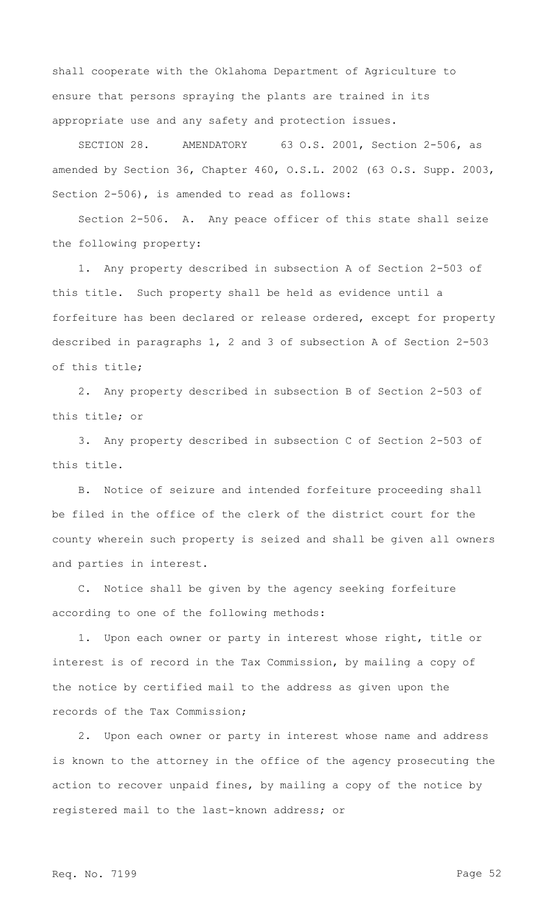shall cooperate with the Oklahoma Department of Agriculture to ensure that persons spraying the plants are trained in its appropriate use and any safety and protection issues.

SECTION 28. AMENDATORY 63 O.S. 2001, Section 2-506, as amended by Section 36, Chapter 460, O.S.L. 2002 (63 O.S. Supp. 2003, Section 2-506), is amended to read as follows:

Section 2-506. A. Any peace officer of this state shall seize the following property:

1. Any property described in subsection A of Section 2-503 of this title. Such property shall be held as evidence until a forfeiture has been declared or release ordered, except for property described in paragraphs 1, 2 and 3 of subsection A of Section 2-503 of this title;

2. Any property described in subsection B of Section 2-503 of this title; or

3. Any property described in subsection C of Section 2-503 of this title.

B. Notice of seizure and intended forfeiture proceeding shall be filed in the office of the clerk of the district court for the county wherein such property is seized and shall be given all owners and parties in interest.

C. Notice shall be given by the agency seeking forfeiture according to one of the following methods:

1. Upon each owner or party in interest whose right, title or interest is of record in the Tax Commission, by mailing a copy of the notice by certified mail to the address as given upon the records of the Tax Commission;

2. Upon each owner or party in interest whose name and address is known to the attorney in the office of the agency prosecuting the action to recover unpaid fines, by mailing a copy of the notice by registered mail to the last-known address; or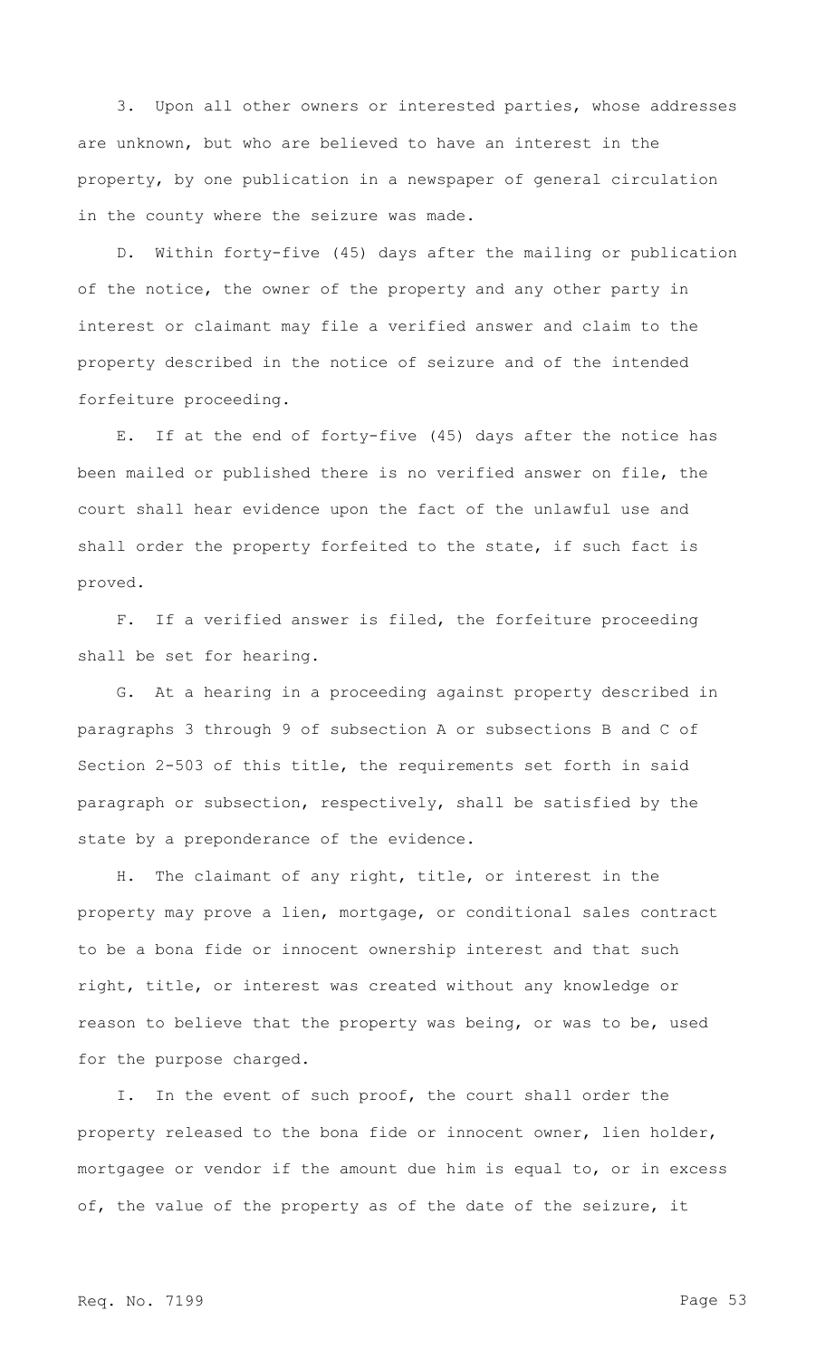3. Upon all other owners or interested parties, whose addresses are unknown, but who are believed to have an interest in the property, by one publication in a newspaper of general circulation in the county where the seizure was made.

D. Within forty-five (45) days after the mailing or publication of the notice, the owner of the property and any other party in interest or claimant may file a verified answer and claim to the property described in the notice of seizure and of the intended forfeiture proceeding.

E. If at the end of forty-five (45) days after the notice has been mailed or published there is no verified answer on file, the court shall hear evidence upon the fact of the unlawful use and shall order the property forfeited to the state, if such fact is proved.

F. If a verified answer is filed, the forfeiture proceeding shall be set for hearing.

G. At a hearing in a proceeding against property described in paragraphs 3 through 9 of subsection A or subsections B and C of Section 2-503 of this title, the requirements set forth in said paragraph or subsection, respectively, shall be satisfied by the state by a preponderance of the evidence.

H. The claimant of any right, title, or interest in the property may prove a lien, mortgage, or conditional sales contract to be a bona fide or innocent ownership interest and that such right, title, or interest was created without any knowledge or reason to believe that the property was being, or was to be, used for the purpose charged.

I. In the event of such proof, the court shall order the property released to the bona fide or innocent owner, lien holder, mortgagee or vendor if the amount due him is equal to, or in excess of, the value of the property as of the date of the seizure, it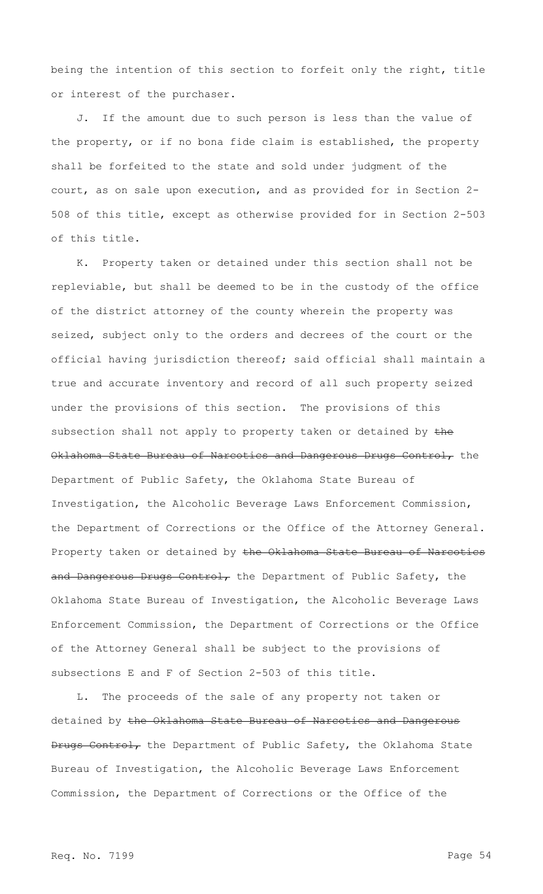being the intention of this section to forfeit only the right, title or interest of the purchaser.

J. If the amount due to such person is less than the value of the property, or if no bona fide claim is established, the property shall be forfeited to the state and sold under judgment of the court, as on sale upon execution, and as provided for in Section 2-508 of this title, except as otherwise provided for in Section 2-503 of this title.

K. Property taken or detained under this section shall not be repleviable, but shall be deemed to be in the custody of the office of the district attorney of the county wherein the property was seized, subject only to the orders and decrees of the court or the official having jurisdiction thereof; said official shall maintain a true and accurate inventory and record of all such property seized under the provisions of this section. The provisions of this subsection shall not apply to property taken or detained by ~~the Oklahoma State Bureau of Narcotics and Dangerous Drugs Control,~~ the Department of Public Safety, the Oklahoma State Bureau of Investigation, the Alcoholic Beverage Laws Enforcement Commission, the Department of Corrections or the Office of the Attorney General. Property taken or detained by ~~the Oklahoma State Bureau of Narcotics and Dangerous Drugs Control,~~ the Department of Public Safety, the Oklahoma State Bureau of Investigation, the Alcoholic Beverage Laws Enforcement Commission, the Department of Corrections or the Office of the Attorney General shall be subject to the provisions of subsections E and F of Section 2-503 of this title.

L. The proceeds of the sale of any property not taken or detained by ~~the Oklahoma State Bureau of Narcotics and Dangerous Drugs Control,~~ the Department of Public Safety, the Oklahoma State Bureau of Investigation, the Alcoholic Beverage Laws Enforcement Commission, the Department of Corrections or the Office of the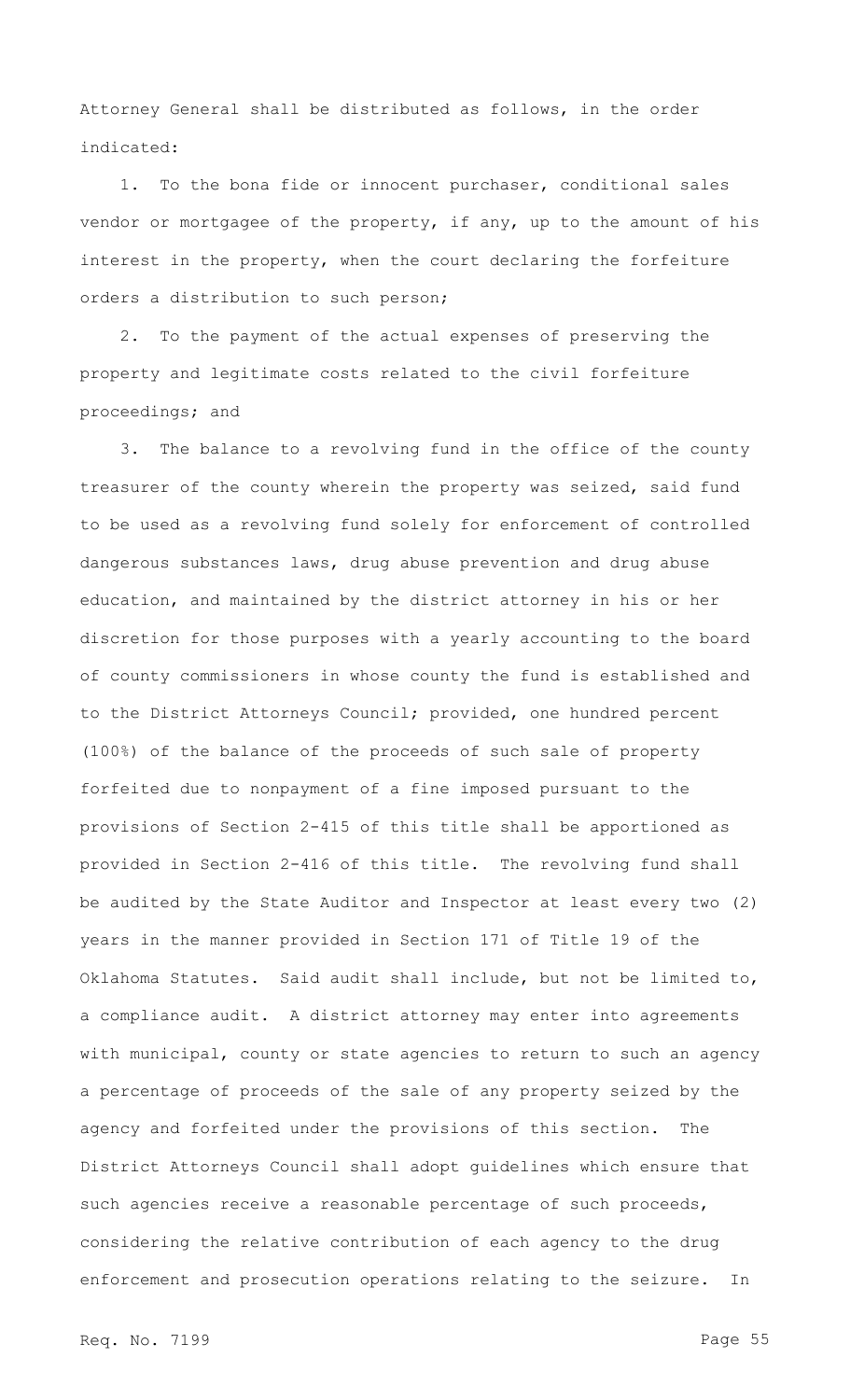Attorney General shall be distributed as follows, in the order indicated:

1. To the bona fide or innocent purchaser, conditional sales vendor or mortgagee of the property, if any, up to the amount of his interest in the property, when the court declaring the forfeiture orders a distribution to such person;

2. To the payment of the actual expenses of preserving the property and legitimate costs related to the civil forfeiture proceedings; and

3. The balance to a revolving fund in the office of the county treasurer of the county wherein the property was seized, said fund to be used as a revolving fund solely for enforcement of controlled dangerous substances laws, drug abuse prevention and drug abuse education, and maintained by the district attorney in his or her discretion for those purposes with a yearly accounting to the board of county commissioners in whose county the fund is established and to the District Attorneys Council; provided, one hundred percent (100%) of the balance of the proceeds of such sale of property forfeited due to nonpayment of a fine imposed pursuant to the provisions of Section 2-415 of this title shall be apportioned as provided in Section 2-416 of this title. The revolving fund shall be audited by the State Auditor and Inspector at least every two (2) years in the manner provided in Section 171 of Title 19 of the Oklahoma Statutes. Said audit shall include, but not be limited to, a compliance audit. A district attorney may enter into agreements with municipal, county or state agencies to return to such an agency a percentage of proceeds of the sale of any property seized by the agency and forfeited under the provisions of this section. The District Attorneys Council shall adopt guidelines which ensure that such agencies receive a reasonable percentage of such proceeds, considering the relative contribution of each agency to the drug enforcement and prosecution operations relating to the seizure. In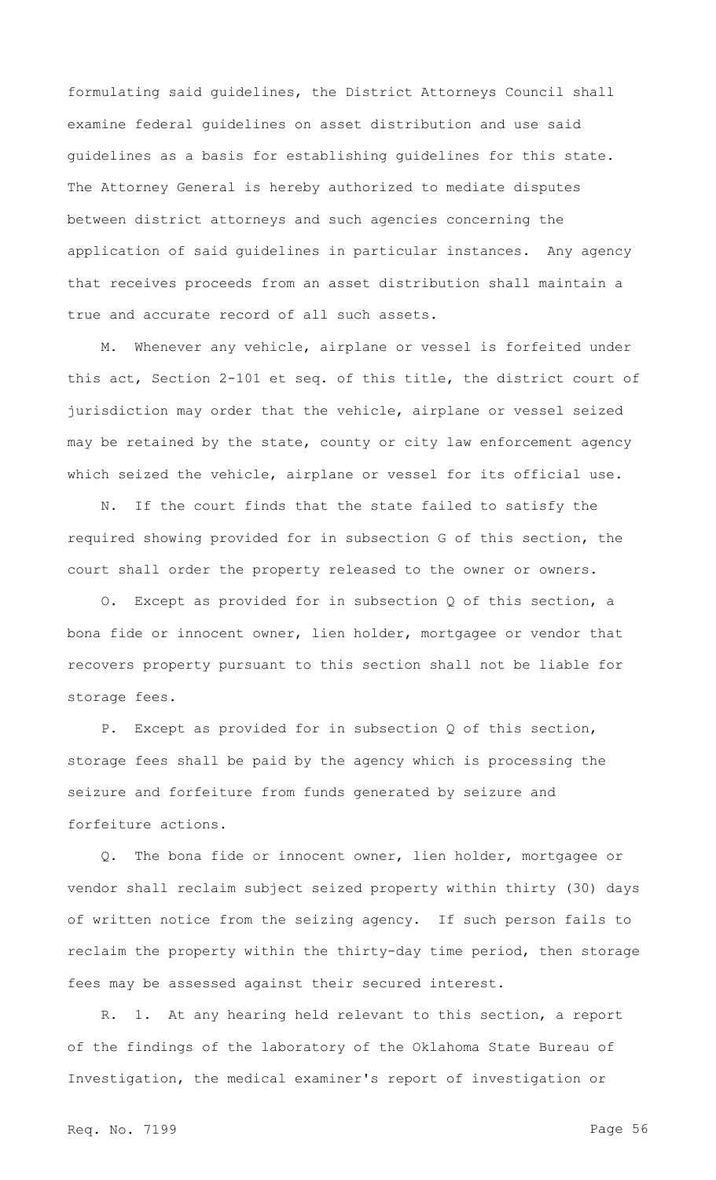formulating said guidelines, the District Attorneys Council shall examine federal guidelines on asset distribution and use said guidelines as a basis for establishing guidelines for this state. The Attorney General is hereby authorized to mediate disputes between district attorneys and such agencies concerning the application of said guidelines in particular instances. Any agency that receives proceeds from an asset distribution shall maintain a true and accurate record of all such assets.

M. Whenever any vehicle, airplane or vessel is forfeited under this act, Section 2-101 et seq. of this title, the district court of jurisdiction may order that the vehicle, airplane or vessel seized may be retained by the state, county or city law enforcement agency which seized the vehicle, airplane or vessel for its official use.

N. If the court finds that the state failed to satisfy the required showing provided for in subsection G of this section, the court shall order the property released to the owner or owners.

O. Except as provided for in subsection Q of this section, a bona fide or innocent owner, lien holder, mortgagee or vendor that recovers property pursuant to this section shall not be liable for storage fees.

P. Except as provided for in subsection Q of this section, storage fees shall be paid by the agency which is processing the seizure and forfeiture from funds generated by seizure and forfeiture actions.

Q. The bona fide or innocent owner, lien holder, mortgagee or vendor shall reclaim subject seized property within thirty (30) days of written notice from the seizing agency. If such person fails to reclaim the property within the thirty-day time period, then storage fees may be assessed against their secured interest.

R. 1. At any hearing held relevant to this section, a report of the findings of the laboratory of the Oklahoma State Bureau of Investigation, the medical examiner's report of investigation or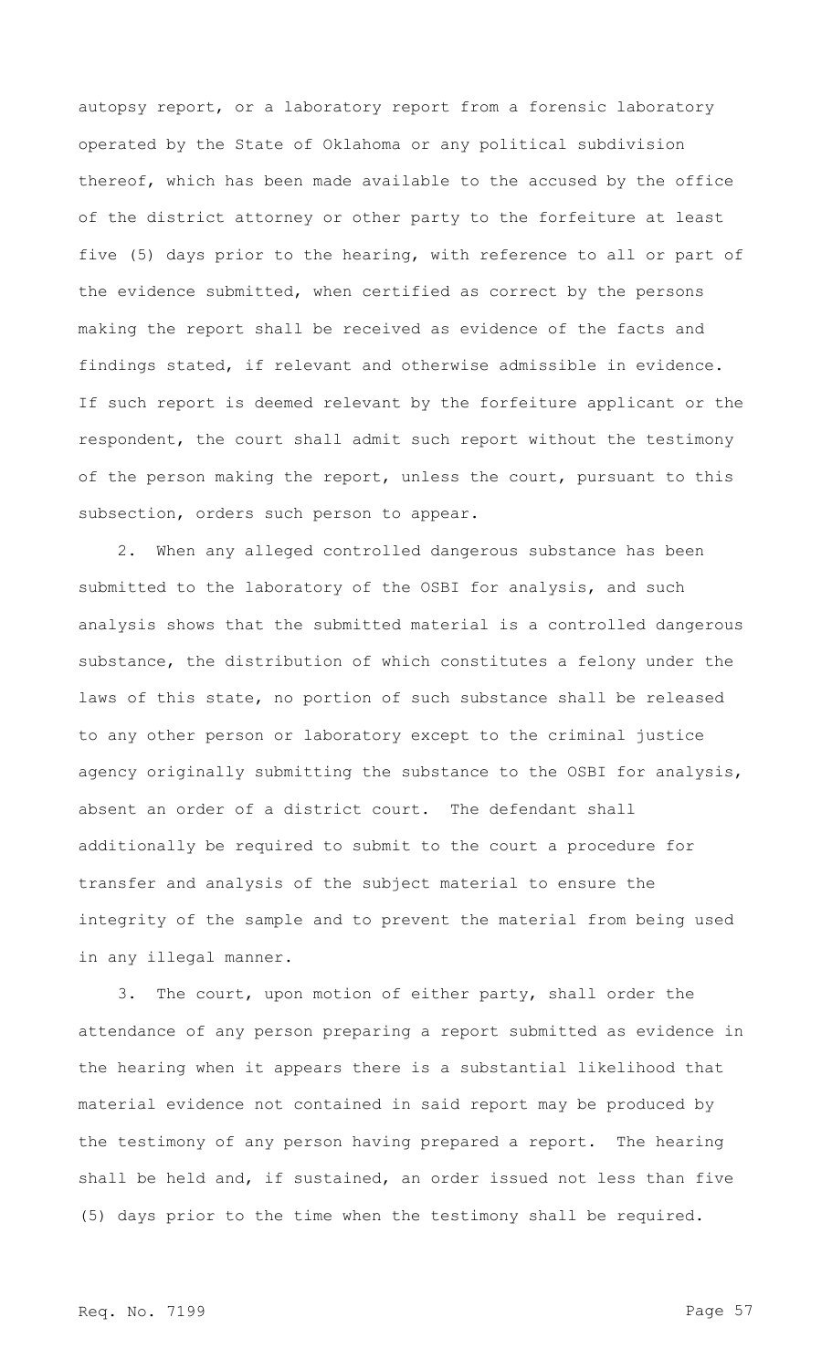autopsy report, or a laboratory report from a forensic laboratory operated by the State of Oklahoma or any political subdivision thereof, which has been made available to the accused by the office of the district attorney or other party to the forfeiture at least five (5) days prior to the hearing, with reference to all or part of the evidence submitted, when certified as correct by the persons making the report shall be received as evidence of the facts and findings stated, if relevant and otherwise admissible in evidence. If such report is deemed relevant by the forfeiture applicant or the respondent, the court shall admit such report without the testimony of the person making the report, unless the court, pursuant to this subsection, orders such person to appear.

2. When any alleged controlled dangerous substance has been submitted to the laboratory of the OSBI for analysis, and such analysis shows that the submitted material is a controlled dangerous substance, the distribution of which constitutes a felony under the laws of this state, no portion of such substance shall be released to any other person or laboratory except to the criminal justice agency originally submitting the substance to the OSBI for analysis, absent an order of a district court. The defendant shall additionally be required to submit to the court a procedure for transfer and analysis of the subject material to ensure the integrity of the sample and to prevent the material from being used in any illegal manner.

3. The court, upon motion of either party, shall order the attendance of any person preparing a report submitted as evidence in the hearing when it appears there is a substantial likelihood that material evidence not contained in said report may be produced by the testimony of any person having prepared a report. The hearing shall be held and, if sustained, an order issued not less than five (5) days prior to the time when the testimony shall be required.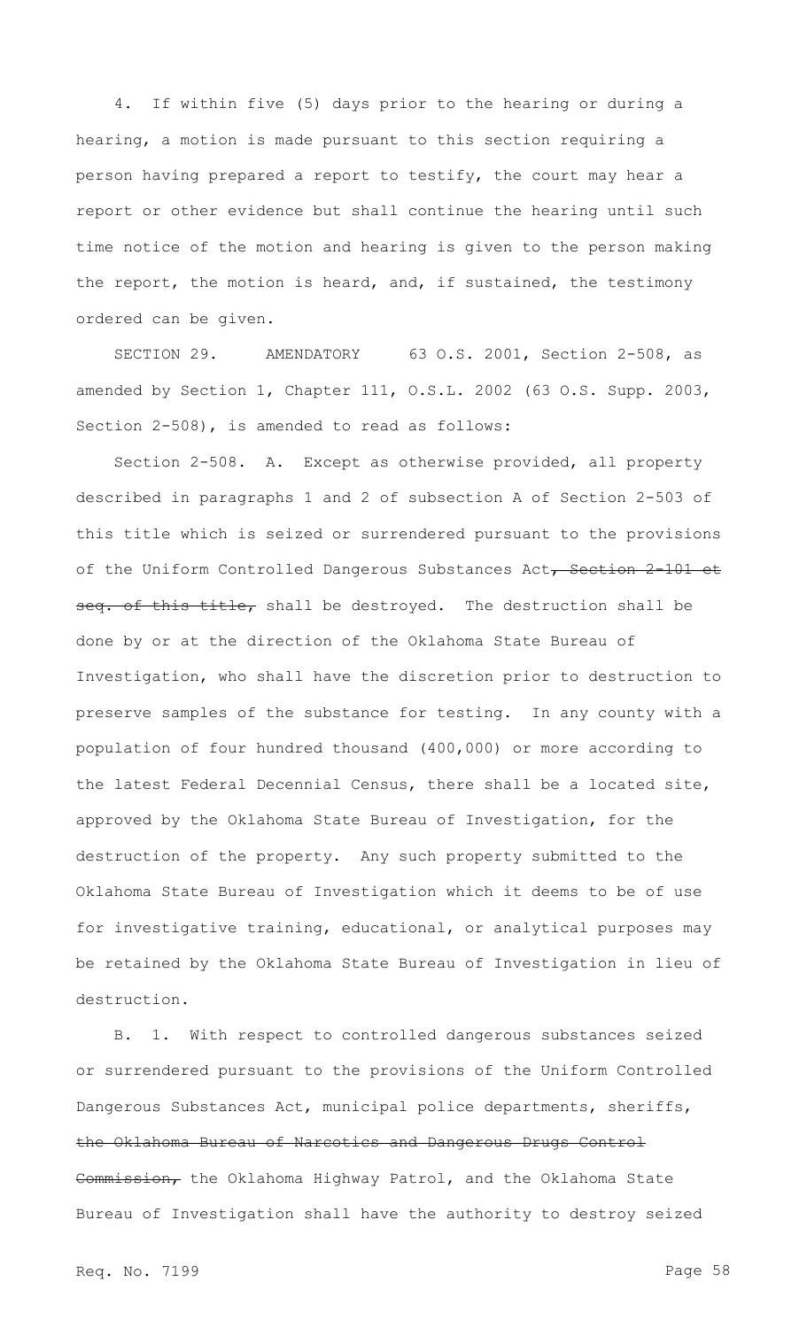4. If within five (5) days prior to the hearing or during a hearing, a motion is made pursuant to this section requiring a person having prepared a report to testify, the court may hear a report or other evidence but shall continue the hearing until such time notice of the motion and hearing is given to the person making the report, the motion is heard, and, if sustained, the testimony ordered can be given.

SECTION 29. AMENDATORY 63 O.S. 2001, Section 2-508, as amended by Section 1, Chapter 111, O.S.L. 2002 (63 O.S. Supp. 2003, Section 2-508), is amended to read as follows:

Section 2-508. A. Except as otherwise provided, all property described in paragraphs 1 and 2 of subsection A of Section 2-503 of this title which is seized or surrendered pursuant to the provisions of the Uniform Controlled Dangerous Substances Act~~, Section 2-101 et seq. of this title,~~ shall be destroyed. The destruction shall be done by or at the direction of the Oklahoma State Bureau of Investigation, who shall have the discretion prior to destruction to preserve samples of the substance for testing. In any county with a population of four hundred thousand (400,000) or more according to the latest Federal Decennial Census, there shall be a located site, approved by the Oklahoma State Bureau of Investigation, for the destruction of the property. Any such property submitted to the Oklahoma State Bureau of Investigation which it deems to be of use for investigative training, educational, or analytical purposes may be retained by the Oklahoma State Bureau of Investigation in lieu of destruction.

B. 1. With respect to controlled dangerous substances seized or surrendered pursuant to the provisions of the Uniform Controlled Dangerous Substances Act, municipal police departments, sheriffs, ~~the Oklahoma Bureau of Narcotics and Dangerous Drugs Control Commission,~~ the Oklahoma Highway Patrol, and the Oklahoma State Bureau of Investigation shall have the authority to destroy seized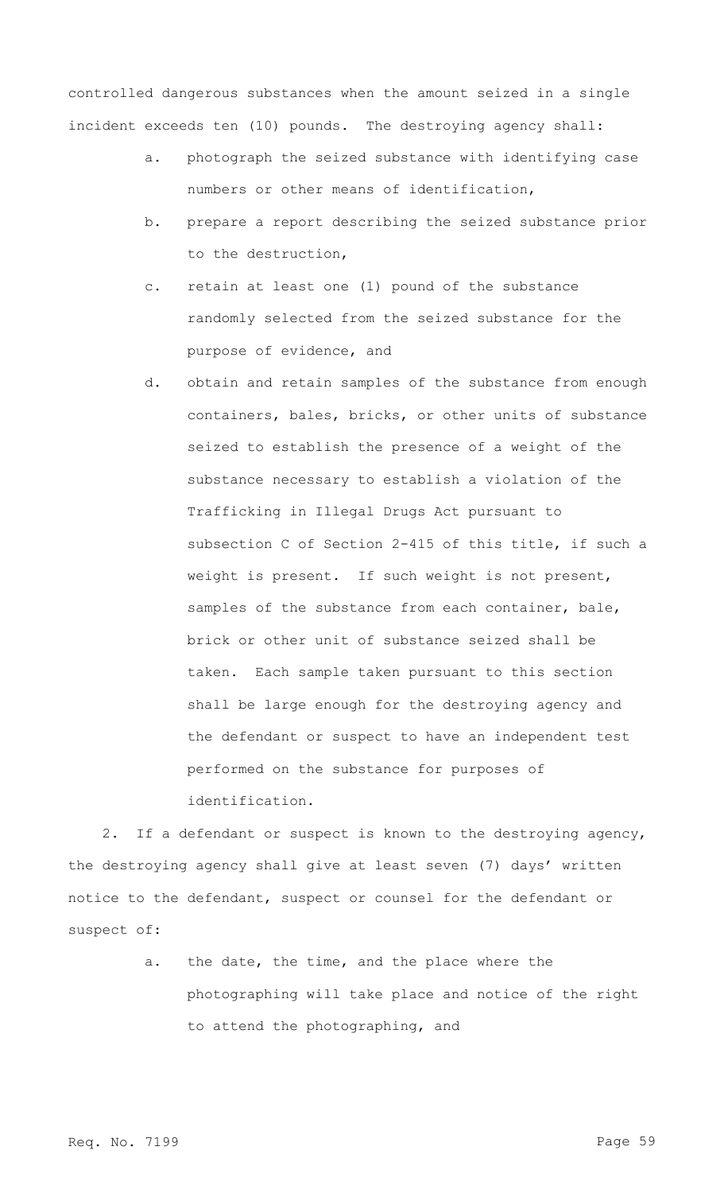controlled dangerous substances when the amount seized in a single incident exceeds ten (10) pounds. The destroying agency shall:

a. photograph the seized substance with identifying case numbers or other means of identification,

b. prepare a report describing the seized substance prior to the destruction,

c. retain at least one (1) pound of the substance randomly selected from the seized substance for the purpose of evidence, and

d. obtain and retain samples of the substance from enough containers, bales, bricks, or other units of substance seized to establish the presence of a weight of the substance necessary to establish a violation of the Trafficking in Illegal Drugs Act pursuant to subsection C of Section 2-415 of this title, if such a weight is present. If such weight is not present, samples of the substance from each container, bale, brick or other unit of substance seized shall be taken. Each sample taken pursuant to this section shall be large enough for the destroying agency and the defendant or suspect to have an independent test performed on the substance for purposes of identification.

2. If a defendant or suspect is known to the destroying agency, the destroying agency shall give at least seven (7) days' written notice to the defendant, suspect or counsel for the defendant or suspect of:

a. the date, the time, and the place where the photographing will take place and notice of the right to attend the photographing, and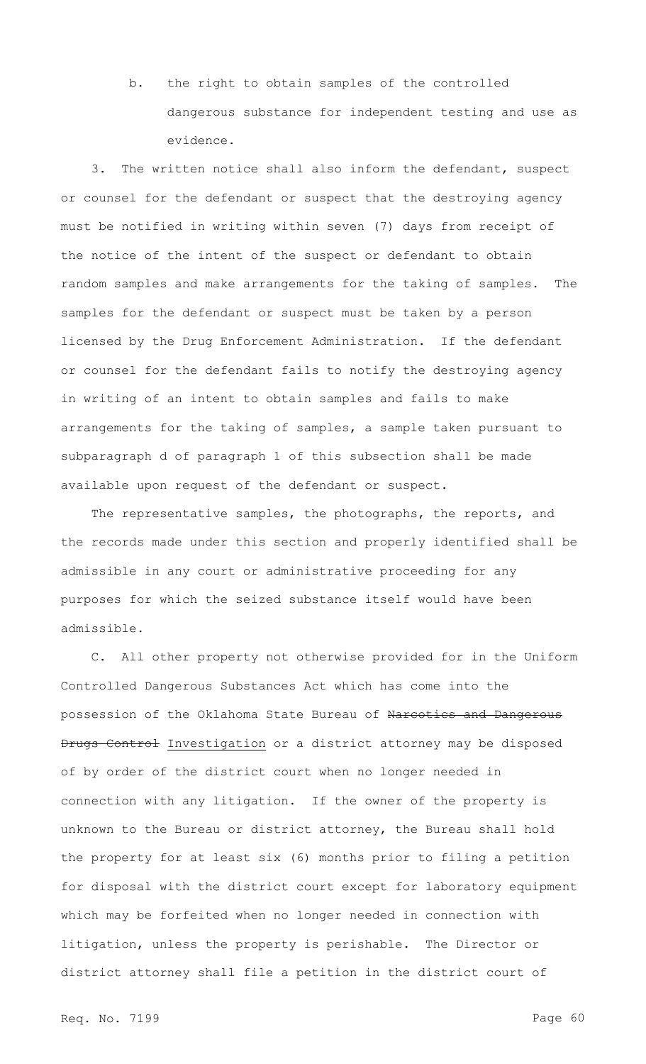b. the right to obtain samples of the controlled dangerous substance for independent testing and use as evidence.

3. The written notice shall also inform the defendant, suspect or counsel for the defendant or suspect that the destroying agency must be notified in writing within seven (7) days from receipt of the notice of the intent of the suspect or defendant to obtain random samples and make arrangements for the taking of samples. The samples for the defendant or suspect must be taken by a person licensed by the Drug Enforcement Administration. If the defendant or counsel for the defendant fails to notify the destroying agency in writing of an intent to obtain samples and fails to make arrangements for the taking of samples, a sample taken pursuant to subparagraph d of paragraph 1 of this subsection shall be made available upon request of the defendant or suspect.

The representative samples, the photographs, the reports, and the records made under this section and properly identified shall be admissible in any court or administrative proceeding for any purposes for which the seized substance itself would have been admissible.

C. All other property not otherwise provided for in the Uniform Controlled Dangerous Substances Act which has come into the possession of the Oklahoma State Bureau of ~~Narcotics and Dangerous Drugs Control~~ Investigation or a district attorney may be disposed of by order of the district court when no longer needed in connection with any litigation. If the owner of the property is unknown to the Bureau or district attorney, the Bureau shall hold the property for at least six (6) months prior to filing a petition for disposal with the district court except for laboratory equipment which may be forfeited when no longer needed in connection with litigation, unless the property is perishable. The Director or district attorney shall file a petition in the district court of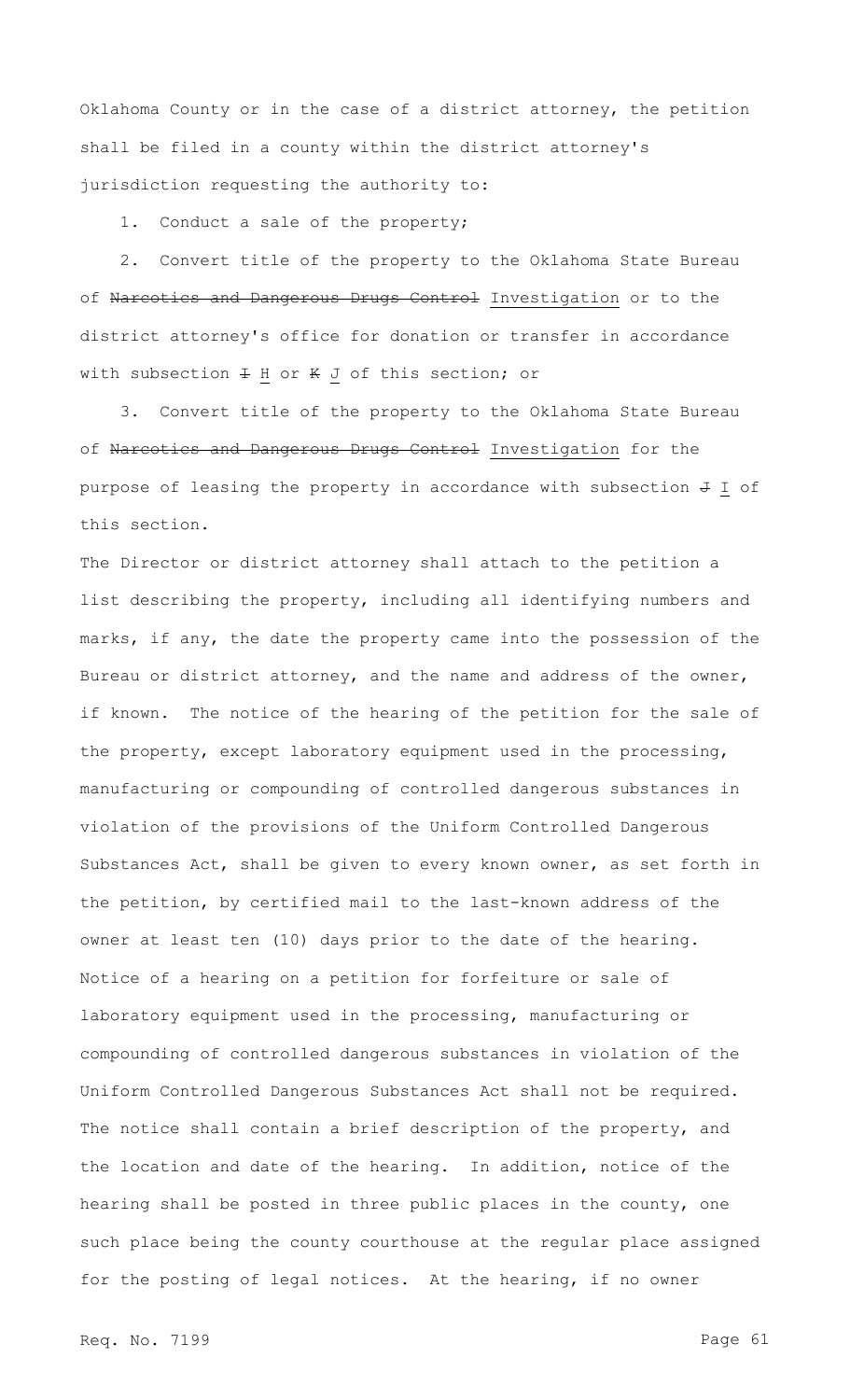Oklahoma County or in the case of a district attorney, the petition shall be filed in a county within the district attorney's jurisdiction requesting the authority to:

1. Conduct a sale of the property;

2. Convert title of the property to the Oklahoma State Bureau of ~~Narcotics and Dangerous Drugs Control~~ <u>Investigation</u> or to the district attorney's office for donation or transfer in accordance with subsection ~~I~~ <u>H</u> or ~~K~~ <u>J</u> of this section; or

3. Convert title of the property to the Oklahoma State Bureau of ~~Narcotics and Dangerous Drugs Control~~ <u>Investigation</u> for the purpose of leasing the property in accordance with subsection ~~J~~ <u>I</u> of this section.

The Director or district attorney shall attach to the petition a list describing the property, including all identifying numbers and marks, if any, the date the property came into the possession of the Bureau or district attorney, and the name and address of the owner, if known. The notice of the hearing of the petition for the sale of the property, except laboratory equipment used in the processing, manufacturing or compounding of controlled dangerous substances in violation of the provisions of the Uniform Controlled Dangerous Substances Act, shall be given to every known owner, as set forth in the petition, by certified mail to the last-known address of the owner at least ten (10) days prior to the date of the hearing. Notice of a hearing on a petition for forfeiture or sale of laboratory equipment used in the processing, manufacturing or compounding of controlled dangerous substances in violation of the Uniform Controlled Dangerous Substances Act shall not be required. The notice shall contain a brief description of the property, and the location and date of the hearing. In addition, notice of the hearing shall be posted in three public places in the county, one such place being the county courthouse at the regular place assigned for the posting of legal notices. At the hearing, if no owner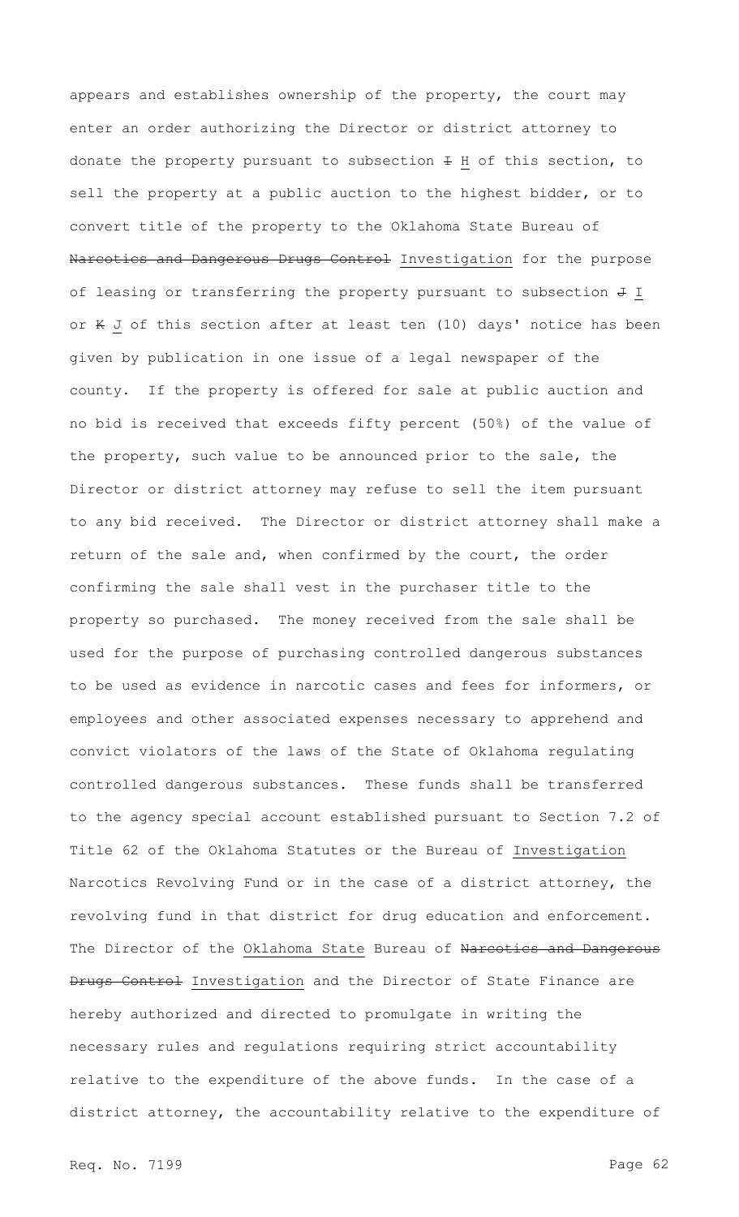appears and establishes ownership of the property, the court may enter an order authorizing the Director or district attorney to donate the property pursuant to subsection ~~I~~ <u>H</u> of this section, to sell the property at a public auction to the highest bidder, or to convert title of the property to the Oklahoma State Bureau of ~~Narcotics and Dangerous Drugs Control~~ <u>Investigation</u> for the purpose of leasing or transferring the property pursuant to subsection ~~J~~ <u>I</u> or ~~K~~ <u>J</u> of this section after at least ten (10) days' notice has been given by publication in one issue of a legal newspaper of the county. If the property is offered for sale at public auction and no bid is received that exceeds fifty percent (50%) of the value of the property, such value to be announced prior to the sale, the Director or district attorney may refuse to sell the item pursuant to any bid received. The Director or district attorney shall make a return of the sale and, when confirmed by the court, the order confirming the sale shall vest in the purchaser title to the property so purchased. The money received from the sale shall be used for the purpose of purchasing controlled dangerous substances to be used as evidence in narcotic cases and fees for informers, or employees and other associated expenses necessary to apprehend and convict violators of the laws of the State of Oklahoma regulating controlled dangerous substances. These funds shall be transferred to the agency special account established pursuant to Section 7.2 of Title 62 of the Oklahoma Statutes or the Bureau of <u>Investigation</u> Narcotics Revolving Fund or in the case of a district attorney, the revolving fund in that district for drug education and enforcement. The Director of the <u>Oklahoma State</u> Bureau of ~~Narcotics and Dangerous Drugs Control~~ <u>Investigation</u> and the Director of State Finance are hereby authorized and directed to promulgate in writing the necessary rules and regulations requiring strict accountability relative to the expenditure of the above funds. In the case of a district attorney, the accountability relative to the expenditure of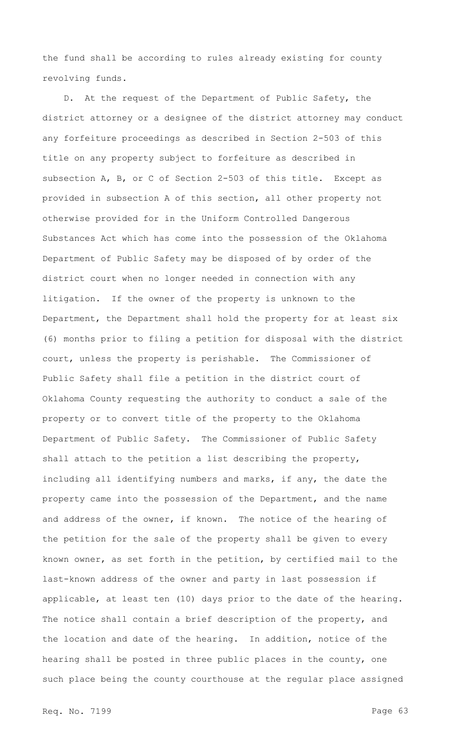the fund shall be according to rules already existing for county revolving funds.

D. At the request of the Department of Public Safety, the district attorney or a designee of the district attorney may conduct any forfeiture proceedings as described in Section 2-503 of this title on any property subject to forfeiture as described in subsection A, B, or C of Section 2-503 of this title. Except as provided in subsection A of this section, all other property not otherwise provided for in the Uniform Controlled Dangerous Substances Act which has come into the possession of the Oklahoma Department of Public Safety may be disposed of by order of the district court when no longer needed in connection with any litigation. If the owner of the property is unknown to the Department, the Department shall hold the property for at least six (6) months prior to filing a petition for disposal with the district court, unless the property is perishable. The Commissioner of Public Safety shall file a petition in the district court of Oklahoma County requesting the authority to conduct a sale of the property or to convert title of the property to the Oklahoma Department of Public Safety. The Commissioner of Public Safety shall attach to the petition a list describing the property, including all identifying numbers and marks, if any, the date the property came into the possession of the Department, and the name and address of the owner, if known. The notice of the hearing of the petition for the sale of the property shall be given to every known owner, as set forth in the petition, by certified mail to the last-known address of the owner and party in last possession if applicable, at least ten (10) days prior to the date of the hearing. The notice shall contain a brief description of the property, and the location and date of the hearing. In addition, notice of the hearing shall be posted in three public places in the county, one such place being the county courthouse at the regular place assigned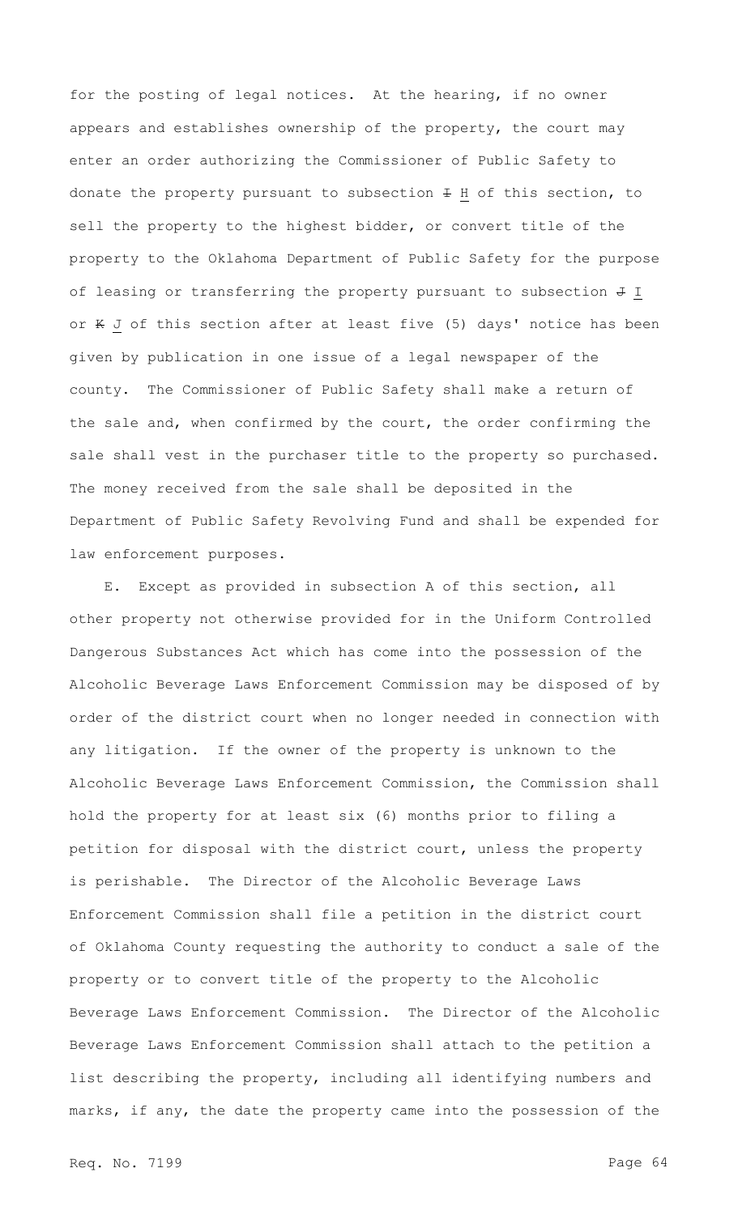for the posting of legal notices. At the hearing, if no owner appears and establishes ownership of the property, the court may enter an order authorizing the Commissioner of Public Safety to donate the property pursuant to subsection ~~I~~ H of this section, to sell the property to the highest bidder, or convert title of the property to the Oklahoma Department of Public Safety for the purpose of leasing or transferring the property pursuant to subsection ~~J~~ I or ~~K~~ J of this section after at least five (5) days' notice has been given by publication in one issue of a legal newspaper of the county. The Commissioner of Public Safety shall make a return of the sale and, when confirmed by the court, the order confirming the sale shall vest in the purchaser title to the property so purchased. The money received from the sale shall be deposited in the Department of Public Safety Revolving Fund and shall be expended for law enforcement purposes.

E. Except as provided in subsection A of this section, all other property not otherwise provided for in the Uniform Controlled Dangerous Substances Act which has come into the possession of the Alcoholic Beverage Laws Enforcement Commission may be disposed of by order of the district court when no longer needed in connection with any litigation. If the owner of the property is unknown to the Alcoholic Beverage Laws Enforcement Commission, the Commission shall hold the property for at least six (6) months prior to filing a petition for disposal with the district court, unless the property is perishable. The Director of the Alcoholic Beverage Laws Enforcement Commission shall file a petition in the district court of Oklahoma County requesting the authority to conduct a sale of the property or to convert title of the property to the Alcoholic Beverage Laws Enforcement Commission. The Director of the Alcoholic Beverage Laws Enforcement Commission shall attach to the petition a list describing the property, including all identifying numbers and marks, if any, the date the property came into the possession of the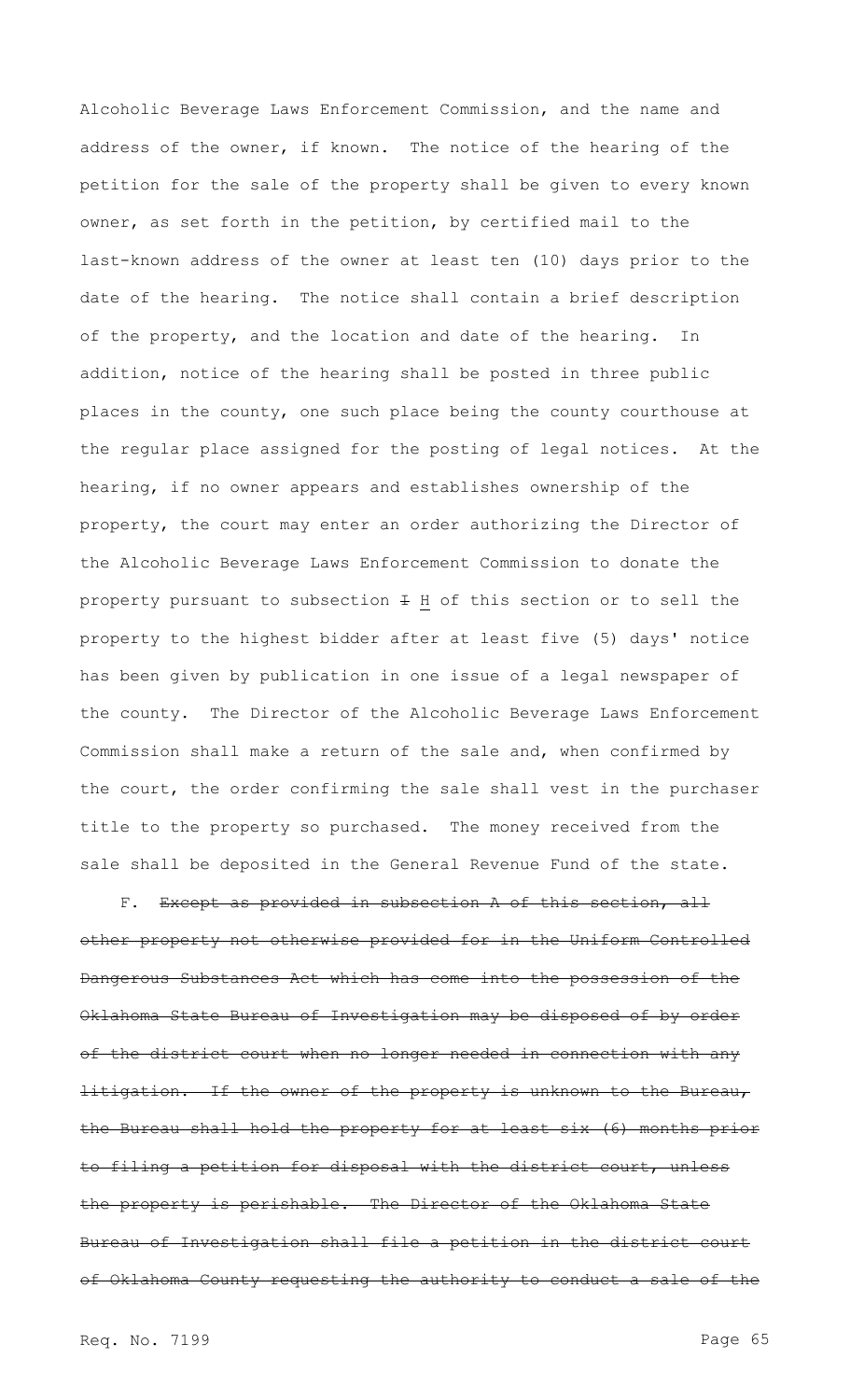Alcoholic Beverage Laws Enforcement Commission, and the name and address of the owner, if known. The notice of the hearing of the petition for the sale of the property shall be given to every known owner, as set forth in the petition, by certified mail to the last-known address of the owner at least ten (10) days prior to the date of the hearing. The notice shall contain a brief description of the property, and the location and date of the hearing. In addition, notice of the hearing shall be posted in three public places in the county, one such place being the county courthouse at the regular place assigned for the posting of legal notices. At the hearing, if no owner appears and establishes ownership of the property, the court may enter an order authorizing the Director of the Alcoholic Beverage Laws Enforcement Commission to donate the property pursuant to subsection ~~I~~ <u>H</u> of this section or to sell the property to the highest bidder after at least five (5) days' notice has been given by publication in one issue of a legal newspaper of the county. The Director of the Alcoholic Beverage Laws Enforcement Commission shall make a return of the sale and, when confirmed by the court, the order confirming the sale shall vest in the purchaser title to the property so purchased. The money received from the sale shall be deposited in the General Revenue Fund of the state.

F. ~~Except as provided in subsection A of this section, all other property not otherwise provided for in the Uniform Controlled Dangerous Substances Act which has come into the possession of the Oklahoma State Bureau of Investigation may be disposed of by order of the district court when no longer needed in connection with any litigation. If the owner of the property is unknown to the Bureau, the Bureau shall hold the property for at least six (6) months prior to filing a petition for disposal with the district court, unless the property is perishable. The Director of the Oklahoma State Bureau of Investigation shall file a petition in the district court of Oklahoma County requesting the authority to conduct a sale of the~~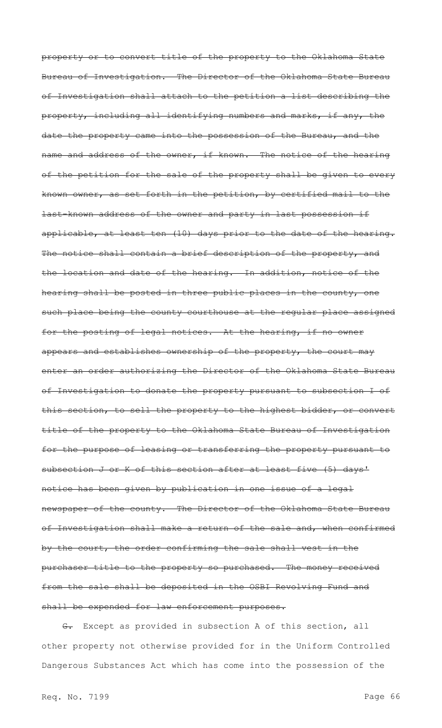~~property or to convert title of the property to the Oklahoma State Bureau of Investigation. The Director of the Oklahoma State Bureau of Investigation shall attach to the petition a list describing the property, including all identifying numbers and marks, if any, the date the property came into the possession of the Bureau, and the name and address of the owner, if known. The notice of the hearing of the petition for the sale of the property shall be given to every known owner, as set forth in the petition, by certified mail to the last-known address of the owner and party in last possession if applicable, at least ten (10) days prior to the date of the hearing. The notice shall contain a brief description of the property, and the location and date of the hearing. In addition, notice of the hearing shall be posted in three public places in the county, one such place being the county courthouse at the regular place assigned for the posting of legal notices. At the hearing, if no owner appears and establishes ownership of the property, the court may enter an order authorizing the Director of the Oklahoma State Bureau of Investigation to donate the property pursuant to subsection I of this section, to sell the property to the highest bidder, or convert title of the property to the Oklahoma State Bureau of Investigation for the purpose of leasing or transferring the property pursuant to subsection J or K of this section after at least five (5) days' notice has been given by publication in one issue of a legal newspaper of the county. The Director of the Oklahoma State Bureau of Investigation shall make a return of the sale and, when confirmed by the court, the order confirming the sale shall vest in the purchaser title to the property so purchased. The money received from the sale shall be deposited in the OSBI Revolving Fund and shall be expended for law enforcement purposes.~~

~~G.~~ Except as provided in subsection A of this section, all other property not otherwise provided for in the Uniform Controlled Dangerous Substances Act which has come into the possession of the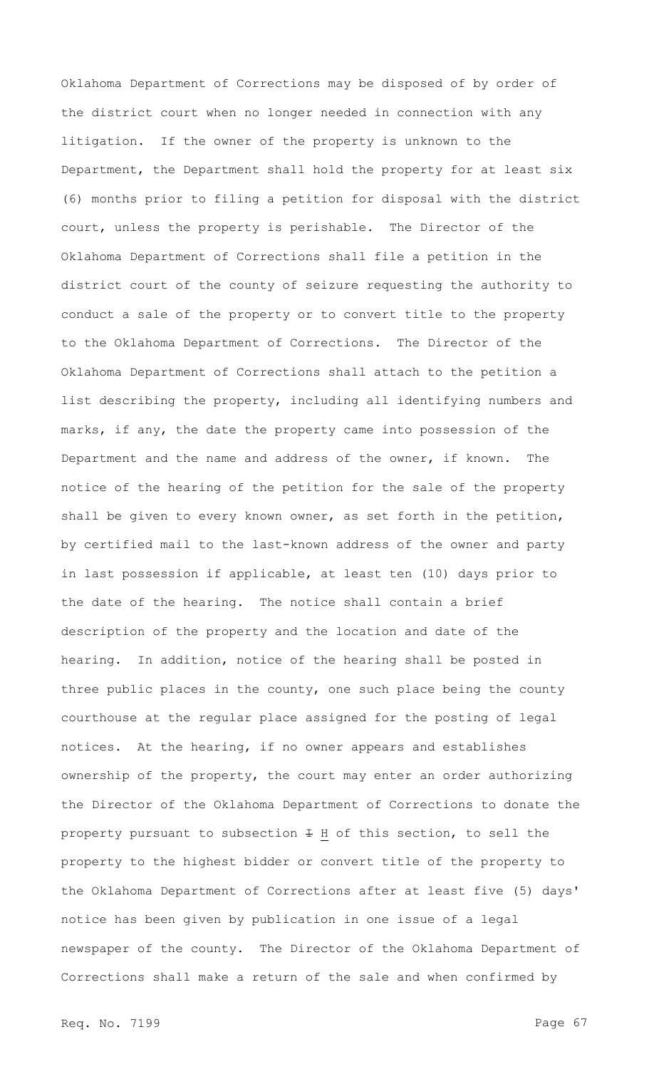Oklahoma Department of Corrections may be disposed of by order of the district court when no longer needed in connection with any litigation. If the owner of the property is unknown to the Department, the Department shall hold the property for at least six (6) months prior to filing a petition for disposal with the district court, unless the property is perishable. The Director of the Oklahoma Department of Corrections shall file a petition in the district court of the county of seizure requesting the authority to conduct a sale of the property or to convert title to the property to the Oklahoma Department of Corrections. The Director of the Oklahoma Department of Corrections shall attach to the petition a list describing the property, including all identifying numbers and marks, if any, the date the property came into possession of the Department and the name and address of the owner, if known. The notice of the hearing of the petition for the sale of the property shall be given to every known owner, as set forth in the petition, by certified mail to the last-known address of the owner and party in last possession if applicable, at least ten (10) days prior to the date of the hearing. The notice shall contain a brief description of the property and the location and date of the hearing. In addition, notice of the hearing shall be posted in three public places in the county, one such place being the county courthouse at the regular place assigned for the posting of legal notices. At the hearing, if no owner appears and establishes ownership of the property, the court may enter an order authorizing the Director of the Oklahoma Department of Corrections to donate the property pursuant to subsection ~~I~~ H of this section, to sell the property to the highest bidder or convert title of the property to the Oklahoma Department of Corrections after at least five (5) days' notice has been given by publication in one issue of a legal newspaper of the county. The Director of the Oklahoma Department of Corrections shall make a return of the sale and when confirmed by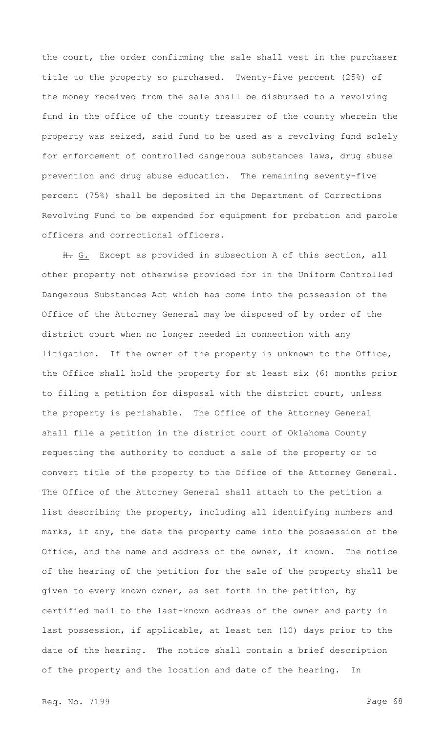the court, the order confirming the sale shall vest in the purchaser title to the property so purchased. Twenty-five percent (25%) of the money received from the sale shall be disbursed to a revolving fund in the office of the county treasurer of the county wherein the property was seized, said fund to be used as a revolving fund solely for enforcement of controlled dangerous substances laws, drug abuse prevention and drug abuse education. The remaining seventy-five percent (75%) shall be deposited in the Department of Corrections Revolving Fund to be expended for equipment for probation and parole officers and correctional officers.

~~H.~~ G. Except as provided in subsection A of this section, all other property not otherwise provided for in the Uniform Controlled Dangerous Substances Act which has come into the possession of the Office of the Attorney General may be disposed of by order of the district court when no longer needed in connection with any litigation. If the owner of the property is unknown to the Office, the Office shall hold the property for at least six (6) months prior to filing a petition for disposal with the district court, unless the property is perishable. The Office of the Attorney General shall file a petition in the district court of Oklahoma County requesting the authority to conduct a sale of the property or to convert title of the property to the Office of the Attorney General. The Office of the Attorney General shall attach to the petition a list describing the property, including all identifying numbers and marks, if any, the date the property came into the possession of the Office, and the name and address of the owner, if known. The notice of the hearing of the petition for the sale of the property shall be given to every known owner, as set forth in the petition, by certified mail to the last-known address of the owner and party in last possession, if applicable, at least ten (10) days prior to the date of the hearing. The notice shall contain a brief description of the property and the location and date of the hearing. In

Req. No. 7199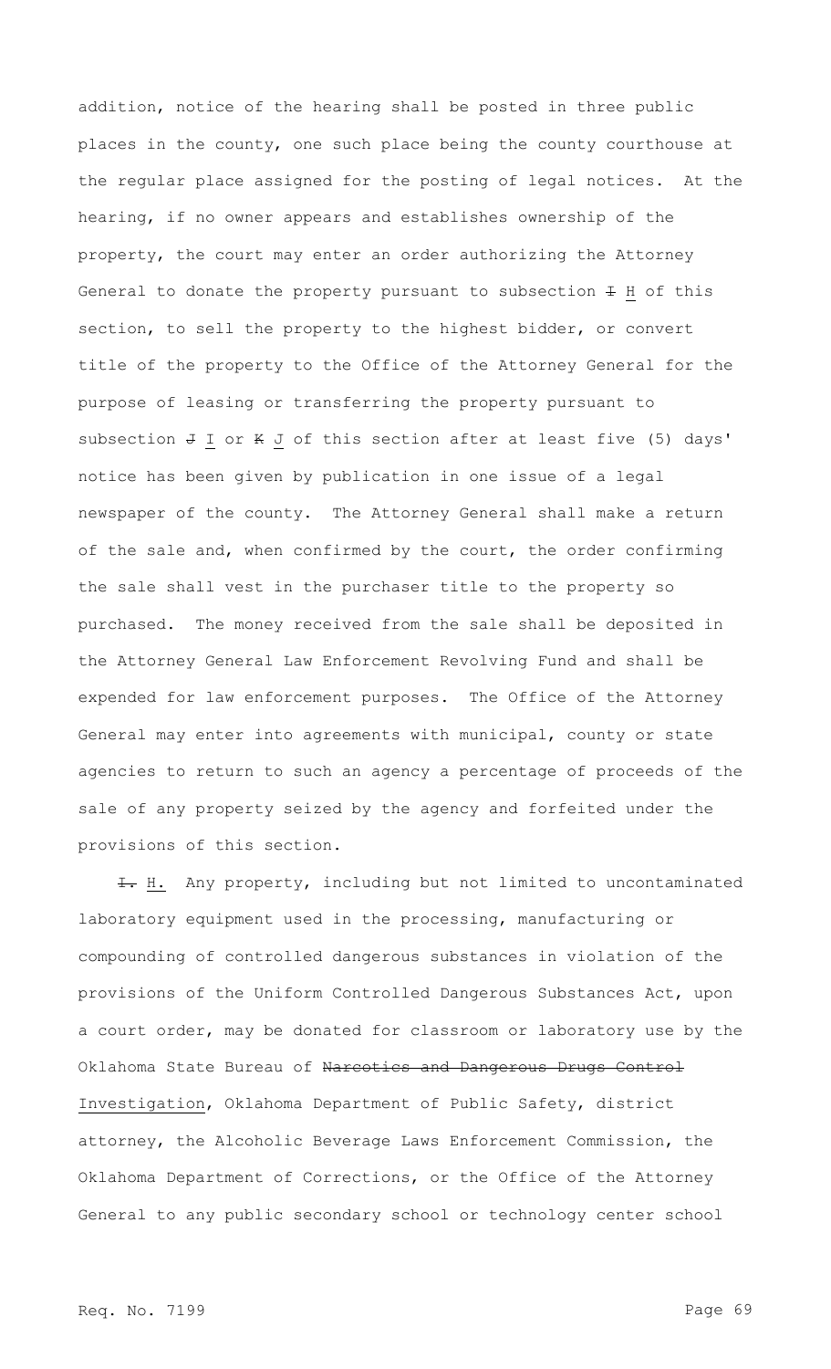addition, notice of the hearing shall be posted in three public places in the county, one such place being the county courthouse at the regular place assigned for the posting of legal notices. At the hearing, if no owner appears and establishes ownership of the property, the court may enter an order authorizing the Attorney General to donate the property pursuant to subsection ~~I~~ H of this section, to sell the property to the highest bidder, or convert title of the property to the Office of the Attorney General for the purpose of leasing or transferring the property pursuant to subsection ~~J~~ I or ~~K~~ J of this section after at least five (5) days' notice has been given by publication in one issue of a legal newspaper of the county. The Attorney General shall make a return of the sale and, when confirmed by the court, the order confirming the sale shall vest in the purchaser title to the property so purchased. The money received from the sale shall be deposited in the Attorney General Law Enforcement Revolving Fund and shall be expended for law enforcement purposes. The Office of the Attorney General may enter into agreements with municipal, county or state agencies to return to such an agency a percentage of proceeds of the sale of any property seized by the agency and forfeited under the provisions of this section.

~~I.~~ H. Any property, including but not limited to uncontaminated laboratory equipment used in the processing, manufacturing or compounding of controlled dangerous substances in violation of the provisions of the Uniform Controlled Dangerous Substances Act, upon a court order, may be donated for classroom or laboratory use by the Oklahoma State Bureau of ~~Narcotics and Dangerous Drugs Control~~ Investigation, Oklahoma Department of Public Safety, district attorney, the Alcoholic Beverage Laws Enforcement Commission, the Oklahoma Department of Corrections, or the Office of the Attorney General to any public secondary school or technology center school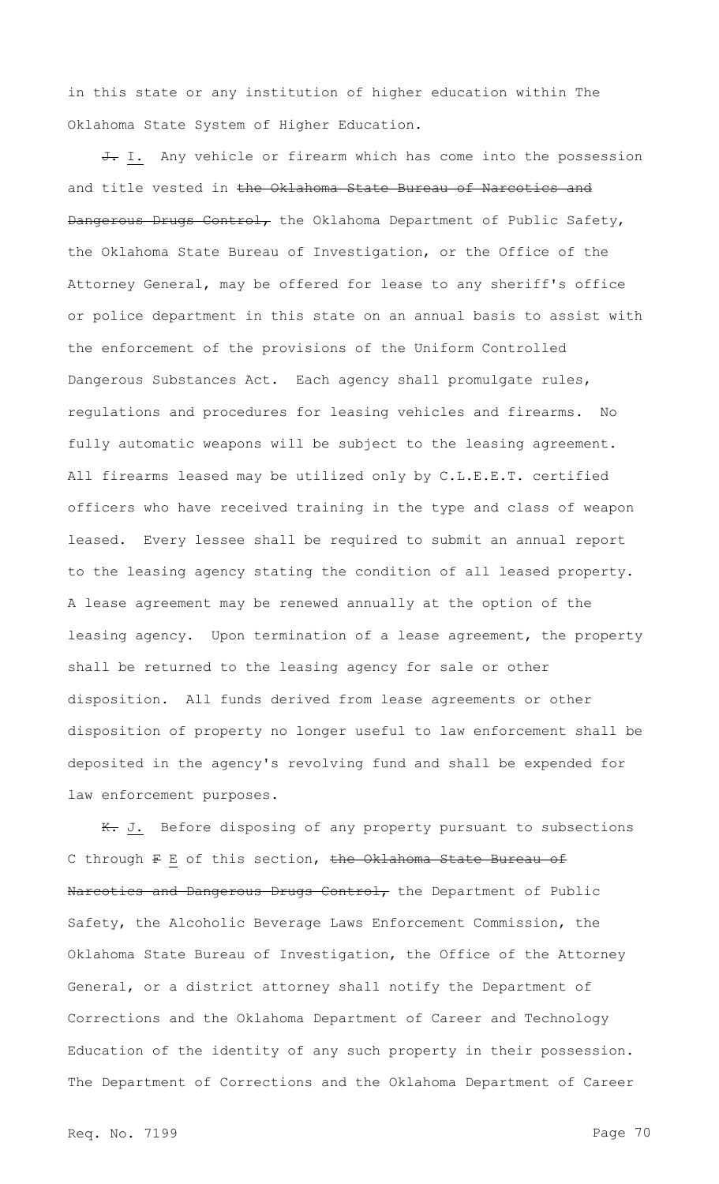in this state or any institution of higher education within The Oklahoma State System of Higher Education.

~~J.~~ <u>I.</u> Any vehicle or firearm which has come into the possession and title vested in ~~the Oklahoma State Bureau of Narcotics and Dangerous Drugs Control,~~ the Oklahoma Department of Public Safety, the Oklahoma State Bureau of Investigation, or the Office of the Attorney General, may be offered for lease to any sheriff's office or police department in this state on an annual basis to assist with the enforcement of the provisions of the Uniform Controlled Dangerous Substances Act. Each agency shall promulgate rules, regulations and procedures for leasing vehicles and firearms. No fully automatic weapons will be subject to the leasing agreement. All firearms leased may be utilized only by C.L.E.E.T. certified officers who have received training in the type and class of weapon leased. Every lessee shall be required to submit an annual report to the leasing agency stating the condition of all leased property. A lease agreement may be renewed annually at the option of the leasing agency. Upon termination of a lease agreement, the property shall be returned to the leasing agency for sale or other disposition. All funds derived from lease agreements or other disposition of property no longer useful to law enforcement shall be deposited in the agency's revolving fund and shall be expended for law enforcement purposes.

~~K.~~ <u>J.</u> Before disposing of any property pursuant to subsections C through ~~F~~ <u>E</u> of this section, ~~the Oklahoma State Bureau of Narcotics and Dangerous Drugs Control,~~ the Department of Public Safety, the Alcoholic Beverage Laws Enforcement Commission, the Oklahoma State Bureau of Investigation, the Office of the Attorney General, or a district attorney shall notify the Department of Corrections and the Oklahoma Department of Career and Technology Education of the identity of any such property in their possession. The Department of Corrections and the Oklahoma Department of Career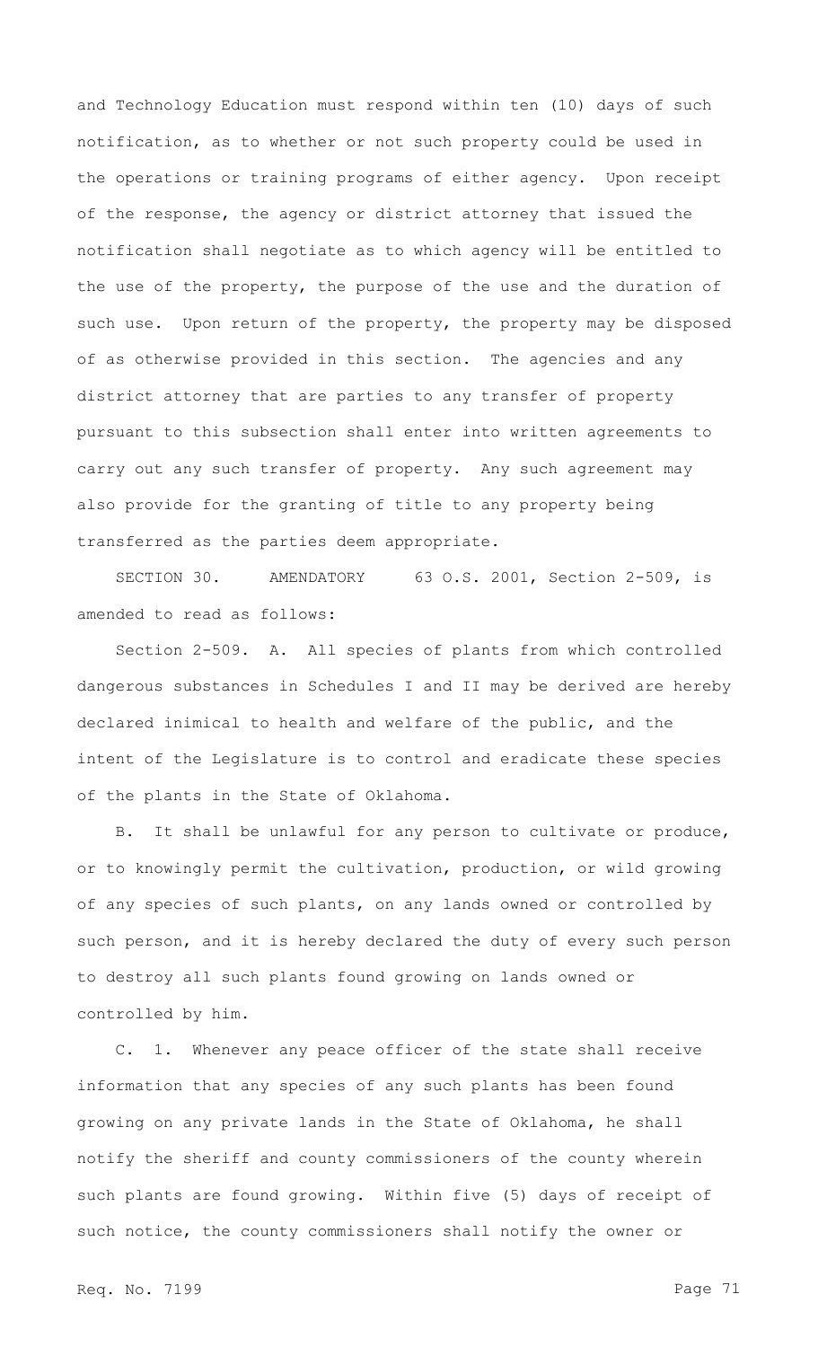and Technology Education must respond within ten (10) days of such notification, as to whether or not such property could be used in the operations or training programs of either agency. Upon receipt of the response, the agency or district attorney that issued the notification shall negotiate as to which agency will be entitled to the use of the property, the purpose of the use and the duration of such use. Upon return of the property, the property may be disposed of as otherwise provided in this section. The agencies and any district attorney that are parties to any transfer of property pursuant to this subsection shall enter into written agreements to carry out any such transfer of property. Any such agreement may also provide for the granting of title to any property being transferred as the parties deem appropriate.

SECTION 30. AMENDATORY 63 O.S. 2001, Section 2-509, is amended to read as follows:

Section 2-509. A. All species of plants from which controlled dangerous substances in Schedules I and II may be derived are hereby declared inimical to health and welfare of the public, and the intent of the Legislature is to control and eradicate these species of the plants in the State of Oklahoma.

B. It shall be unlawful for any person to cultivate or produce, or to knowingly permit the cultivation, production, or wild growing of any species of such plants, on any lands owned or controlled by such person, and it is hereby declared the duty of every such person to destroy all such plants found growing on lands owned or controlled by him.

C. 1. Whenever any peace officer of the state shall receive information that any species of any such plants has been found growing on any private lands in the State of Oklahoma, he shall notify the sheriff and county commissioners of the county wherein such plants are found growing. Within five (5) days of receipt of such notice, the county commissioners shall notify the owner or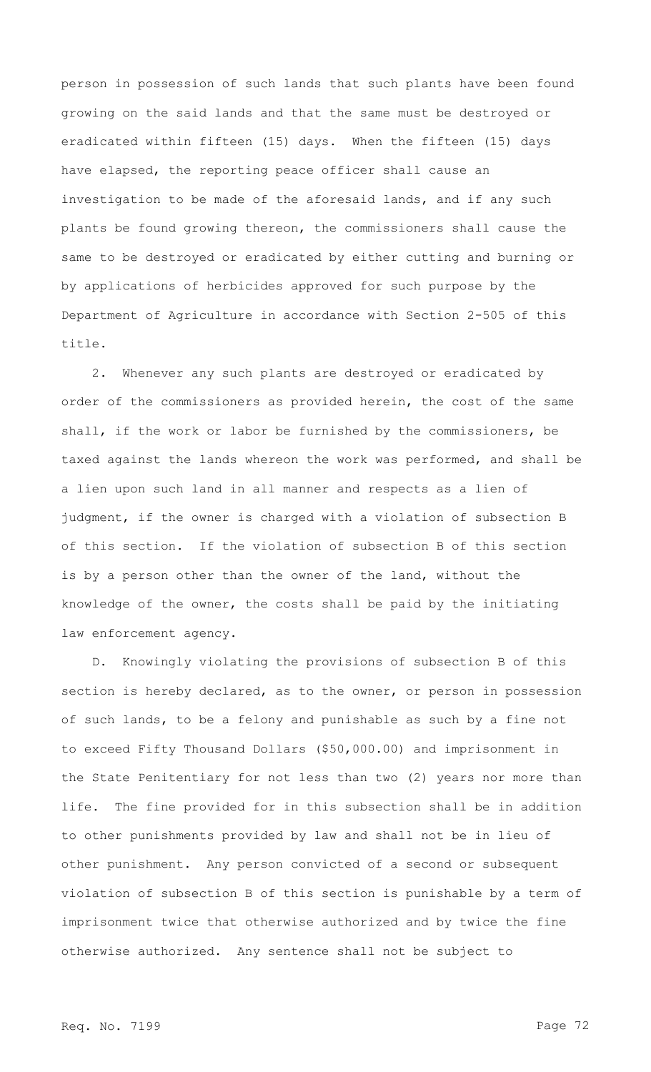person in possession of such lands that such plants have been found growing on the said lands and that the same must be destroyed or eradicated within fifteen (15) days. When the fifteen (15) days have elapsed, the reporting peace officer shall cause an investigation to be made of the aforesaid lands, and if any such plants be found growing thereon, the commissioners shall cause the same to be destroyed or eradicated by either cutting and burning or by applications of herbicides approved for such purpose by the Department of Agriculture in accordance with Section 2-505 of this title.

2. Whenever any such plants are destroyed or eradicated by order of the commissioners as provided herein, the cost of the same shall, if the work or labor be furnished by the commissioners, be taxed against the lands whereon the work was performed, and shall be a lien upon such land in all manner and respects as a lien of judgment, if the owner is charged with a violation of subsection B of this section. If the violation of subsection B of this section is by a person other than the owner of the land, without the knowledge of the owner, the costs shall be paid by the initiating law enforcement agency.

D. Knowingly violating the provisions of subsection B of this section is hereby declared, as to the owner, or person in possession of such lands, to be a felony and punishable as such by a fine not to exceed Fifty Thousand Dollars ($50,000.00) and imprisonment in the State Penitentiary for not less than two (2) years nor more than life. The fine provided for in this subsection shall be in addition to other punishments provided by law and shall not be in lieu of other punishment. Any person convicted of a second or subsequent violation of subsection B of this section is punishable by a term of imprisonment twice that otherwise authorized and by twice the fine otherwise authorized. Any sentence shall not be subject to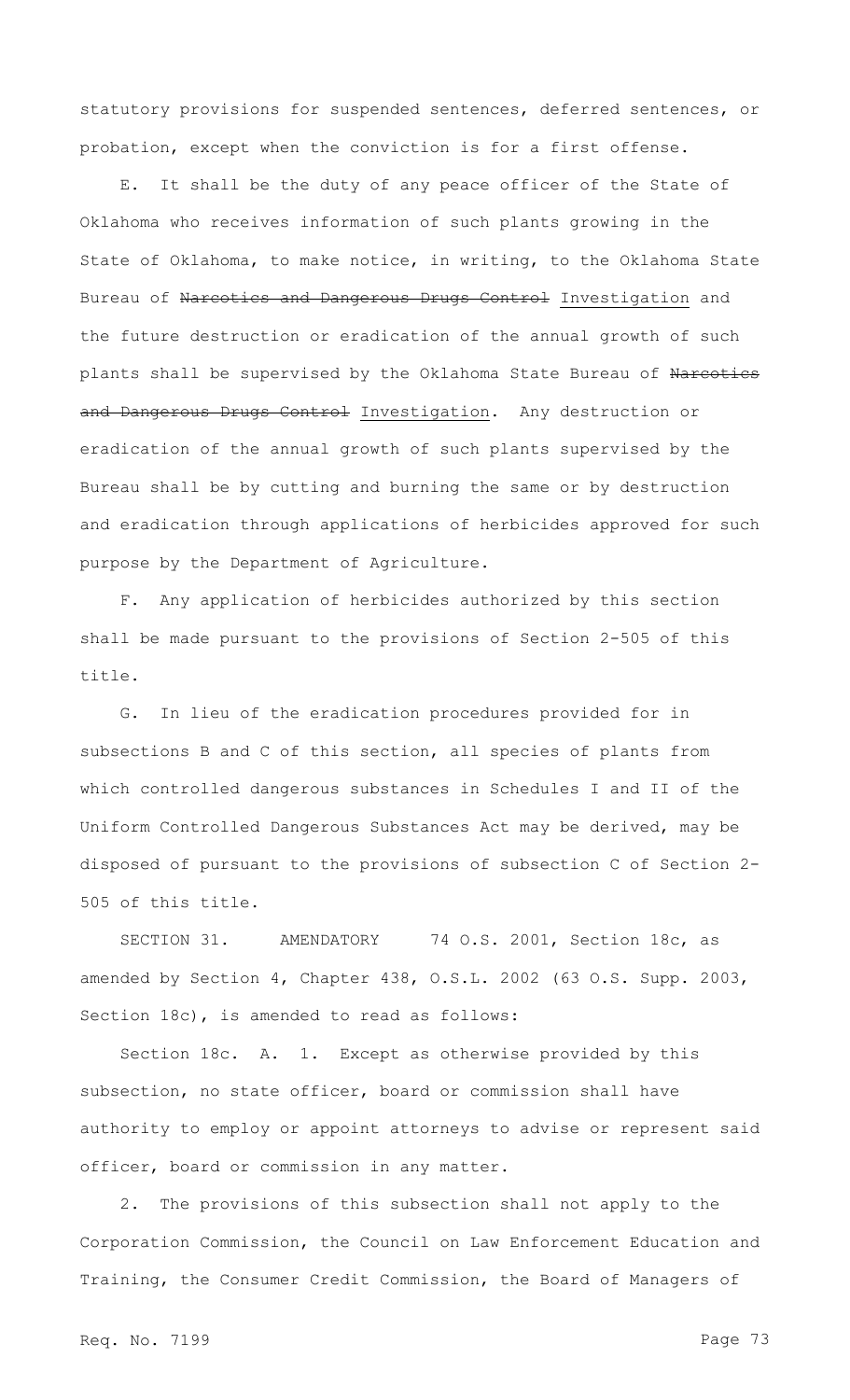statutory provisions for suspended sentences, deferred sentences, or probation, except when the conviction is for a first offense.

E. It shall be the duty of any peace officer of the State of Oklahoma who receives information of such plants growing in the State of Oklahoma, to make notice, in writing, to the Oklahoma State Bureau of ~~Narcotics and Dangerous Drugs Control~~ Investigation and the future destruction or eradication of the annual growth of such plants shall be supervised by the Oklahoma State Bureau of ~~Narcotics and Dangerous Drugs Control~~ Investigation. Any destruction or eradication of the annual growth of such plants supervised by the Bureau shall be by cutting and burning the same or by destruction and eradication through applications of herbicides approved for such purpose by the Department of Agriculture.

F. Any application of herbicides authorized by this section shall be made pursuant to the provisions of Section 2-505 of this title.

G. In lieu of the eradication procedures provided for in subsections B and C of this section, all species of plants from which controlled dangerous substances in Schedules I and II of the Uniform Controlled Dangerous Substances Act may be derived, may be disposed of pursuant to the provisions of subsection C of Section 2-505 of this title.

SECTION 31. AMENDATORY 74 O.S. 2001, Section 18c, as amended by Section 4, Chapter 438, O.S.L. 2002 (63 O.S. Supp. 2003, Section 18c), is amended to read as follows:

Section 18c. A. 1. Except as otherwise provided by this subsection, no state officer, board or commission shall have authority to employ or appoint attorneys to advise or represent said officer, board or commission in any matter.

2. The provisions of this subsection shall not apply to the Corporation Commission, the Council on Law Enforcement Education and Training, the Consumer Credit Commission, the Board of Managers of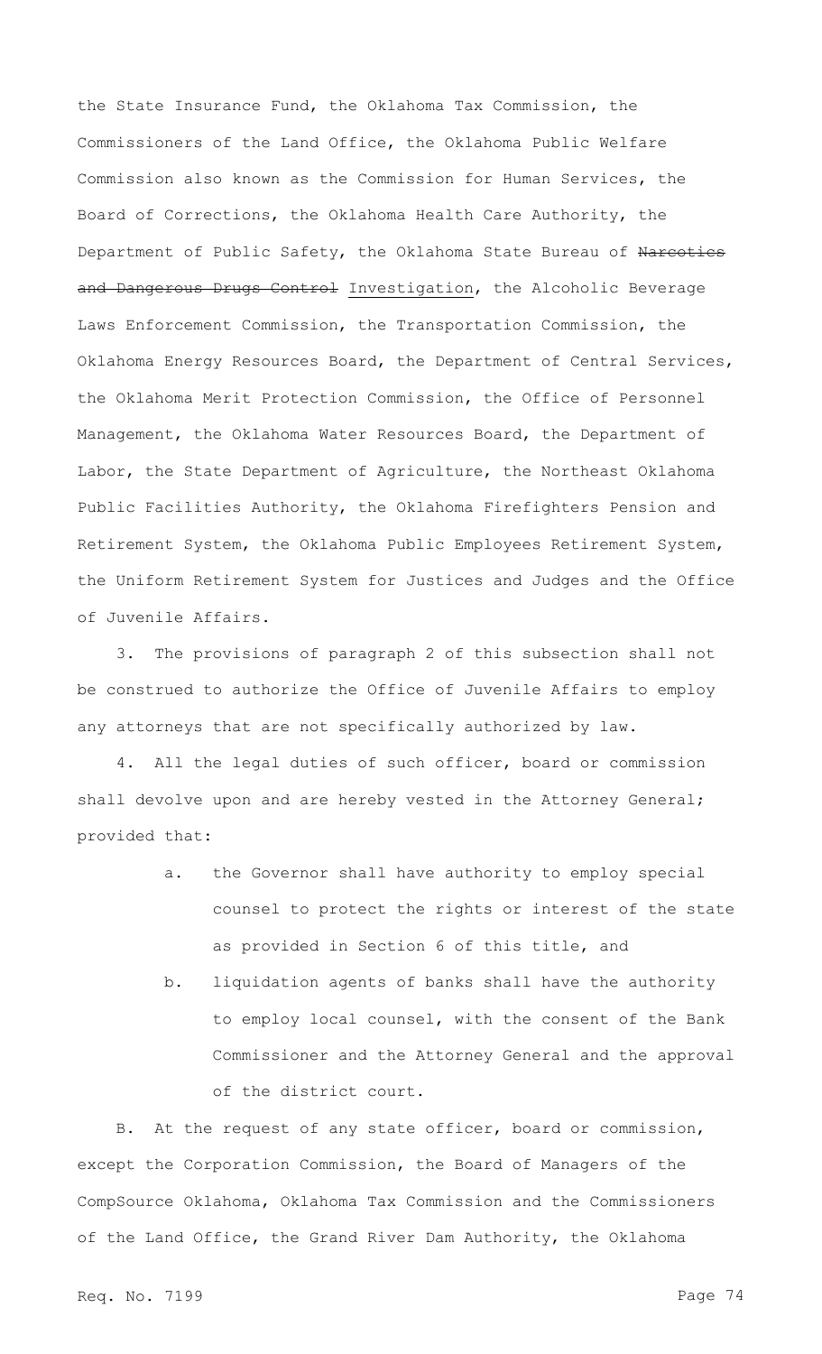the State Insurance Fund, the Oklahoma Tax Commission, the Commissioners of the Land Office, the Oklahoma Public Welfare Commission also known as the Commission for Human Services, the Board of Corrections, the Oklahoma Health Care Authority, the Department of Public Safety, the Oklahoma State Bureau of ~~Narcotics and Dangerous Drugs Control~~ Investigation, the Alcoholic Beverage Laws Enforcement Commission, the Transportation Commission, the Oklahoma Energy Resources Board, the Department of Central Services, the Oklahoma Merit Protection Commission, the Office of Personnel Management, the Oklahoma Water Resources Board, the Department of Labor, the State Department of Agriculture, the Northeast Oklahoma Public Facilities Authority, the Oklahoma Firefighters Pension and Retirement System, the Oklahoma Public Employees Retirement System, the Uniform Retirement System for Justices and Judges and the Office of Juvenile Affairs.

3. The provisions of paragraph 2 of this subsection shall not be construed to authorize the Office of Juvenile Affairs to employ any attorneys that are not specifically authorized by law.

4. All the legal duties of such officer, board or commission shall devolve upon and are hereby vested in the Attorney General; provided that:

a. the Governor shall have authority to employ special counsel to protect the rights or interest of the state as provided in Section 6 of this title, and

b. liquidation agents of banks shall have the authority to employ local counsel, with the consent of the Bank Commissioner and the Attorney General and the approval of the district court.

B. At the request of any state officer, board or commission, except the Corporation Commission, the Board of Managers of the CompSource Oklahoma, Oklahoma Tax Commission and the Commissioners of the Land Office, the Grand River Dam Authority, the Oklahoma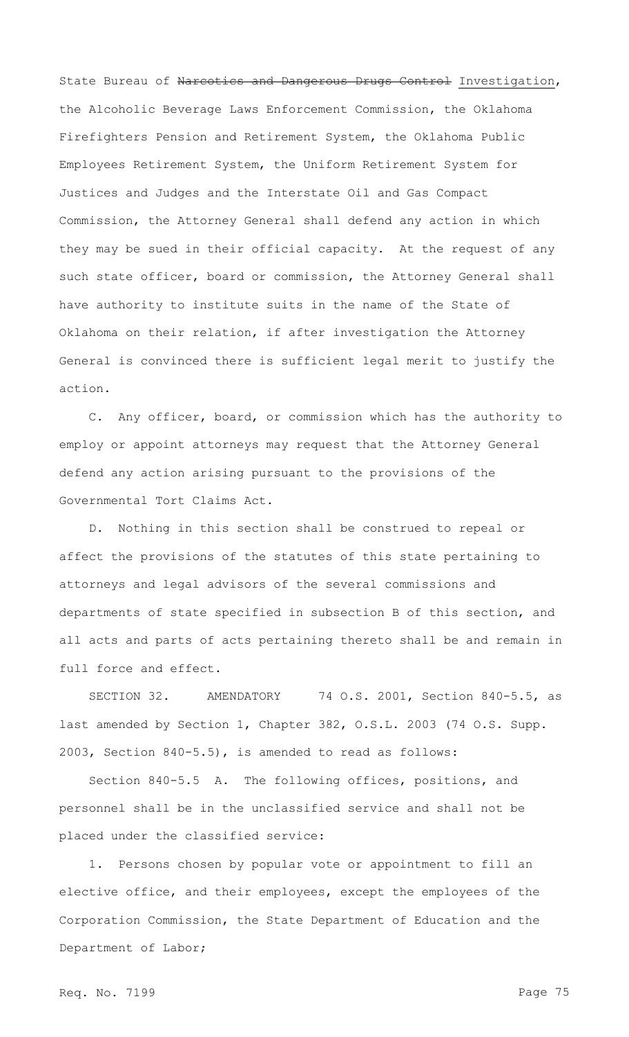State Bureau of ~~Narcotics and Dangerous Drugs Control~~ Investigation, the Alcoholic Beverage Laws Enforcement Commission, the Oklahoma Firefighters Pension and Retirement System, the Oklahoma Public Employees Retirement System, the Uniform Retirement System for Justices and Judges and the Interstate Oil and Gas Compact Commission, the Attorney General shall defend any action in which they may be sued in their official capacity. At the request of any such state officer, board or commission, the Attorney General shall have authority to institute suits in the name of the State of Oklahoma on their relation, if after investigation the Attorney General is convinced there is sufficient legal merit to justify the action.

C. Any officer, board, or commission which has the authority to employ or appoint attorneys may request that the Attorney General defend any action arising pursuant to the provisions of the Governmental Tort Claims Act.

D. Nothing in this section shall be construed to repeal or affect the provisions of the statutes of this state pertaining to attorneys and legal advisors of the several commissions and departments of state specified in subsection B of this section, and all acts and parts of acts pertaining thereto shall be and remain in full force and effect.

SECTION 32. AMENDATORY 74 O.S. 2001, Section 840-5.5, as last amended by Section 1, Chapter 382, O.S.L. 2003 (74 O.S. Supp. 2003, Section 840-5.5), is amended to read as follows:

Section 840-5.5 A. The following offices, positions, and personnel shall be in the unclassified service and shall not be placed under the classified service:

1. Persons chosen by popular vote or appointment to fill an elective office, and their employees, except the employees of the Corporation Commission, the State Department of Education and the Department of Labor;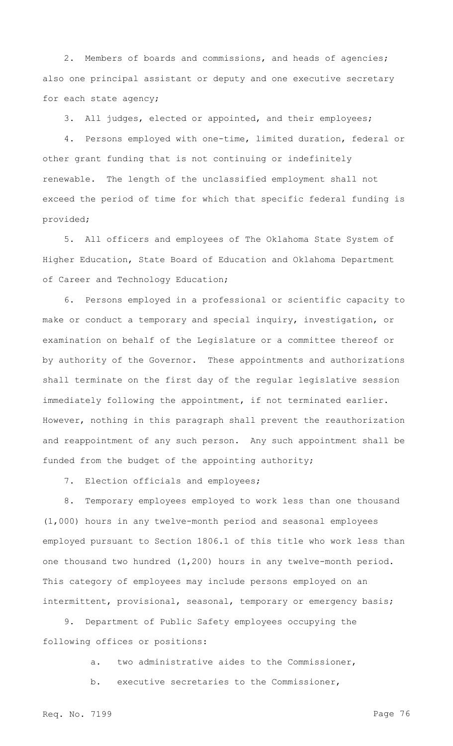2. Members of boards and commissions, and heads of agencies; also one principal assistant or deputy and one executive secretary for each state agency;

3. All judges, elected or appointed, and their employees;

4. Persons employed with one-time, limited duration, federal or other grant funding that is not continuing or indefinitely renewable. The length of the unclassified employment shall not exceed the period of time for which that specific federal funding is provided;

5. All officers and employees of The Oklahoma State System of Higher Education, State Board of Education and Oklahoma Department of Career and Technology Education;

6. Persons employed in a professional or scientific capacity to make or conduct a temporary and special inquiry, investigation, or examination on behalf of the Legislature or a committee thereof or by authority of the Governor. These appointments and authorizations shall terminate on the first day of the regular legislative session immediately following the appointment, if not terminated earlier. However, nothing in this paragraph shall prevent the reauthorization and reappointment of any such person. Any such appointment shall be funded from the budget of the appointing authority;

7. Election officials and employees;

8. Temporary employees employed to work less than one thousand (1,000) hours in any twelve-month period and seasonal employees employed pursuant to Section 1806.1 of this title who work less than one thousand two hundred (1,200) hours in any twelve-month period. This category of employees may include persons employed on an intermittent, provisional, seasonal, temporary or emergency basis;

9. Department of Public Safety employees occupying the following offices or positions:

a. two administrative aides to the Commissioner,

b. executive secretaries to the Commissioner,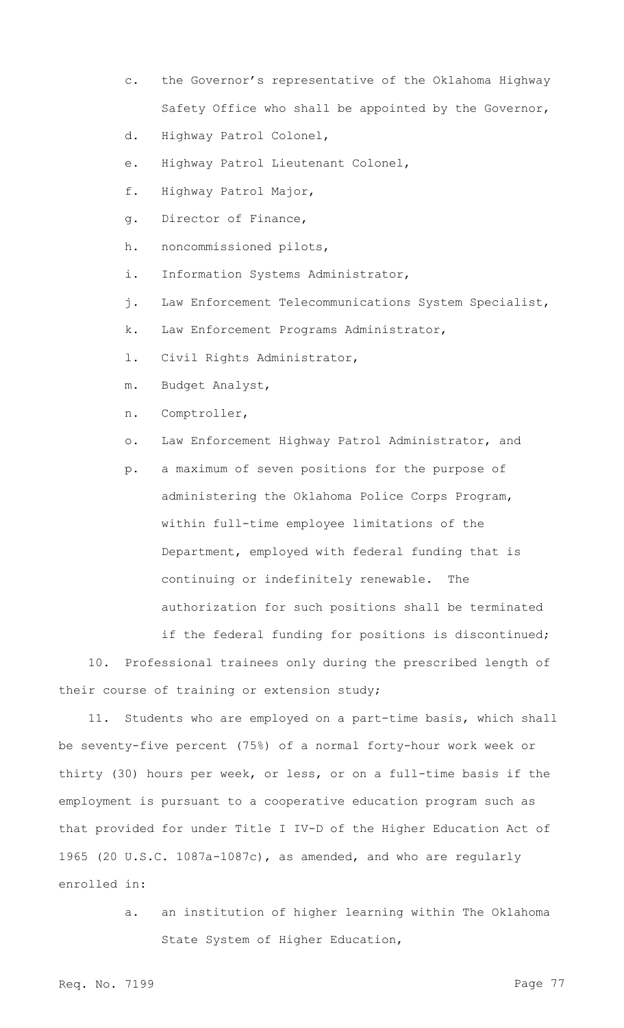c. the Governor's representative of the Oklahoma Highway Safety Office who shall be appointed by the Governor,

d. Highway Patrol Colonel,

e. Highway Patrol Lieutenant Colonel,

f. Highway Patrol Major,

g. Director of Finance,

h. noncommissioned pilots,

i. Information Systems Administrator,

j. Law Enforcement Telecommunications System Specialist,

k. Law Enforcement Programs Administrator,

l. Civil Rights Administrator,

m. Budget Analyst,

n. Comptroller,

o. Law Enforcement Highway Patrol Administrator, and

p. a maximum of seven positions for the purpose of administering the Oklahoma Police Corps Program, within full-time employee limitations of the Department, employed with federal funding that is continuing or indefinitely renewable. The authorization for such positions shall be terminated if the federal funding for positions is discontinued;

10. Professional trainees only during the prescribed length of their course of training or extension study;

11. Students who are employed on a part-time basis, which shall be seventy-five percent (75%) of a normal forty-hour work week or thirty (30) hours per week, or less, or on a full-time basis if the employment is pursuant to a cooperative education program such as that provided for under Title I IV-D of the Higher Education Act of 1965 (20 U.S.C. 1087a-1087c), as amended, and who are regularly enrolled in:

a. an institution of higher learning within The Oklahoma State System of Higher Education,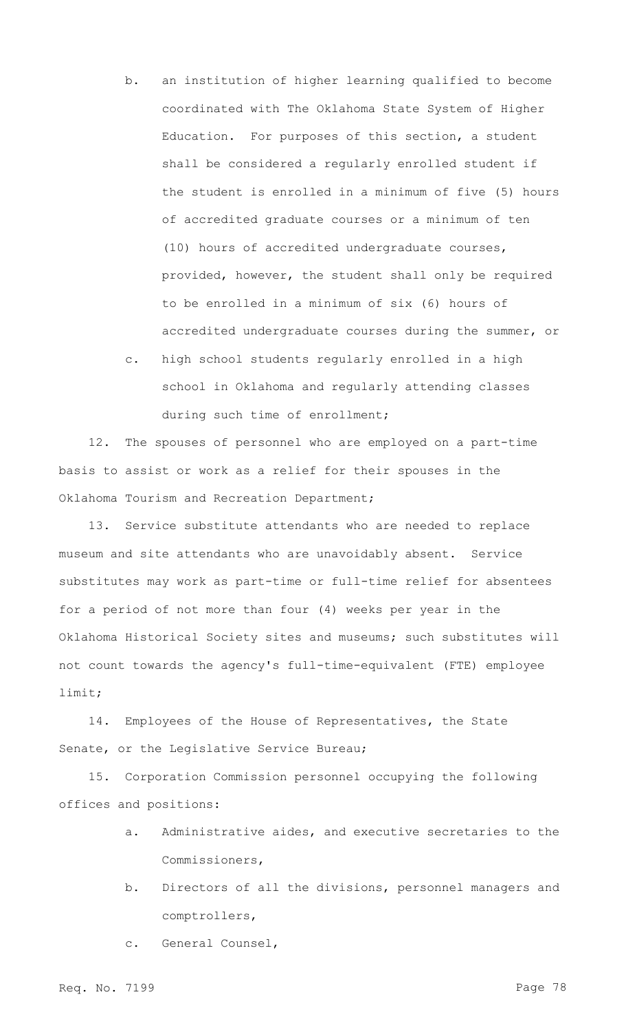b. an institution of higher learning qualified to become coordinated with The Oklahoma State System of Higher Education. For purposes of this section, a student shall be considered a regularly enrolled student if the student is enrolled in a minimum of five (5) hours of accredited graduate courses or a minimum of ten (10) hours of accredited undergraduate courses, provided, however, the student shall only be required to be enrolled in a minimum of six (6) hours of accredited undergraduate courses during the summer, or

c. high school students regularly enrolled in a high school in Oklahoma and regularly attending classes during such time of enrollment;

12. The spouses of personnel who are employed on a part-time basis to assist or work as a relief for their spouses in the Oklahoma Tourism and Recreation Department;

13. Service substitute attendants who are needed to replace museum and site attendants who are unavoidably absent. Service substitutes may work as part-time or full-time relief for absentees for a period of not more than four (4) weeks per year in the Oklahoma Historical Society sites and museums; such substitutes will not count towards the agency's full-time-equivalent (FTE) employee limit;

14. Employees of the House of Representatives, the State Senate, or the Legislative Service Bureau;

15. Corporation Commission personnel occupying the following offices and positions:

a. Administrative aides, and executive secretaries to the Commissioners,

b. Directors of all the divisions, personnel managers and comptrollers,

c. General Counsel,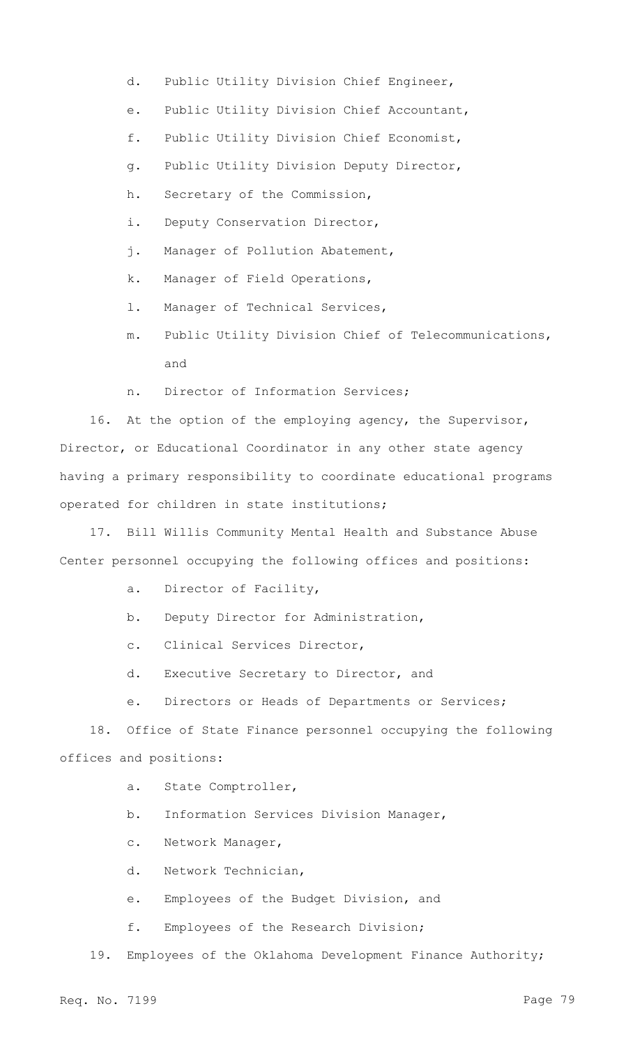d. Public Utility Division Chief Engineer,

e. Public Utility Division Chief Accountant,

f. Public Utility Division Chief Economist,

g. Public Utility Division Deputy Director,

h. Secretary of the Commission,

i. Deputy Conservation Director,

j. Manager of Pollution Abatement,

k. Manager of Field Operations,

l. Manager of Technical Services,

m. Public Utility Division Chief of Telecommunications, and

n. Director of Information Services;

16. At the option of the employing agency, the Supervisor, Director, or Educational Coordinator in any other state agency having a primary responsibility to coordinate educational programs operated for children in state institutions;

17. Bill Willis Community Mental Health and Substance Abuse Center personnel occupying the following offices and positions:

a. Director of Facility,

b. Deputy Director for Administration,

c. Clinical Services Director,

d. Executive Secretary to Director, and

e. Directors or Heads of Departments or Services;

18. Office of State Finance personnel occupying the following offices and positions:

a. State Comptroller,

b. Information Services Division Manager,

c. Network Manager,

d. Network Technician,

e. Employees of the Budget Division, and

f. Employees of the Research Division;

19. Employees of the Oklahoma Development Finance Authority;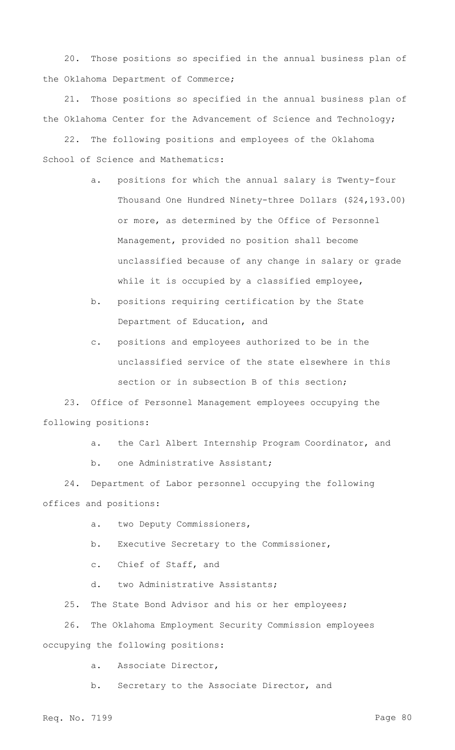20. Those positions so specified in the annual business plan of the Oklahoma Department of Commerce;

21. Those positions so specified in the annual business plan of the Oklahoma Center for the Advancement of Science and Technology;

22. The following positions and employees of the Oklahoma School of Science and Mathematics:

   a. positions for which the annual salary is Twenty-four Thousand One Hundred Ninety-three Dollars ($24,193.00) or more, as determined by the Office of Personnel Management, provided no position shall become unclassified because of any change in salary or grade while it is occupied by a classified employee,

   b. positions requiring certification by the State Department of Education, and

   c. positions and employees authorized to be in the unclassified service of the state elsewhere in this section or in subsection B of this section;

23. Office of Personnel Management employees occupying the following positions:

   a. the Carl Albert Internship Program Coordinator, and

   b. one Administrative Assistant;

24. Department of Labor personnel occupying the following offices and positions:

   a. two Deputy Commissioners,

   b. Executive Secretary to the Commissioner,

   c. Chief of Staff, and

   d. two Administrative Assistants;

25. The State Bond Advisor and his or her employees;

26. The Oklahoma Employment Security Commission employees occupying the following positions:

   a. Associate Director,

   b. Secretary to the Associate Director, and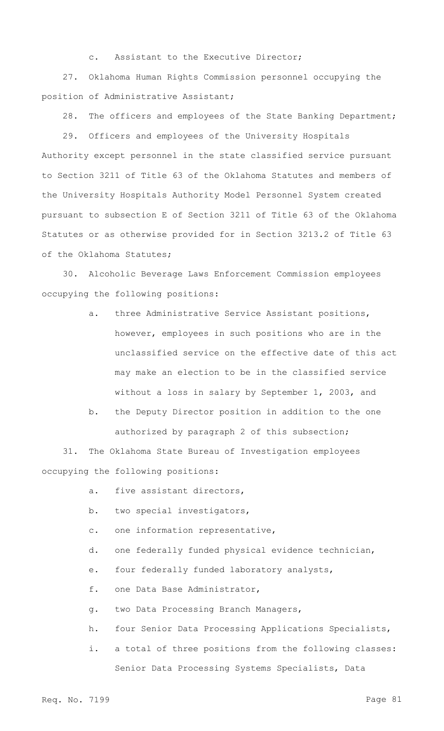c. Assistant to the Executive Director;

27. Oklahoma Human Rights Commission personnel occupying the position of Administrative Assistant;

28. The officers and employees of the State Banking Department;

29. Officers and employees of the University Hospitals Authority except personnel in the state classified service pursuant to Section 3211 of Title 63 of the Oklahoma Statutes and members of the University Hospitals Authority Model Personnel System created pursuant to subsection E of Section 3211 of Title 63 of the Oklahoma Statutes or as otherwise provided for in Section 3213.2 of Title 63 of the Oklahoma Statutes;

30. Alcoholic Beverage Laws Enforcement Commission employees occupying the following positions:

- a. three Administrative Service Assistant positions, however, employees in such positions who are in the unclassified service on the effective date of this act may make an election to be in the classified service without a loss in salary by September 1, 2003, and
- b. the Deputy Director position in addition to the one authorized by paragraph 2 of this subsection;

31. The Oklahoma State Bureau of Investigation employees occupying the following positions:

- a. five assistant directors,
- b. two special investigators,
- c. one information representative,
- d. one federally funded physical evidence technician,
- e. four federally funded laboratory analysts,
- f. one Data Base Administrator,
- g. two Data Processing Branch Managers,
- h. four Senior Data Processing Applications Specialists,
- i. a total of three positions from the following classes: Senior Data Processing Systems Specialists, Data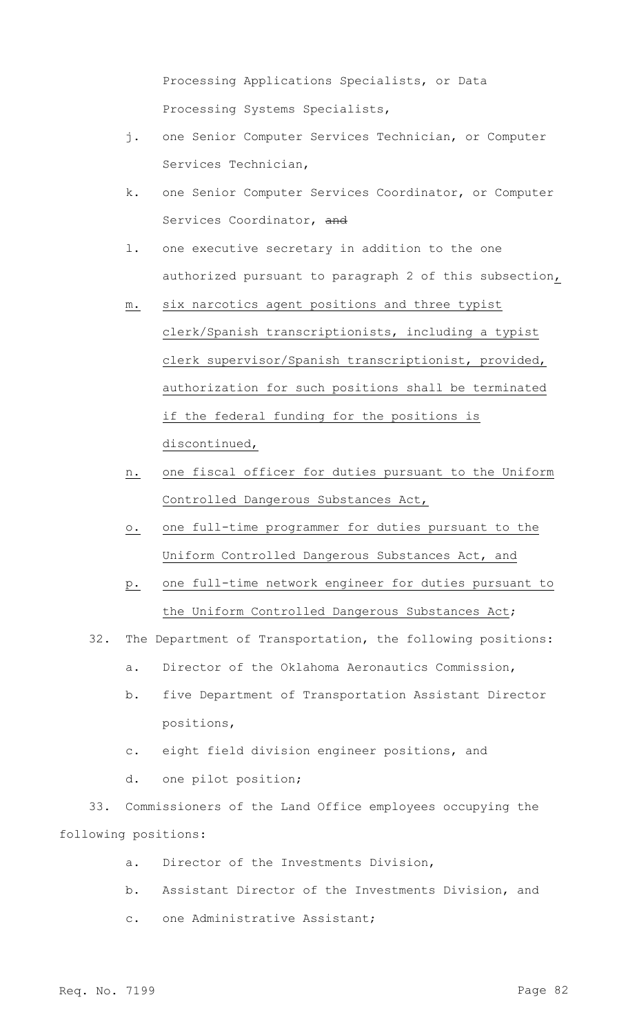Processing Applications Specialists, or Data Processing Systems Specialists,

j. one Senior Computer Services Technician, or Computer Services Technician,

k. one Senior Computer Services Coordinator, or Computer Services Coordinator, ~~and~~

l. one executive secretary in addition to the one authorized pursuant to paragraph 2 of this subsection,

m. six narcotics agent positions and three typist clerk/Spanish transcriptionists, including a typist clerk supervisor/Spanish transcriptionist, provided, authorization for such positions shall be terminated if the federal funding for the positions is discontinued,

n. one fiscal officer for duties pursuant to the Uniform Controlled Dangerous Substances Act,

o. one full-time programmer for duties pursuant to the Uniform Controlled Dangerous Substances Act, and

p. one full-time network engineer for duties pursuant to the Uniform Controlled Dangerous Substances Act;

32. The Department of Transportation, the following positions:

a. Director of the Oklahoma Aeronautics Commission,

b. five Department of Transportation Assistant Director positions,

c. eight field division engineer positions, and

d. one pilot position;

33. Commissioners of the Land Office employees occupying the following positions:

a. Director of the Investments Division,

b. Assistant Director of the Investments Division, and

c. one Administrative Assistant;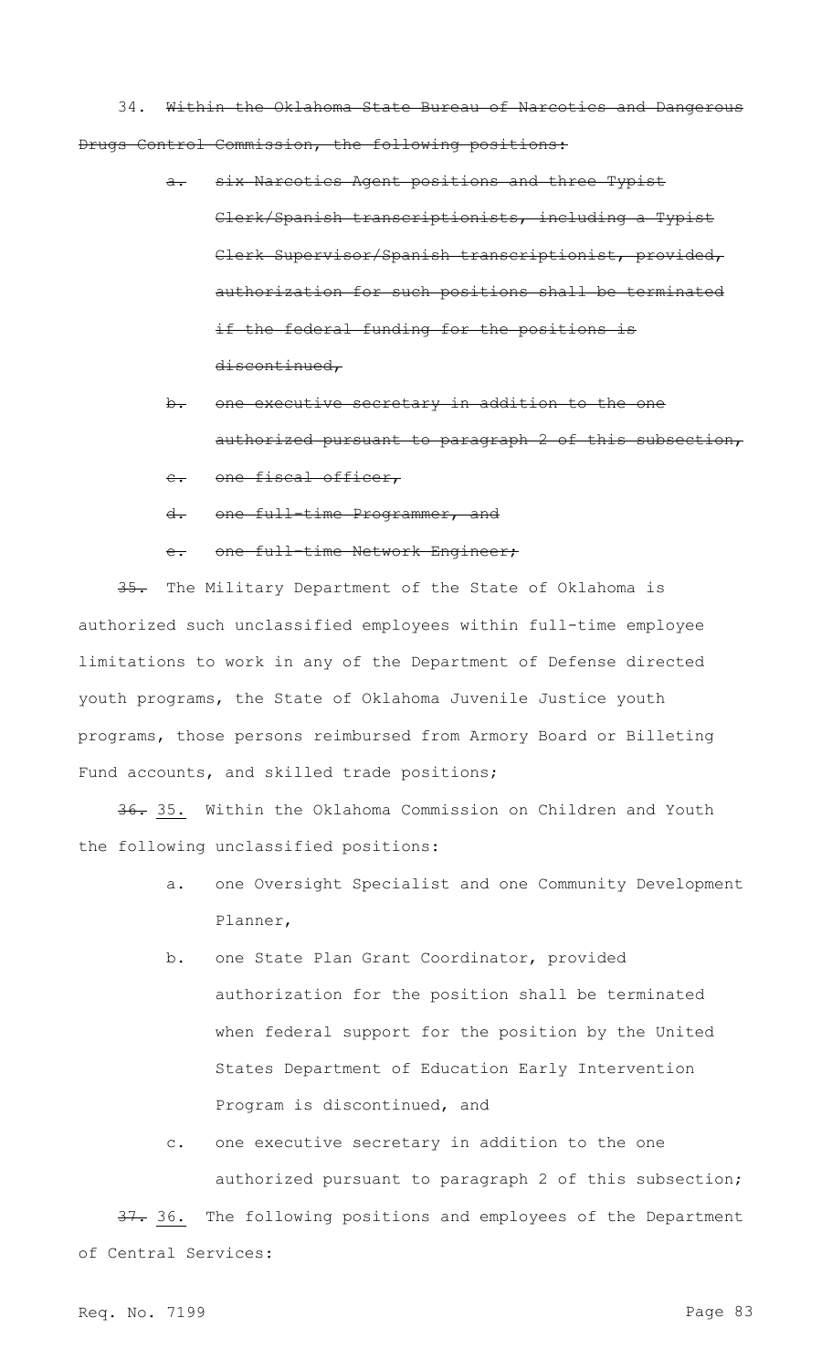34. ~~Within the Oklahoma State Bureau of Narcotics and Dangerous Drugs Control Commission, the following positions:~~

- ~~a. six Narcotics Agent positions and three Typist Clerk/Spanish transcriptionists, including a Typist Clerk Supervisor/Spanish transcriptionist, provided, authorization for such positions shall be terminated if the federal funding for the positions is discontinued,~~
- ~~b. one executive secretary in addition to the one authorized pursuant to paragraph 2 of this subsection,~~
- ~~c. one fiscal officer,~~
- ~~d. one full-time Programmer, and~~
- ~~e. one full-time Network Engineer;~~

~~35.~~ The Military Department of the State of Oklahoma is authorized such unclassified employees within full-time employee limitations to work in any of the Department of Defense directed youth programs, the State of Oklahoma Juvenile Justice youth programs, those persons reimbursed from Armory Board or Billeting Fund accounts, and skilled trade positions;

~~36.~~ 35. Within the Oklahoma Commission on Children and Youth the following unclassified positions:

- a. one Oversight Specialist and one Community Development Planner,
- b. one State Plan Grant Coordinator, provided authorization for the position shall be terminated when federal support for the position by the United States Department of Education Early Intervention Program is discontinued, and
- c. one executive secretary in addition to the one authorized pursuant to paragraph 2 of this subsection;

~~37.~~ 36. The following positions and employees of the Department of Central Services: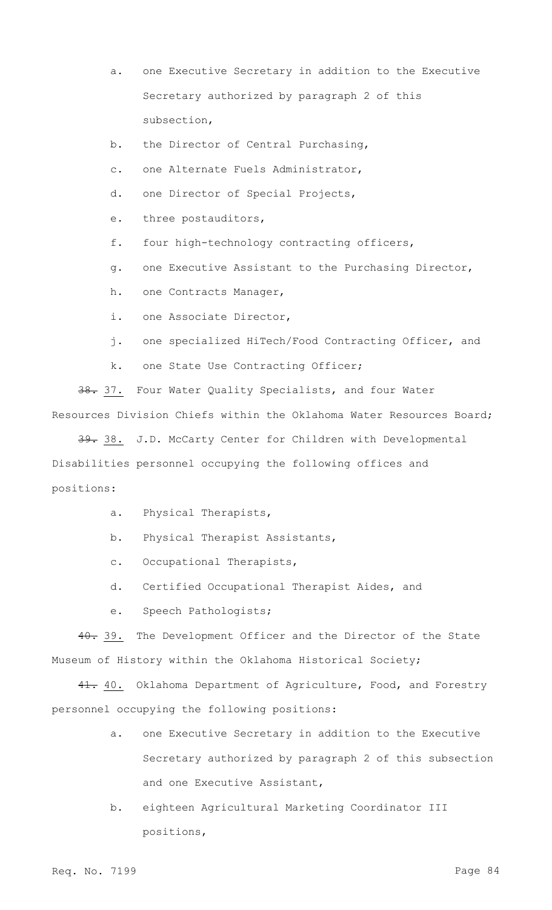a. one Executive Secretary in addition to the Executive Secretary authorized by paragraph 2 of this subsection,

b. the Director of Central Purchasing,

c. one Alternate Fuels Administrator,

d. one Director of Special Projects,

e. three postauditors,

f. four high-technology contracting officers,

g. one Executive Assistant to the Purchasing Director,

h. one Contracts Manager,

i. one Associate Director,

j. one specialized HiTech/Food Contracting Officer, and

k. one State Use Contracting Officer;

~~38.~~ 37. Four Water Quality Specialists, and four Water Resources Division Chiefs within the Oklahoma Water Resources Board;

~~39.~~ 38. J.D. McCarty Center for Children with Developmental Disabilities personnel occupying the following offices and positions:

a. Physical Therapists,

b. Physical Therapist Assistants,

c. Occupational Therapists,

d. Certified Occupational Therapist Aides, and

e. Speech Pathologists;

~~40.~~ 39. The Development Officer and the Director of the State Museum of History within the Oklahoma Historical Society;

~~41.~~ 40. Oklahoma Department of Agriculture, Food, and Forestry personnel occupying the following positions:

a. one Executive Secretary in addition to the Executive Secretary authorized by paragraph 2 of this subsection and one Executive Assistant,

b. eighteen Agricultural Marketing Coordinator III positions,

Req. No. 7199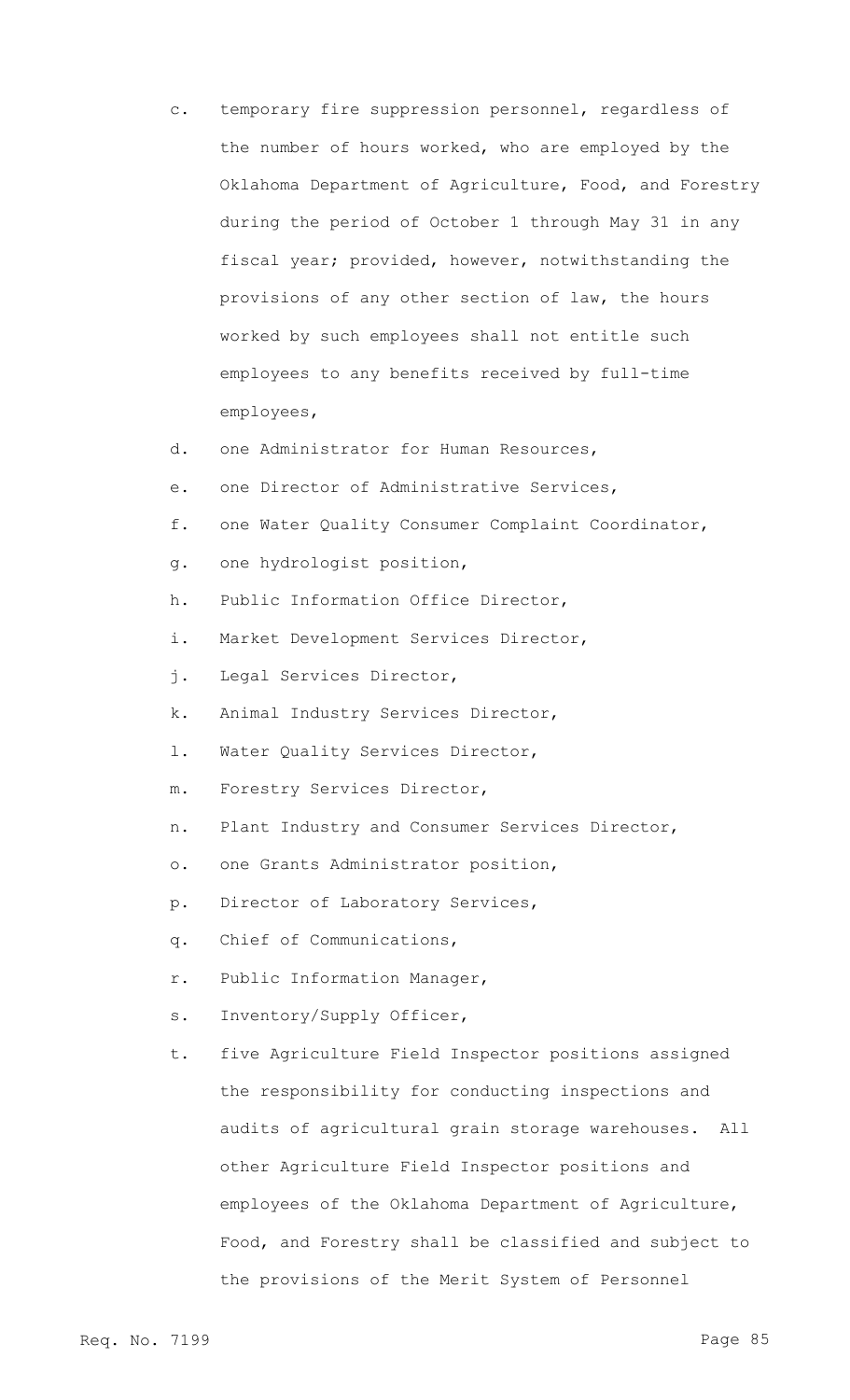c. temporary fire suppression personnel, regardless of the number of hours worked, who are employed by the Oklahoma Department of Agriculture, Food, and Forestry during the period of October 1 through May 31 in any fiscal year; provided, however, notwithstanding the provisions of any other section of law, the hours worked by such employees shall not entitle such employees to any benefits received by full-time employees,

d. one Administrator for Human Resources,

e. one Director of Administrative Services,

f. one Water Quality Consumer Complaint Coordinator,

g. one hydrologist position,

h. Public Information Office Director,

i. Market Development Services Director,

j. Legal Services Director,

k. Animal Industry Services Director,

l. Water Quality Services Director,

m. Forestry Services Director,

n. Plant Industry and Consumer Services Director,

o. one Grants Administrator position,

p. Director of Laboratory Services,

q. Chief of Communications,

r. Public Information Manager,

s. Inventory/Supply Officer,

t. five Agriculture Field Inspector positions assigned the responsibility for conducting inspections and audits of agricultural grain storage warehouses. All other Agriculture Field Inspector positions and employees of the Oklahoma Department of Agriculture, Food, and Forestry shall be classified and subject to the provisions of the Merit System of Personnel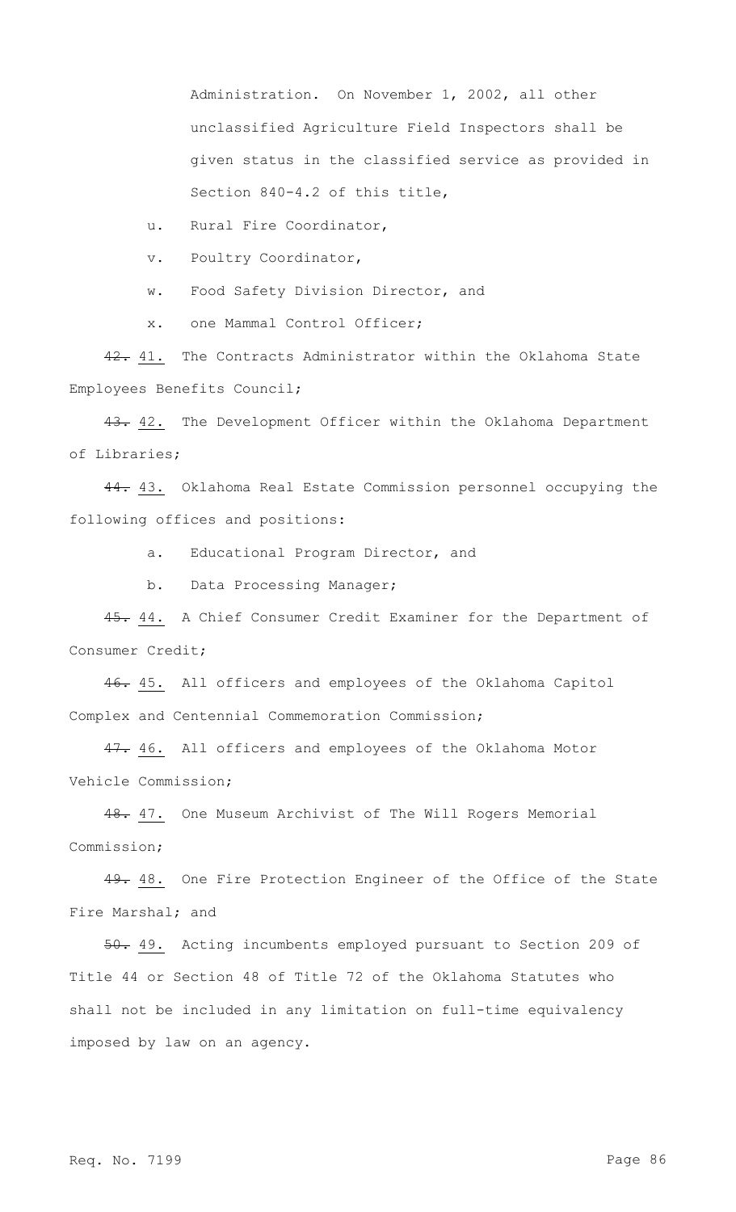Administration. On November 1, 2002, all other unclassified Agriculture Field Inspectors shall be given status in the classified service as provided in Section 840-4.2 of this title,

u. Rural Fire Coordinator,

v. Poultry Coordinator,

w. Food Safety Division Director, and

x. one Mammal Control Officer;

~~42.~~ 41. The Contracts Administrator within the Oklahoma State Employees Benefits Council;

~~43.~~ 42. The Development Officer within the Oklahoma Department of Libraries;

~~44.~~ 43. Oklahoma Real Estate Commission personnel occupying the following offices and positions:

a. Educational Program Director, and

b. Data Processing Manager;

~~45.~~ 44. A Chief Consumer Credit Examiner for the Department of Consumer Credit;

~~46.~~ 45. All officers and employees of the Oklahoma Capitol Complex and Centennial Commemoration Commission;

~~47.~~ 46. All officers and employees of the Oklahoma Motor Vehicle Commission;

~~48.~~ 47. One Museum Archivist of The Will Rogers Memorial Commission;

~~49.~~ 48. One Fire Protection Engineer of the Office of the State Fire Marshal; and

~~50.~~ 49. Acting incumbents employed pursuant to Section 209 of Title 44 or Section 48 of Title 72 of the Oklahoma Statutes who shall not be included in any limitation on full-time equivalency imposed by law on an agency.

Req. No. 7199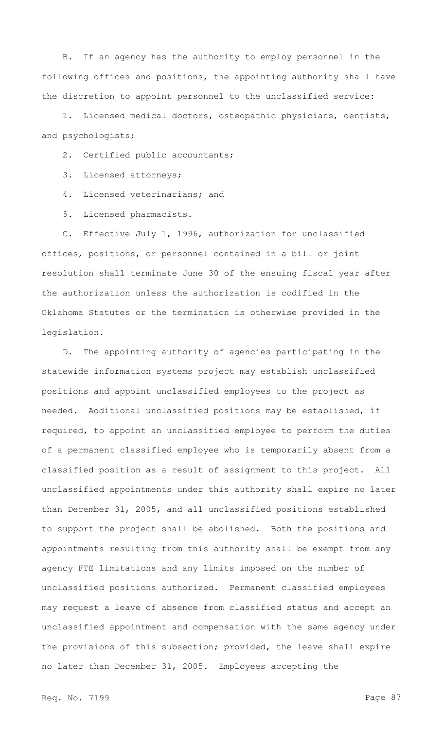B. If an agency has the authority to employ personnel in the following offices and positions, the appointing authority shall have the discretion to appoint personnel to the unclassified service:

1. Licensed medical doctors, osteopathic physicians, dentists, and psychologists;

2. Certified public accountants;

3. Licensed attorneys;

4. Licensed veterinarians; and

5. Licensed pharmacists.

C. Effective July 1, 1996, authorization for unclassified offices, positions, or personnel contained in a bill or joint resolution shall terminate June 30 of the ensuing fiscal year after the authorization unless the authorization is codified in the Oklahoma Statutes or the termination is otherwise provided in the legislation.

D. The appointing authority of agencies participating in the statewide information systems project may establish unclassified positions and appoint unclassified employees to the project as needed. Additional unclassified positions may be established, if required, to appoint an unclassified employee to perform the duties of a permanent classified employee who is temporarily absent from a classified position as a result of assignment to this project. All unclassified appointments under this authority shall expire no later than December 31, 2005, and all unclassified positions established to support the project shall be abolished. Both the positions and appointments resulting from this authority shall be exempt from any agency FTE limitations and any limits imposed on the number of unclassified positions authorized. Permanent classified employees may request a leave of absence from classified status and accept an unclassified appointment and compensation with the same agency under the provisions of this subsection; provided, the leave shall expire no later than December 31, 2005. Employees accepting the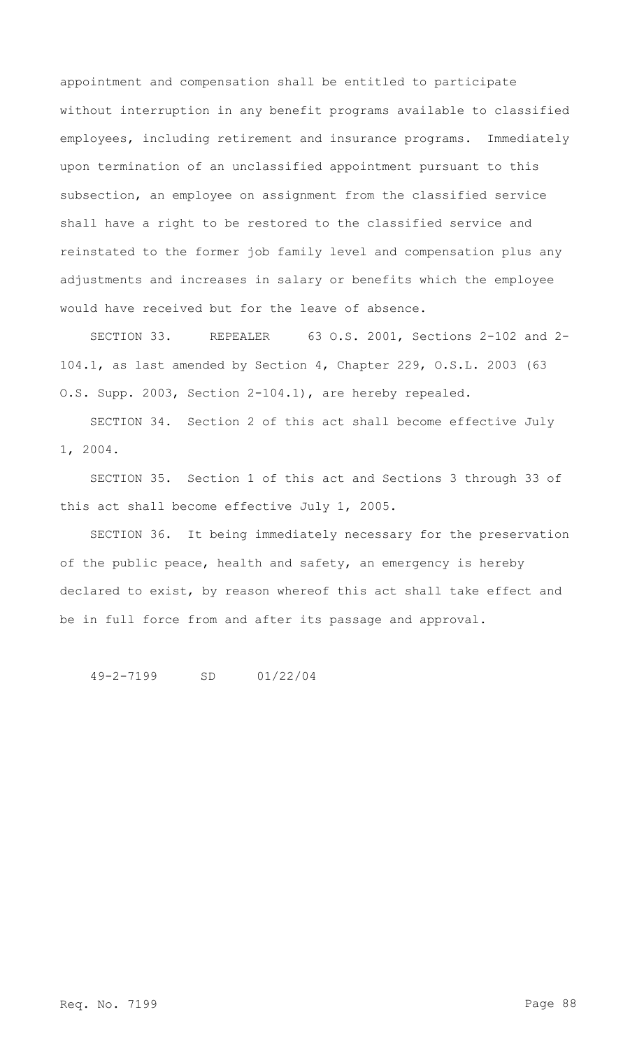appointment and compensation shall be entitled to participate without interruption in any benefit programs available to classified employees, including retirement and insurance programs. Immediately upon termination of an unclassified appointment pursuant to this subsection, an employee on assignment from the classified service shall have a right to be restored to the classified service and reinstated to the former job family level and compensation plus any adjustments and increases in salary or benefits which the employee would have received but for the leave of absence.

SECTION 33. REPEALER 63 O.S. 2001, Sections 2-102 and 2-104.1, as last amended by Section 4, Chapter 229, O.S.L. 2003 (63 O.S. Supp. 2003, Section 2-104.1), are hereby repealed.

SECTION 34. Section 2 of this act shall become effective July 1, 2004.

SECTION 35. Section 1 of this act and Sections 3 through 33 of this act shall become effective July 1, 2005.

SECTION 36. It being immediately necessary for the preservation of the public peace, health and safety, an emergency is hereby declared to exist, by reason whereof this act shall take effect and be in full force from and after its passage and approval.

49-2-7199 SD 01/22/04